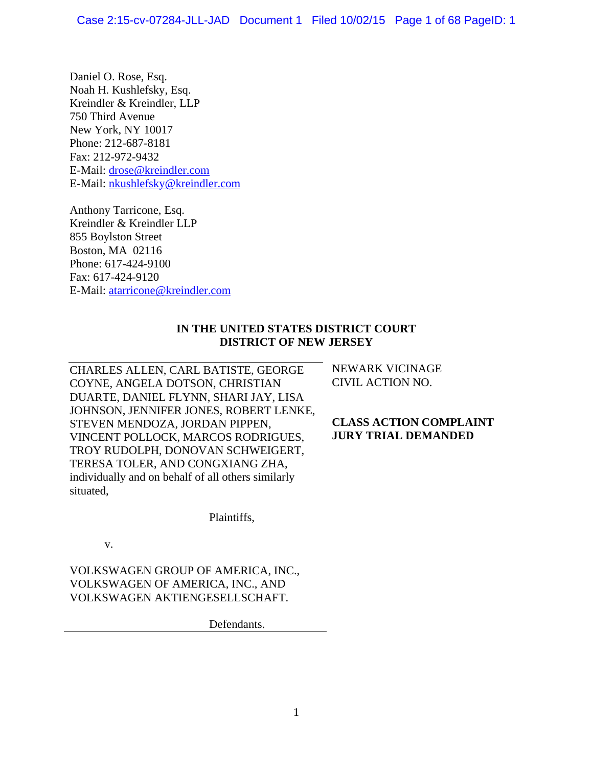Daniel O. Rose, Esq.
Noah H. Kushlefsky, Esq.
Kreindler & Kreindler, LLP
750 Third Avenue
New York, NY 10017
Phone: 212-687-8181
Fax: 212-972-9432
E-Mail: drose@kreindler.com
E-Mail: nkushlefsky@kreindler.com

Anthony Tarricone, Esq.
Kreindler & Kreindler LLP
855 Boylston Street
Boston, MA 02116
Phone: 617-424-9100
Fax: 617-424-9120
E-Mail: atarricone@kreindler.com

**IN THE UNITED STATES DISTRICT COURT**
**DISTRICT OF NEW JERSEY**

CHARLES ALLEN, CARL BATISTE, GEORGE COYNE, ANGELA DOTSON, CHRISTIAN DUARTE, DANIEL FLYNN, SHARI JAY, LISA JOHNSON, JENNIFER JONES, ROBERT LENKE, STEVEN MENDOZA, JORDAN PIPPEN, VINCENT POLLOCK, MARCOS RODRIGUES, TROY RUDOLPH, DONOVAN SCHWEIGERT, TERESA TOLER, AND CONGXIANG ZHA, individually and on behalf of all others similarly situated,

Plaintiffs,

v.

VOLKSWAGEN GROUP OF AMERICA, INC., VOLKSWAGEN OF AMERICA, INC., AND VOLKSWAGEN AKTIENGESELLSCHAFT.

Defendants.

NEWARK VICINAGE
CIVIL ACTION NO.

**CLASS ACTION COMPLAINT**
**JURY TRIAL DEMANDED**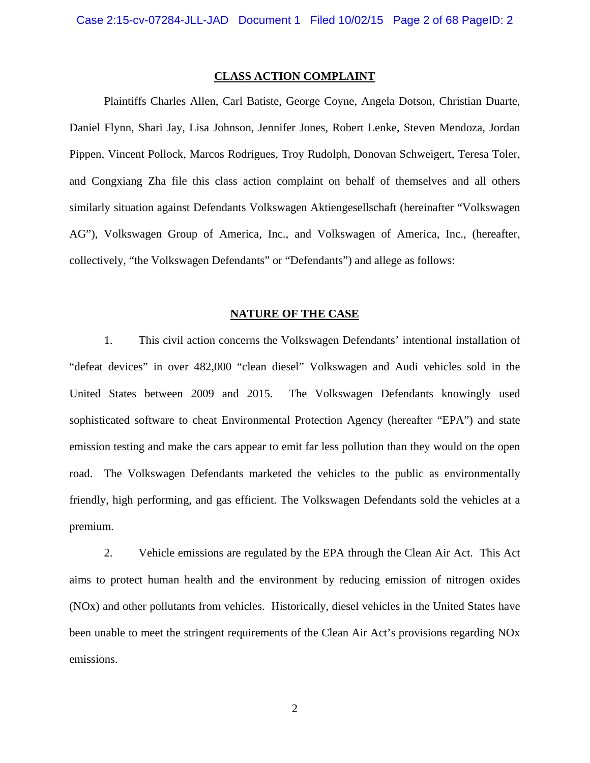## CLASS ACTION COMPLAINT

Plaintiffs Charles Allen, Carl Batiste, George Coyne, Angela Dotson, Christian Duarte, Daniel Flynn, Shari Jay, Lisa Johnson, Jennifer Jones, Robert Lenke, Steven Mendoza, Jordan Pippen, Vincent Pollock, Marcos Rodrigues, Troy Rudolph, Donovan Schweigert, Teresa Toler, and Congxiang Zha file this class action complaint on behalf of themselves and all others similarly situation against Defendants Volkswagen Aktiengesellschaft (hereinafter "Volkswagen AG"), Volkswagen Group of America, Inc., and Volkswagen of America, Inc., (hereafter, collectively, "the Volkswagen Defendants" or "Defendants") and allege as follows:

## NATURE OF THE CASE

1. This civil action concerns the Volkswagen Defendants' intentional installation of "defeat devices" in over 482,000 "clean diesel" Volkswagen and Audi vehicles sold in the United States between 2009 and 2015. The Volkswagen Defendants knowingly used sophisticated software to cheat Environmental Protection Agency (hereafter "EPA") and state emission testing and make the cars appear to emit far less pollution than they would on the open road. The Volkswagen Defendants marketed the vehicles to the public as environmentally friendly, high performing, and gas efficient. The Volkswagen Defendants sold the vehicles at a premium.

2. Vehicle emissions are regulated by the EPA through the Clean Air Act. This Act aims to protect human health and the environment by reducing emission of nitrogen oxides (NOx) and other pollutants from vehicles. Historically, diesel vehicles in the United States have been unable to meet the stringent requirements of the Clean Air Act's provisions regarding NOx emissions.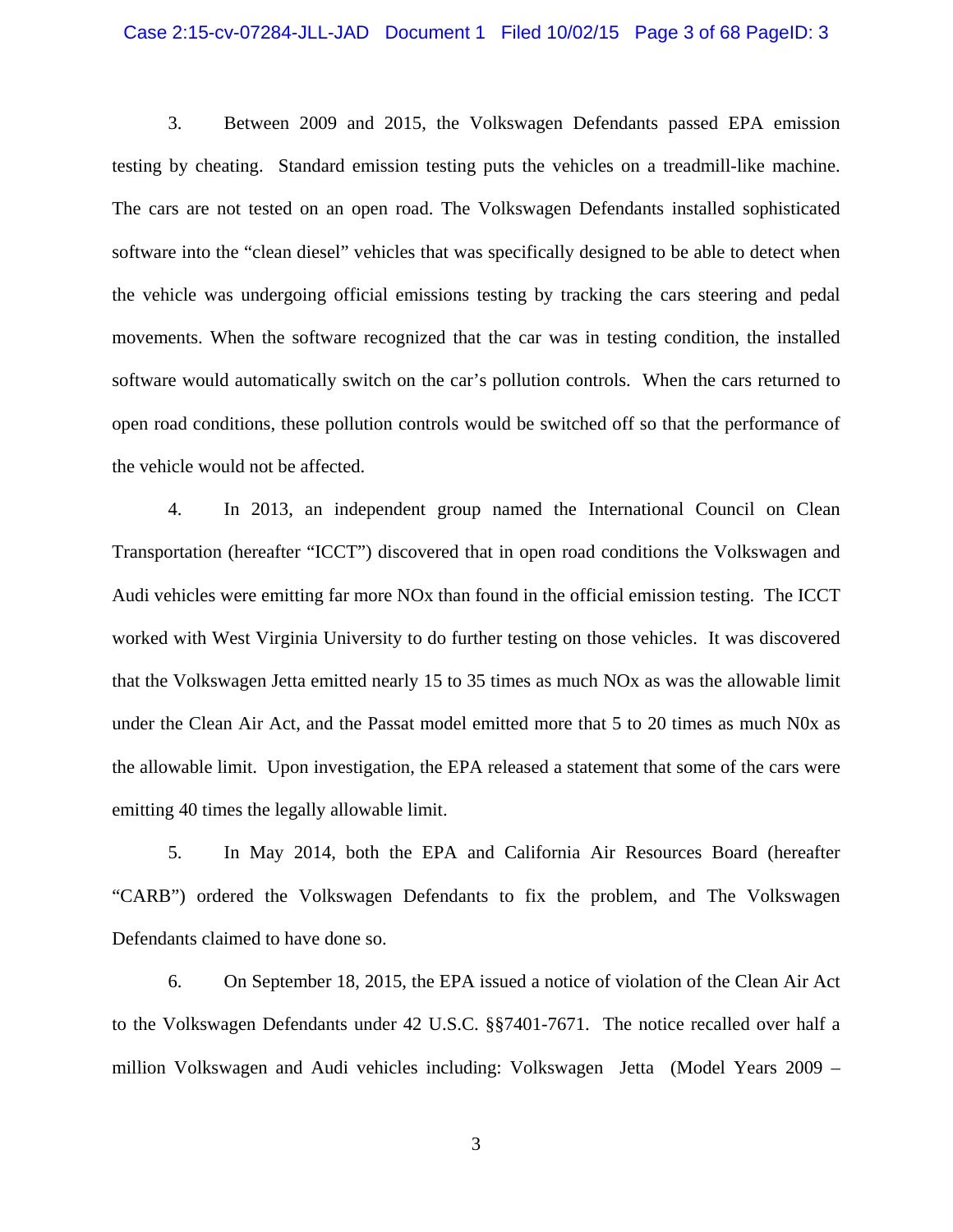3. Between 2009 and 2015, the Volkswagen Defendants passed EPA emission testing by cheating. Standard emission testing puts the vehicles on a treadmill-like machine. The cars are not tested on an open road. The Volkswagen Defendants installed sophisticated software into the "clean diesel" vehicles that was specifically designed to be able to detect when the vehicle was undergoing official emissions testing by tracking the cars steering and pedal movements. When the software recognized that the car was in testing condition, the installed software would automatically switch on the car's pollution controls. When the cars returned to open road conditions, these pollution controls would be switched off so that the performance of the vehicle would not be affected.

4. In 2013, an independent group named the International Council on Clean Transportation (hereafter "ICCT") discovered that in open road conditions the Volkswagen and Audi vehicles were emitting far more NOx than found in the official emission testing. The ICCT worked with West Virginia University to do further testing on those vehicles. It was discovered that the Volkswagen Jetta emitted nearly 15 to 35 times as much NOx as was the allowable limit under the Clean Air Act, and the Passat model emitted more that 5 to 20 times as much N0x as the allowable limit. Upon investigation, the EPA released a statement that some of the cars were emitting 40 times the legally allowable limit.

5. In May 2014, both the EPA and California Air Resources Board (hereafter "CARB") ordered the Volkswagen Defendants to fix the problem, and The Volkswagen Defendants claimed to have done so.

6. On September 18, 2015, the EPA issued a notice of violation of the Clean Air Act to the Volkswagen Defendants under 42 U.S.C. §§7401-7671. The notice recalled over half a million Volkswagen and Audi vehicles including: Volkswagen Jetta (Model Years 2009 –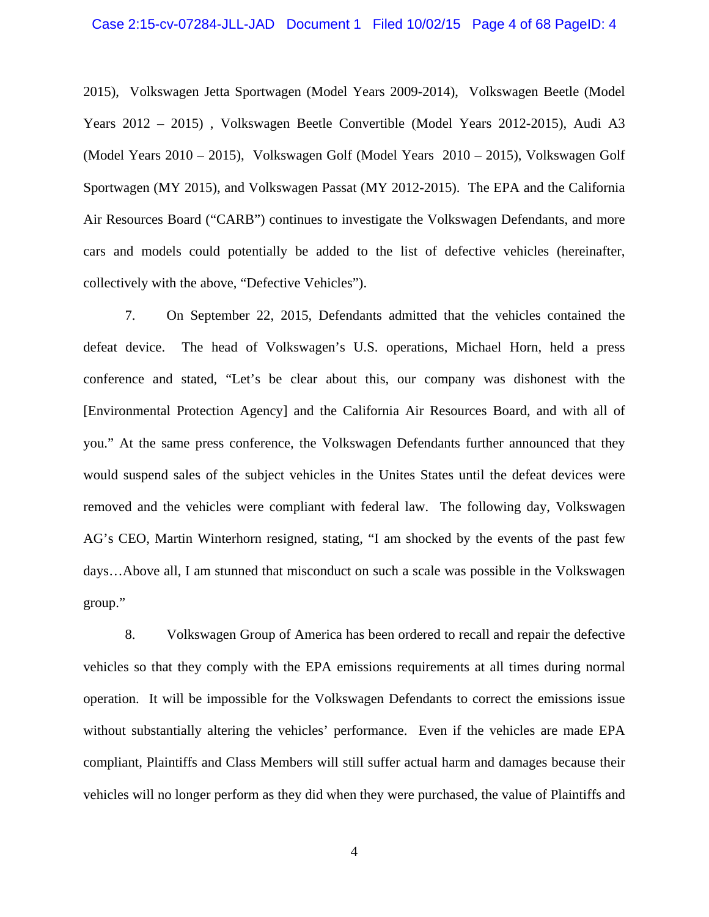2015), Volkswagen Jetta Sportwagen (Model Years 2009-2014), Volkswagen Beetle (Model Years 2012 – 2015) , Volkswagen Beetle Convertible (Model Years 2012-2015), Audi A3 (Model Years 2010 – 2015), Volkswagen Golf (Model Years 2010 – 2015), Volkswagen Golf Sportwagen (MY 2015), and Volkswagen Passat (MY 2012-2015). The EPA and the California Air Resources Board ("CARB") continues to investigate the Volkswagen Defendants, and more cars and models could potentially be added to the list of defective vehicles (hereinafter, collectively with the above, "Defective Vehicles").

7. On September 22, 2015, Defendants admitted that the vehicles contained the defeat device. The head of Volkswagen's U.S. operations, Michael Horn, held a press conference and stated, "Let's be clear about this, our company was dishonest with the [Environmental Protection Agency] and the California Air Resources Board, and with all of you." At the same press conference, the Volkswagen Defendants further announced that they would suspend sales of the subject vehicles in the Unites States until the defeat devices were removed and the vehicles were compliant with federal law. The following day, Volkswagen AG's CEO, Martin Winterhorn resigned, stating, "I am shocked by the events of the past few days…Above all, I am stunned that misconduct on such a scale was possible in the Volkswagen group."

8. Volkswagen Group of America has been ordered to recall and repair the defective vehicles so that they comply with the EPA emissions requirements at all times during normal operation. It will be impossible for the Volkswagen Defendants to correct the emissions issue without substantially altering the vehicles' performance. Even if the vehicles are made EPA compliant, Plaintiffs and Class Members will still suffer actual harm and damages because their vehicles will no longer perform as they did when they were purchased, the value of Plaintiffs and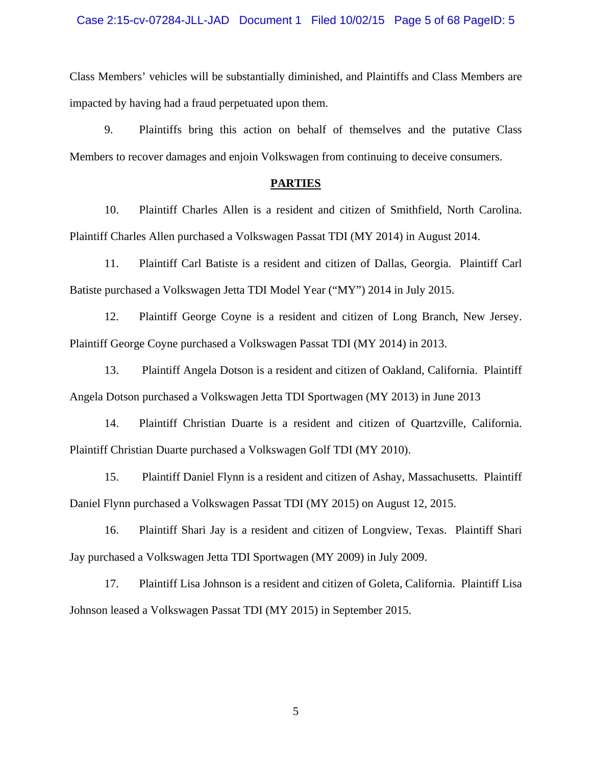Class Members' vehicles will be substantially diminished, and Plaintiffs and Class Members are impacted by having had a fraud perpetuated upon them.

9. Plaintiffs bring this action on behalf of themselves and the putative Class Members to recover damages and enjoin Volkswagen from continuing to deceive consumers.

## PARTIES

10. Plaintiff Charles Allen is a resident and citizen of Smithfield, North Carolina. Plaintiff Charles Allen purchased a Volkswagen Passat TDI (MY 2014) in August 2014.

11. Plaintiff Carl Batiste is a resident and citizen of Dallas, Georgia. Plaintiff Carl Batiste purchased a Volkswagen Jetta TDI Model Year ("MY") 2014 in July 2015.

12. Plaintiff George Coyne is a resident and citizen of Long Branch, New Jersey. Plaintiff George Coyne purchased a Volkswagen Passat TDI (MY 2014) in 2013.

13. Plaintiff Angela Dotson is a resident and citizen of Oakland, California. Plaintiff Angela Dotson purchased a Volkswagen Jetta TDI Sportwagen (MY 2013) in June 2013

14. Plaintiff Christian Duarte is a resident and citizen of Quartzville, California. Plaintiff Christian Duarte purchased a Volkswagen Golf TDI (MY 2010).

15. Plaintiff Daniel Flynn is a resident and citizen of Ashay, Massachusetts. Plaintiff Daniel Flynn purchased a Volkswagen Passat TDI (MY 2015) on August 12, 2015.

16. Plaintiff Shari Jay is a resident and citizen of Longview, Texas. Plaintiff Shari Jay purchased a Volkswagen Jetta TDI Sportwagen (MY 2009) in July 2009.

17. Plaintiff Lisa Johnson is a resident and citizen of Goleta, California. Plaintiff Lisa Johnson leased a Volkswagen Passat TDI (MY 2015) in September 2015.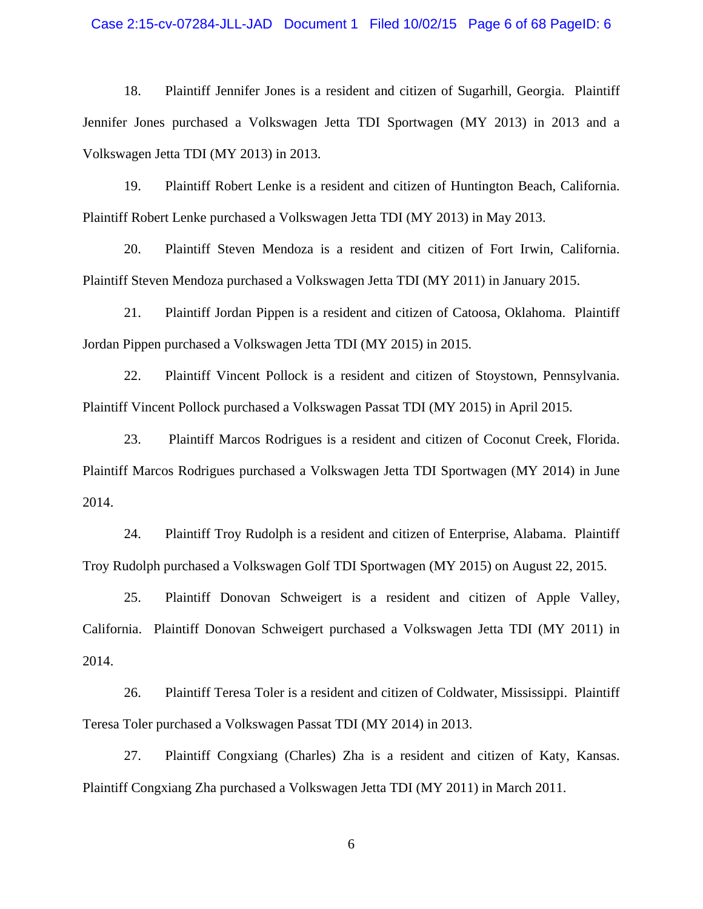18. Plaintiff Jennifer Jones is a resident and citizen of Sugarhill, Georgia. Plaintiff Jennifer Jones purchased a Volkswagen Jetta TDI Sportwagen (MY 2013) in 2013 and a Volkswagen Jetta TDI (MY 2013) in 2013.

19. Plaintiff Robert Lenke is a resident and citizen of Huntington Beach, California. Plaintiff Robert Lenke purchased a Volkswagen Jetta TDI (MY 2013) in May 2013.

20. Plaintiff Steven Mendoza is a resident and citizen of Fort Irwin, California. Plaintiff Steven Mendoza purchased a Volkswagen Jetta TDI (MY 2011) in January 2015.

21. Plaintiff Jordan Pippen is a resident and citizen of Catoosa, Oklahoma. Plaintiff Jordan Pippen purchased a Volkswagen Jetta TDI (MY 2015) in 2015.

22. Plaintiff Vincent Pollock is a resident and citizen of Stoystown, Pennsylvania. Plaintiff Vincent Pollock purchased a Volkswagen Passat TDI (MY 2015) in April 2015.

23. Plaintiff Marcos Rodrigues is a resident and citizen of Coconut Creek, Florida. Plaintiff Marcos Rodrigues purchased a Volkswagen Jetta TDI Sportwagen (MY 2014) in June 2014.

24. Plaintiff Troy Rudolph is a resident and citizen of Enterprise, Alabama. Plaintiff Troy Rudolph purchased a Volkswagen Golf TDI Sportwagen (MY 2015) on August 22, 2015.

25. Plaintiff Donovan Schweigert is a resident and citizen of Apple Valley, California. Plaintiff Donovan Schweigert purchased a Volkswagen Jetta TDI (MY 2011) in 2014.

26. Plaintiff Teresa Toler is a resident and citizen of Coldwater, Mississippi. Plaintiff Teresa Toler purchased a Volkswagen Passat TDI (MY 2014) in 2013.

27. Plaintiff Congxiang (Charles) Zha is a resident and citizen of Katy, Kansas. Plaintiff Congxiang Zha purchased a Volkswagen Jetta TDI (MY 2011) in March 2011.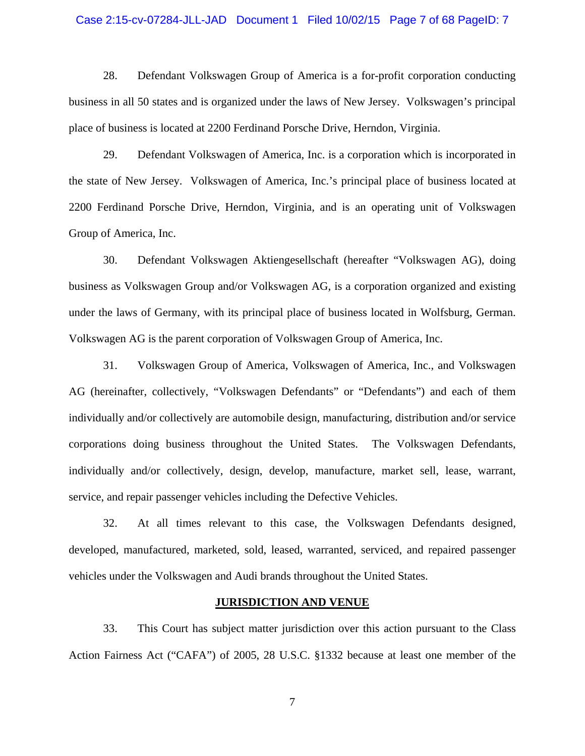28. Defendant Volkswagen Group of America is a for-profit corporation conducting business in all 50 states and is organized under the laws of New Jersey. Volkswagen's principal place of business is located at 2200 Ferdinand Porsche Drive, Herndon, Virginia.

29. Defendant Volkswagen of America, Inc. is a corporation which is incorporated in the state of New Jersey. Volkswagen of America, Inc.'s principal place of business located at 2200 Ferdinand Porsche Drive, Herndon, Virginia, and is an operating unit of Volkswagen Group of America, Inc.

30. Defendant Volkswagen Aktiengesellschaft (hereafter "Volkswagen AG), doing business as Volkswagen Group and/or Volkswagen AG, is a corporation organized and existing under the laws of Germany, with its principal place of business located in Wolfsburg, German. Volkswagen AG is the parent corporation of Volkswagen Group of America, Inc.

31. Volkswagen Group of America, Volkswagen of America, Inc., and Volkswagen AG (hereinafter, collectively, "Volkswagen Defendants" or "Defendants") and each of them individually and/or collectively are automobile design, manufacturing, distribution and/or service corporations doing business throughout the United States. The Volkswagen Defendants, individually and/or collectively, design, develop, manufacture, market sell, lease, warrant, service, and repair passenger vehicles including the Defective Vehicles.

32. At all times relevant to this case, the Volkswagen Defendants designed, developed, manufactured, marketed, sold, leased, warranted, serviced, and repaired passenger vehicles under the Volkswagen and Audi brands throughout the United States.

## JURISDICTION AND VENUE

33. This Court has subject matter jurisdiction over this action pursuant to the Class Action Fairness Act ("CAFA") of 2005, 28 U.S.C. §1332 because at least one member of the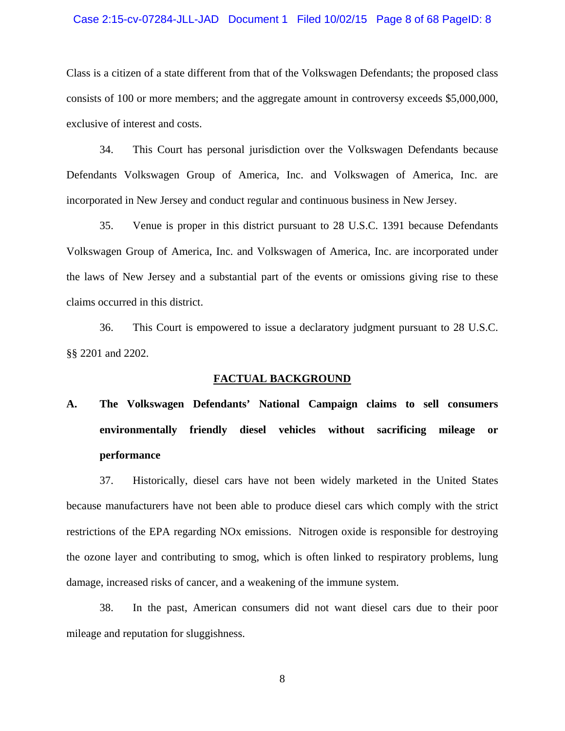Class is a citizen of a state different from that of the Volkswagen Defendants; the proposed class consists of 100 or more members; and the aggregate amount in controversy exceeds $5,000,000, exclusive of interest and costs.

34. This Court has personal jurisdiction over the Volkswagen Defendants because Defendants Volkswagen Group of America, Inc. and Volkswagen of America, Inc. are incorporated in New Jersey and conduct regular and continuous business in New Jersey.

35. Venue is proper in this district pursuant to 28 U.S.C. 1391 because Defendants Volkswagen Group of America, Inc. and Volkswagen of America, Inc. are incorporated under the laws of New Jersey and a substantial part of the events or omissions giving rise to these claims occurred in this district.

36. This Court is empowered to issue a declaratory judgment pursuant to 28 U.S.C. §§ 2201 and 2202.

## FACTUAL BACKGROUND

### A. The Volkswagen Defendants' National Campaign claims to sell consumers environmentally friendly diesel vehicles without sacrificing mileage or performance

37. Historically, diesel cars have not been widely marketed in the United States because manufacturers have not been able to produce diesel cars which comply with the strict restrictions of the EPA regarding NOx emissions. Nitrogen oxide is responsible for destroying the ozone layer and contributing to smog, which is often linked to respiratory problems, lung damage, increased risks of cancer, and a weakening of the immune system.

38. In the past, American consumers did not want diesel cars due to their poor mileage and reputation for sluggishness.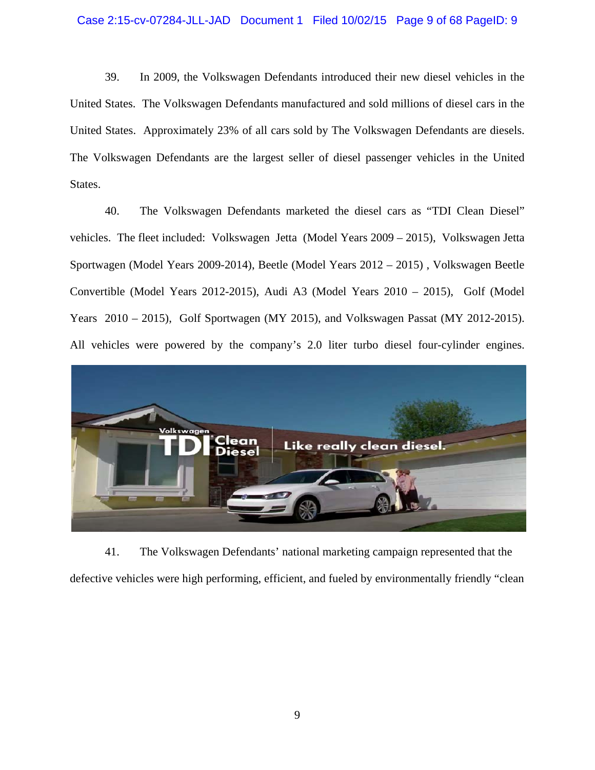39. In 2009, the Volkswagen Defendants introduced their new diesel vehicles in the United States. The Volkswagen Defendants manufactured and sold millions of diesel cars in the United States. Approximately 23% of all cars sold by The Volkswagen Defendants are diesels. The Volkswagen Defendants are the largest seller of diesel passenger vehicles in the United States.

40. The Volkswagen Defendants marketed the diesel cars as "TDI Clean Diesel" vehicles. The fleet included: Volkswagen Jetta (Model Years 2009 – 2015), Volkswagen Jetta Sportwagen (Model Years 2009-2014), Beetle (Model Years 2012 – 2015) , Volkswagen Beetle Convertible (Model Years 2012-2015), Audi A3 (Model Years 2010 – 2015), Golf (Model Years 2010 – 2015), Golf Sportwagen (MY 2015), and Volkswagen Passat (MY 2012-2015). All vehicles were powered by the company's 2.0 liter turbo diesel four-cylinder engines.

41. The Volkswagen Defendants' national marketing campaign represented that the defective vehicles were high performing, efficient, and fueled by environmentally friendly "clean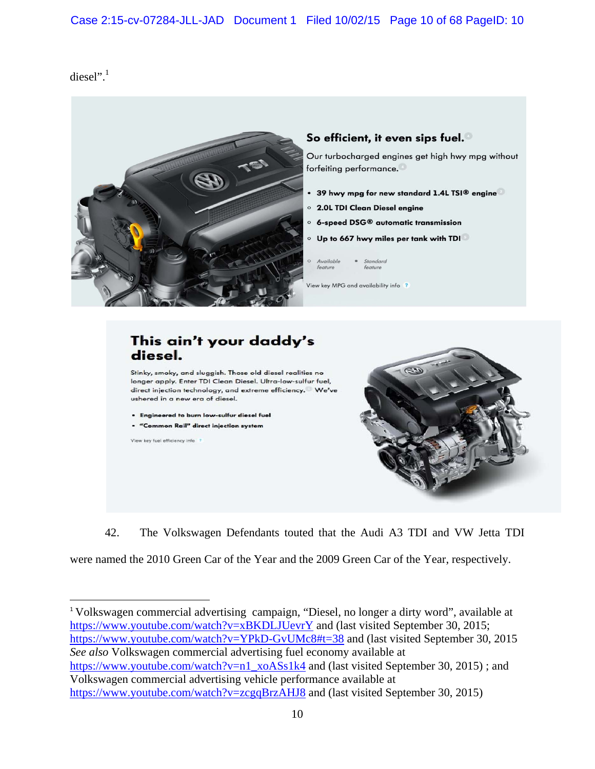diesel”.[1]

So efficient, it even sips fuel.

Our turbocharged engines get high hwy mpg without forfeiting performance.

- 39 hwy mpg for new standard 1.4L TSI® engine
- 2.0L TDI Clean Diesel engine
- 6-speed DSG® automatic transmission
- Up to 667 hwy miles per tank with TDI

Available feature • Standard feature

View key MPG and availability info

This ain’t your daddy’s diesel.

Stinky, smoky, and sluggish. Those old diesel realities no longer apply. Enter TDI Clean Diesel. Ultra-low-sulfur fuel, direct injection technology, and extreme efficiency. We’ve ushered in a new era of diesel.

- Engineered to burn low-sulfur diesel fuel
- “Common Rail” direct injection system

View key fuel efficiency info

42. The Volkswagen Defendants touted that the Audi A3 TDI and VW Jetta TDI were named the 2010 Green Car of the Year and the 2009 Green Car of the Year, respectively.

---

[1] Volkswagen commercial advertising campaign, “Diesel, no longer a dirty word”, available at https://www.youtube.com/watch?v=xBKDLJUevrY and (last visited September 30, 2015; https://www.youtube.com/watch?v=YPkD-GvUMc8#t=38 and (last visited September 30, 2015 *See also* Volkswagen commercial advertising fuel economy available at https://www.youtube.com/watch?v=n1_xoASs1k4 and (last visited September 30, 2015) ; and Volkswagen commercial advertising vehicle performance available at https://www.youtube.com/watch?v=zcgqBrzAHJ8 and (last visited September 30, 2015)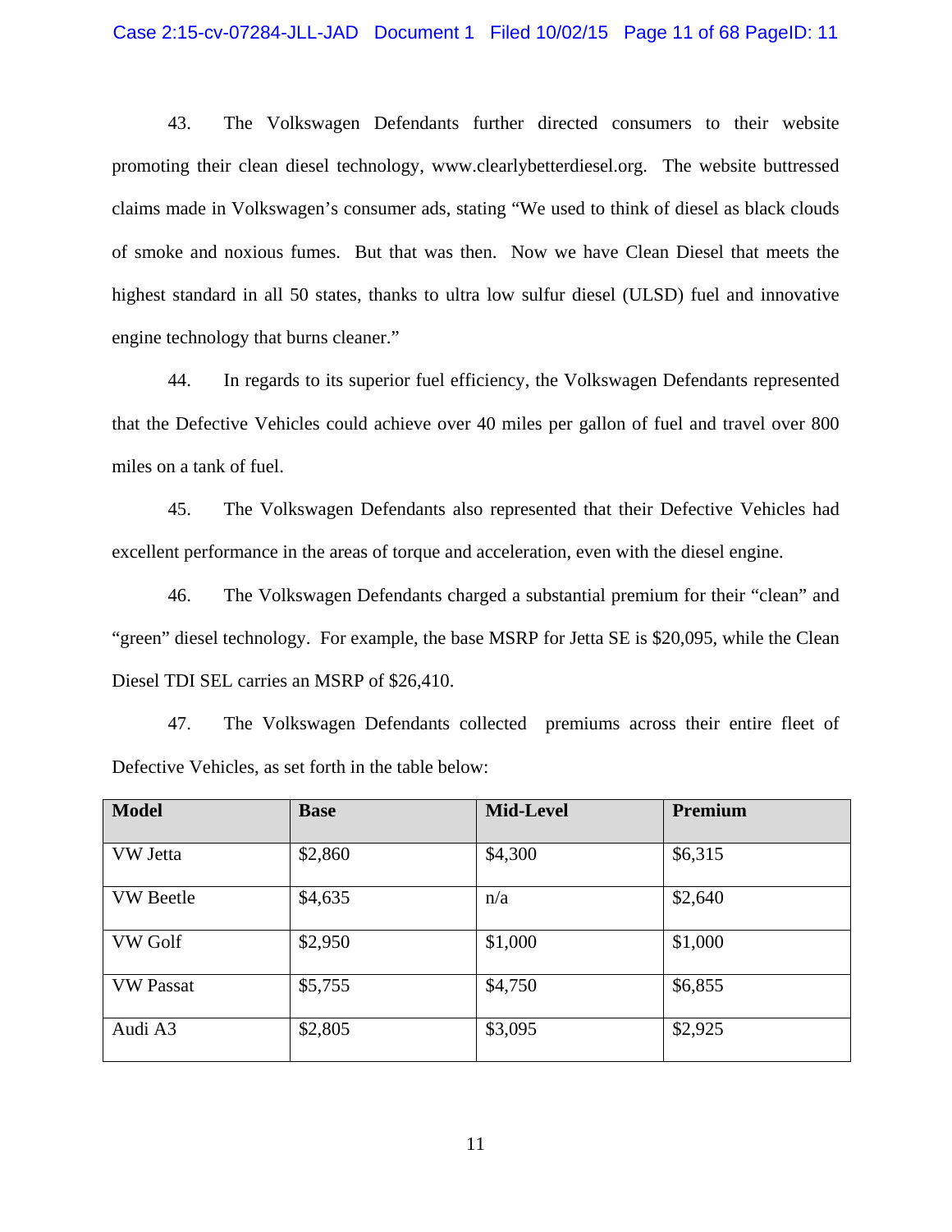43. The Volkswagen Defendants further directed consumers to their website promoting their clean diesel technology, www.clearlybetterdiesel.org. The website buttressed claims made in Volkswagen's consumer ads, stating "We used to think of diesel as black clouds of smoke and noxious fumes. But that was then. Now we have Clean Diesel that meets the highest standard in all 50 states, thanks to ultra low sulfur diesel (ULSD) fuel and innovative engine technology that burns cleaner."

44. In regards to its superior fuel efficiency, the Volkswagen Defendants represented that the Defective Vehicles could achieve over 40 miles per gallon of fuel and travel over 800 miles on a tank of fuel.

45. The Volkswagen Defendants also represented that their Defective Vehicles had excellent performance in the areas of torque and acceleration, even with the diesel engine.

46. The Volkswagen Defendants charged a substantial premium for their "clean" and "green" diesel technology. For example, the base MSRP for Jetta SE is $20,095, while the Clean Diesel TDI SEL carries an MSRP of $26,410.

47. The Volkswagen Defendants collected premiums across their entire fleet of Defective Vehicles, as set forth in the table below:

| Model | Base | Mid-Level | Premium |
|---|---|---|---|
| VW Jetta | $2,860 | $4,300 | $6,315 |
| VW Beetle | $4,635 | n/a | $2,640 |
| VW Golf | $2,950 | $1,000 | $1,000 |
| VW Passat | $5,755 | $4,750 | $6,855 |
| Audi A3 | $2,805 | $3,095 | $2,925 |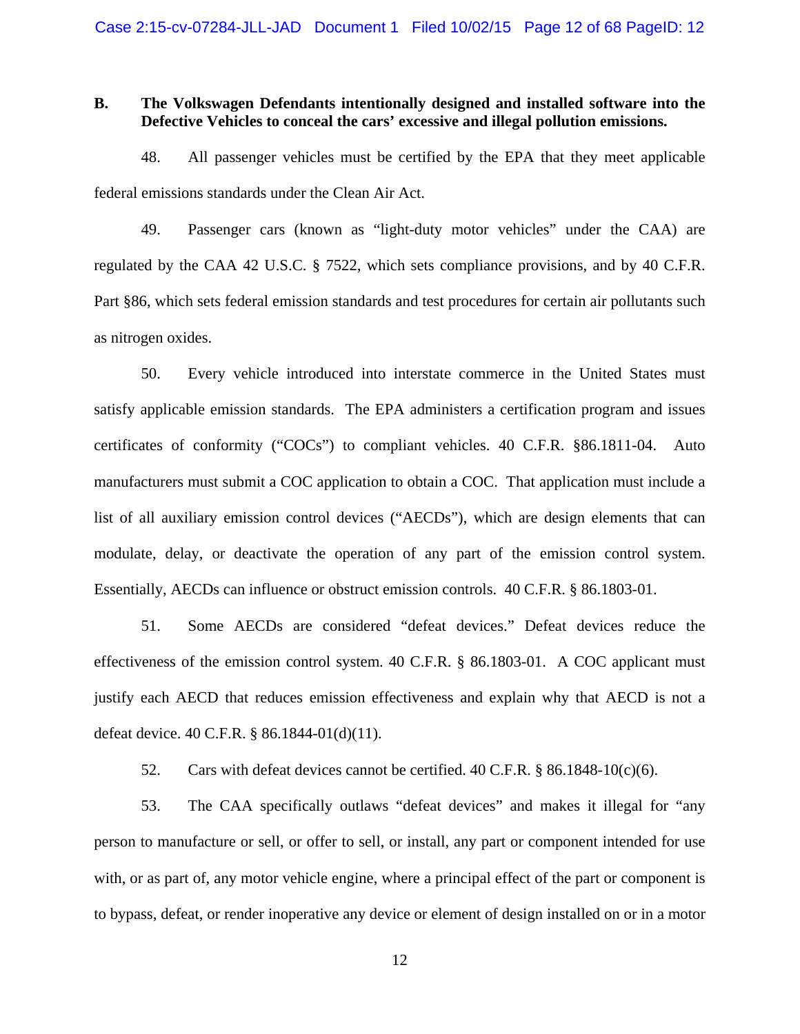**B. The Volkswagen Defendants intentionally designed and installed software into the Defective Vehicles to conceal the cars' excessive and illegal pollution emissions.**

48. All passenger vehicles must be certified by the EPA that they meet applicable federal emissions standards under the Clean Air Act.

49. Passenger cars (known as "light-duty motor vehicles" under the CAA) are regulated by the CAA 42 U.S.C. § 7522, which sets compliance provisions, and by 40 C.F.R. Part §86, which sets federal emission standards and test procedures for certain air pollutants such as nitrogen oxides.

50. Every vehicle introduced into interstate commerce in the United States must satisfy applicable emission standards. The EPA administers a certification program and issues certificates of conformity ("COCs") to compliant vehicles. 40 C.F.R. §86.1811-04. Auto manufacturers must submit a COC application to obtain a COC. That application must include a list of all auxiliary emission control devices ("AECDs"), which are design elements that can modulate, delay, or deactivate the operation of any part of the emission control system. Essentially, AECDs can influence or obstruct emission controls. 40 C.F.R. § 86.1803-01.

51. Some AECDs are considered "defeat devices." Defeat devices reduce the effectiveness of the emission control system. 40 C.F.R. § 86.1803-01. A COC applicant must justify each AECD that reduces emission effectiveness and explain why that AECD is not a defeat device. 40 C.F.R. § 86.1844-01(d)(11).

52. Cars with defeat devices cannot be certified. 40 C.F.R. § 86.1848-10(c)(6).

53. The CAA specifically outlaws "defeat devices" and makes it illegal for "any person to manufacture or sell, or offer to sell, or install, any part or component intended for use with, or as part of, any motor vehicle engine, where a principal effect of the part or component is to bypass, defeat, or render inoperative any device or element of design installed on or in a motor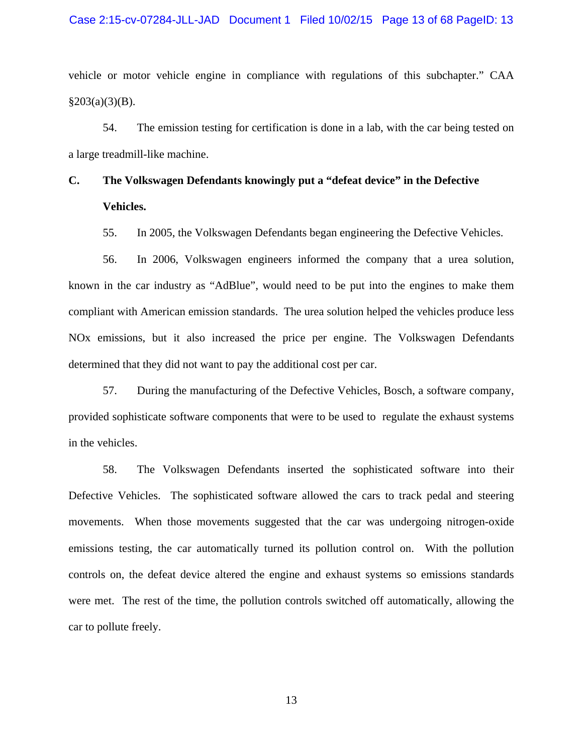vehicle or motor vehicle engine in compliance with regulations of this subchapter." CAA §203(a)(3)(B).

54. The emission testing for certification is done in a lab, with the car being tested on a large treadmill-like machine.

**C. The Volkswagen Defendants knowingly put a "defeat device" in the Defective Vehicles.**

55. In 2005, the Volkswagen Defendants began engineering the Defective Vehicles.

56. In 2006, Volkswagen engineers informed the company that a urea solution, known in the car industry as "AdBlue", would need to be put into the engines to make them compliant with American emission standards. The urea solution helped the vehicles produce less NOx emissions, but it also increased the price per engine. The Volkswagen Defendants determined that they did not want to pay the additional cost per car.

57. During the manufacturing of the Defective Vehicles, Bosch, a software company, provided sophisticate software components that were to be used to regulate the exhaust systems in the vehicles.

58. The Volkswagen Defendants inserted the sophisticated software into their Defective Vehicles. The sophisticated software allowed the cars to track pedal and steering movements. When those movements suggested that the car was undergoing nitrogen-oxide emissions testing, the car automatically turned its pollution control on. With the pollution controls on, the defeat device altered the engine and exhaust systems so emissions standards were met. The rest of the time, the pollution controls switched off automatically, allowing the car to pollute freely.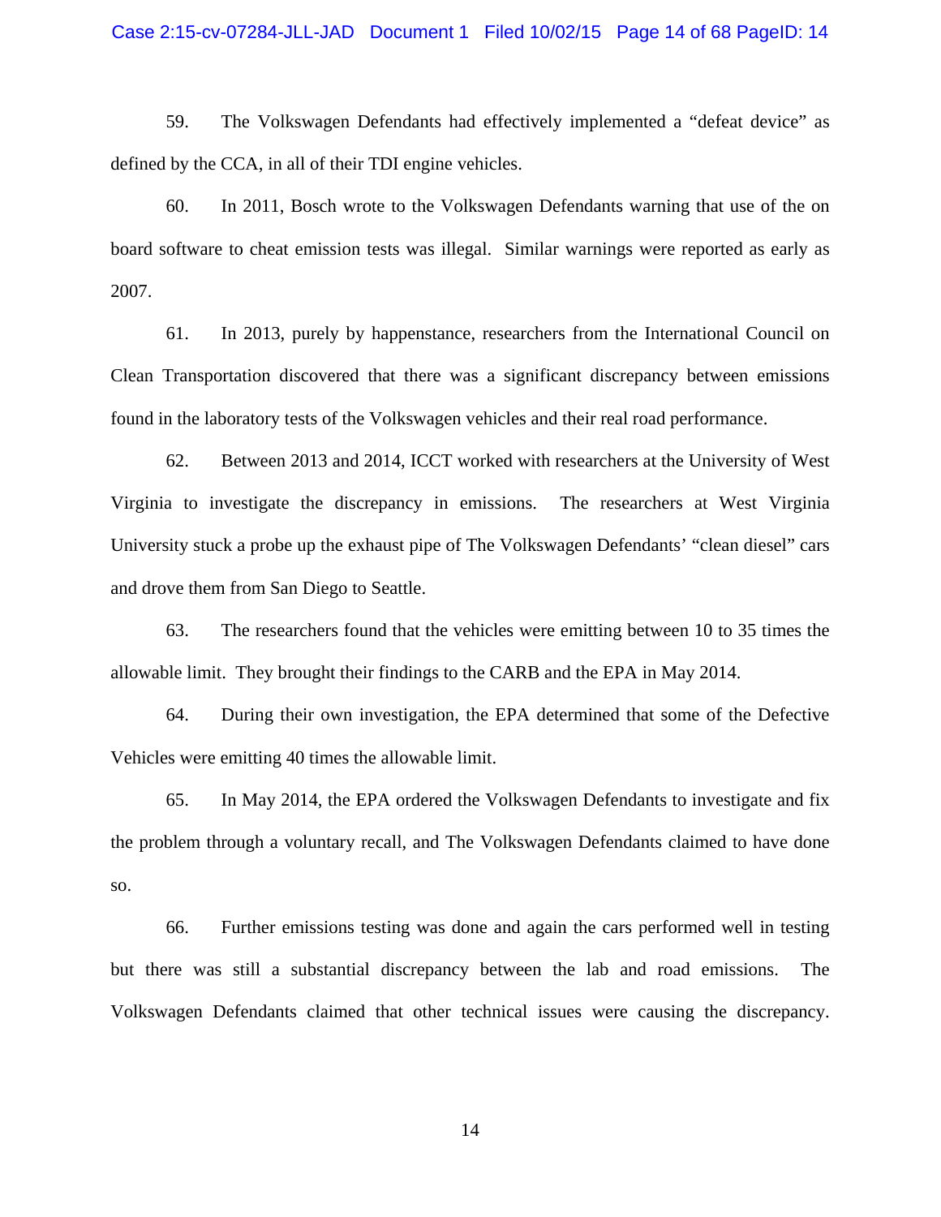59. The Volkswagen Defendants had effectively implemented a "defeat device" as defined by the CCA, in all of their TDI engine vehicles.

60. In 2011, Bosch wrote to the Volkswagen Defendants warning that use of the on board software to cheat emission tests was illegal. Similar warnings were reported as early as 2007.

61. In 2013, purely by happenstance, researchers from the International Council on Clean Transportation discovered that there was a significant discrepancy between emissions found in the laboratory tests of the Volkswagen vehicles and their real road performance.

62. Between 2013 and 2014, ICCT worked with researchers at the University of West Virginia to investigate the discrepancy in emissions. The researchers at West Virginia University stuck a probe up the exhaust pipe of The Volkswagen Defendants' "clean diesel" cars and drove them from San Diego to Seattle.

63. The researchers found that the vehicles were emitting between 10 to 35 times the allowable limit. They brought their findings to the CARB and the EPA in May 2014.

64. During their own investigation, the EPA determined that some of the Defective Vehicles were emitting 40 times the allowable limit.

65. In May 2014, the EPA ordered the Volkswagen Defendants to investigate and fix the problem through a voluntary recall, and The Volkswagen Defendants claimed to have done so.

66. Further emissions testing was done and again the cars performed well in testing but there was still a substantial discrepancy between the lab and road emissions. The Volkswagen Defendants claimed that other technical issues were causing the discrepancy.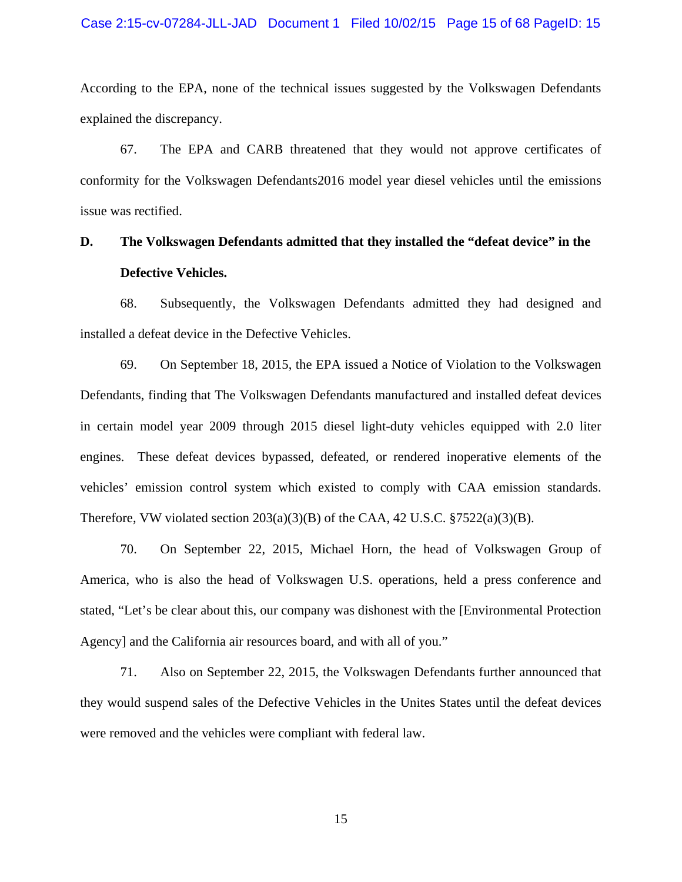According to the EPA, none of the technical issues suggested by the Volkswagen Defendants explained the discrepancy.

67. The EPA and CARB threatened that they would not approve certificates of conformity for the Volkswagen Defendants2016 model year diesel vehicles until the emissions issue was rectified.

**D. The Volkswagen Defendants admitted that they installed the "defeat device" in the Defective Vehicles.**

68. Subsequently, the Volkswagen Defendants admitted they had designed and installed a defeat device in the Defective Vehicles.

69. On September 18, 2015, the EPA issued a Notice of Violation to the Volkswagen Defendants, finding that The Volkswagen Defendants manufactured and installed defeat devices in certain model year 2009 through 2015 diesel light-duty vehicles equipped with 2.0 liter engines. These defeat devices bypassed, defeated, or rendered inoperative elements of the vehicles' emission control system which existed to comply with CAA emission standards. Therefore, VW violated section 203(a)(3)(B) of the CAA, 42 U.S.C. §7522(a)(3)(B).

70. On September 22, 2015, Michael Horn, the head of Volkswagen Group of America, who is also the head of Volkswagen U.S. operations, held a press conference and stated, "Let's be clear about this, our company was dishonest with the [Environmental Protection Agency] and the California air resources board, and with all of you."

71. Also on September 22, 2015, the Volkswagen Defendants further announced that they would suspend sales of the Defective Vehicles in the Unites States until the defeat devices were removed and the vehicles were compliant with federal law.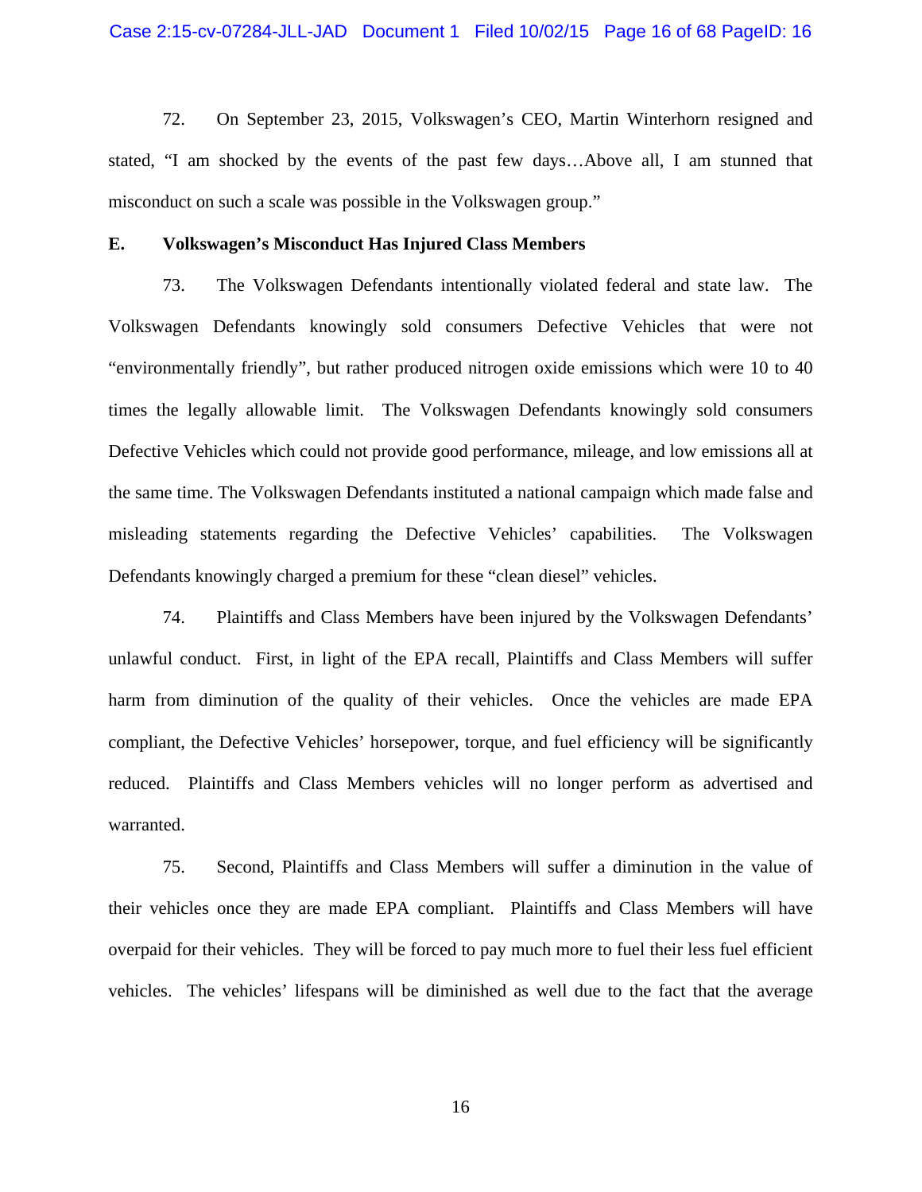72. On September 23, 2015, Volkswagen's CEO, Martin Winterhorn resigned and stated, "I am shocked by the events of the past few days…Above all, I am stunned that misconduct on such a scale was possible in the Volkswagen group."

**E. Volkswagen's Misconduct Has Injured Class Members**

73. The Volkswagen Defendants intentionally violated federal and state law. The Volkswagen Defendants knowingly sold consumers Defective Vehicles that were not "environmentally friendly", but rather produced nitrogen oxide emissions which were 10 to 40 times the legally allowable limit. The Volkswagen Defendants knowingly sold consumers Defective Vehicles which could not provide good performance, mileage, and low emissions all at the same time. The Volkswagen Defendants instituted a national campaign which made false and misleading statements regarding the Defective Vehicles' capabilities. The Volkswagen Defendants knowingly charged a premium for these "clean diesel" vehicles.

74. Plaintiffs and Class Members have been injured by the Volkswagen Defendants' unlawful conduct. First, in light of the EPA recall, Plaintiffs and Class Members will suffer harm from diminution of the quality of their vehicles. Once the vehicles are made EPA compliant, the Defective Vehicles' horsepower, torque, and fuel efficiency will be significantly reduced. Plaintiffs and Class Members vehicles will no longer perform as advertised and warranted.

75. Second, Plaintiffs and Class Members will suffer a diminution in the value of their vehicles once they are made EPA compliant. Plaintiffs and Class Members will have overpaid for their vehicles. They will be forced to pay much more to fuel their less fuel efficient vehicles. The vehicles' lifespans will be diminished as well due to the fact that the average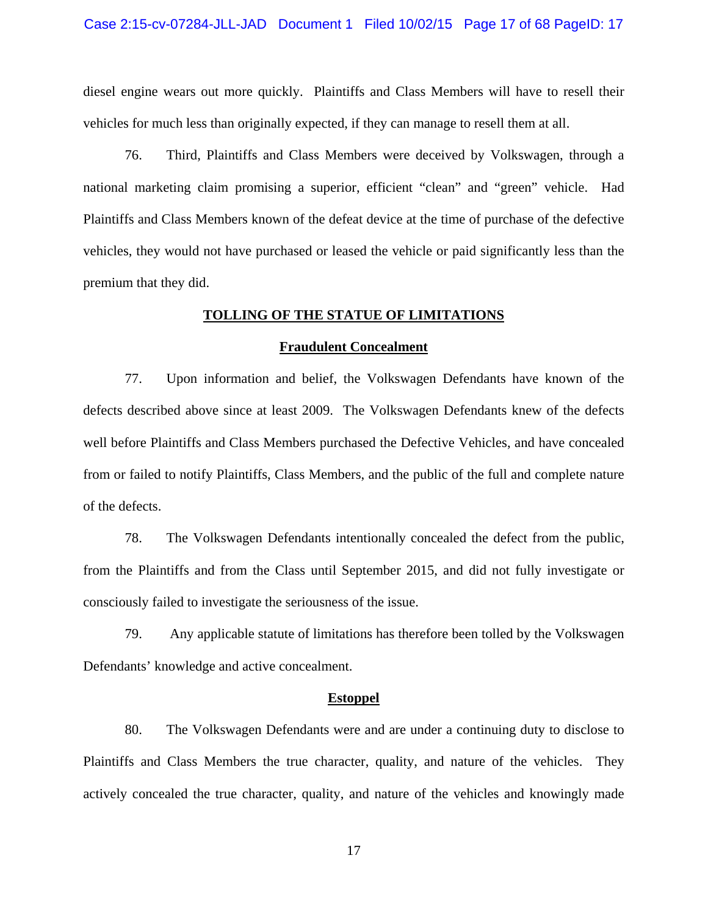diesel engine wears out more quickly. Plaintiffs and Class Members will have to resell their vehicles for much less than originally expected, if they can manage to resell them at all.

76. Third, Plaintiffs and Class Members were deceived by Volkswagen, through a national marketing claim promising a superior, efficient "clean" and "green" vehicle. Had Plaintiffs and Class Members known of the defeat device at the time of purchase of the defective vehicles, they would not have purchased or leased the vehicle or paid significantly less than the premium that they did.

## TOLLING OF THE STATUE OF LIMITATIONS

### Fraudulent Concealment

77. Upon information and belief, the Volkswagen Defendants have known of the defects described above since at least 2009. The Volkswagen Defendants knew of the defects well before Plaintiffs and Class Members purchased the Defective Vehicles, and have concealed from or failed to notify Plaintiffs, Class Members, and the public of the full and complete nature of the defects.

78. The Volkswagen Defendants intentionally concealed the defect from the public, from the Plaintiffs and from the Class until September 2015, and did not fully investigate or consciously failed to investigate the seriousness of the issue.

79. Any applicable statute of limitations has therefore been tolled by the Volkswagen Defendants' knowledge and active concealment.

### Estoppel

80. The Volkswagen Defendants were and are under a continuing duty to disclose to Plaintiffs and Class Members the true character, quality, and nature of the vehicles. They actively concealed the true character, quality, and nature of the vehicles and knowingly made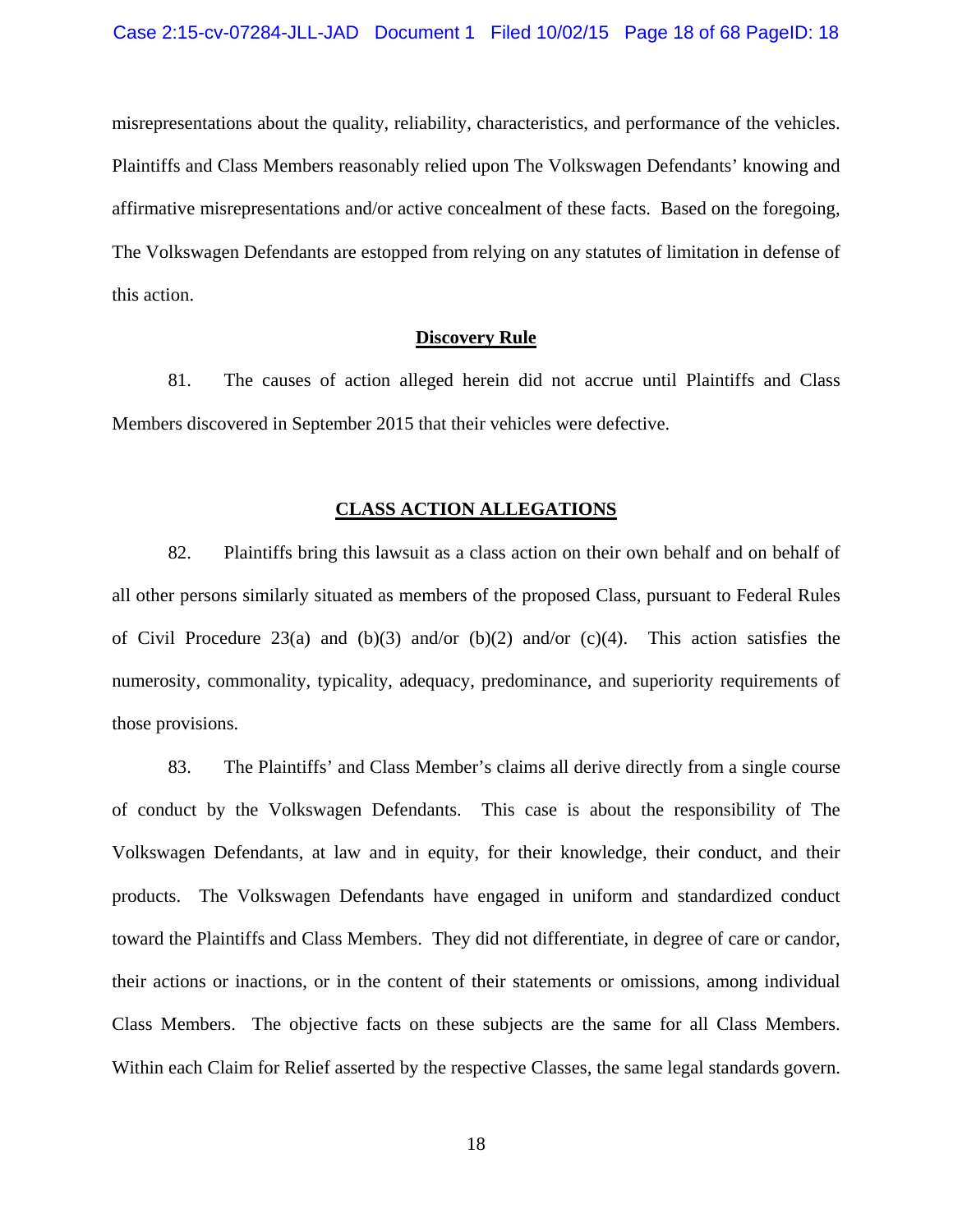misrepresentations about the quality, reliability, characteristics, and performance of the vehicles. Plaintiffs and Class Members reasonably relied upon The Volkswagen Defendants' knowing and affirmative misrepresentations and/or active concealment of these facts. Based on the foregoing, The Volkswagen Defendants are estopped from relying on any statutes of limitation in defense of this action.

### Discovery Rule

81. The causes of action alleged herein did not accrue until Plaintiffs and Class Members discovered in September 2015 that their vehicles were defective.

## CLASS ACTION ALLEGATIONS

82. Plaintiffs bring this lawsuit as a class action on their own behalf and on behalf of all other persons similarly situated as members of the proposed Class, pursuant to Federal Rules of Civil Procedure 23(a) and (b)(3) and/or (b)(2) and/or (c)(4). This action satisfies the numerosity, commonality, typicality, adequacy, predominance, and superiority requirements of those provisions.

83. The Plaintiffs' and Class Member's claims all derive directly from a single course of conduct by the Volkswagen Defendants. This case is about the responsibility of The Volkswagen Defendants, at law and in equity, for their knowledge, their conduct, and their products. The Volkswagen Defendants have engaged in uniform and standardized conduct toward the Plaintiffs and Class Members. They did not differentiate, in degree of care or candor, their actions or inactions, or in the content of their statements or omissions, among individual Class Members. The objective facts on these subjects are the same for all Class Members. Within each Claim for Relief asserted by the respective Classes, the same legal standards govern.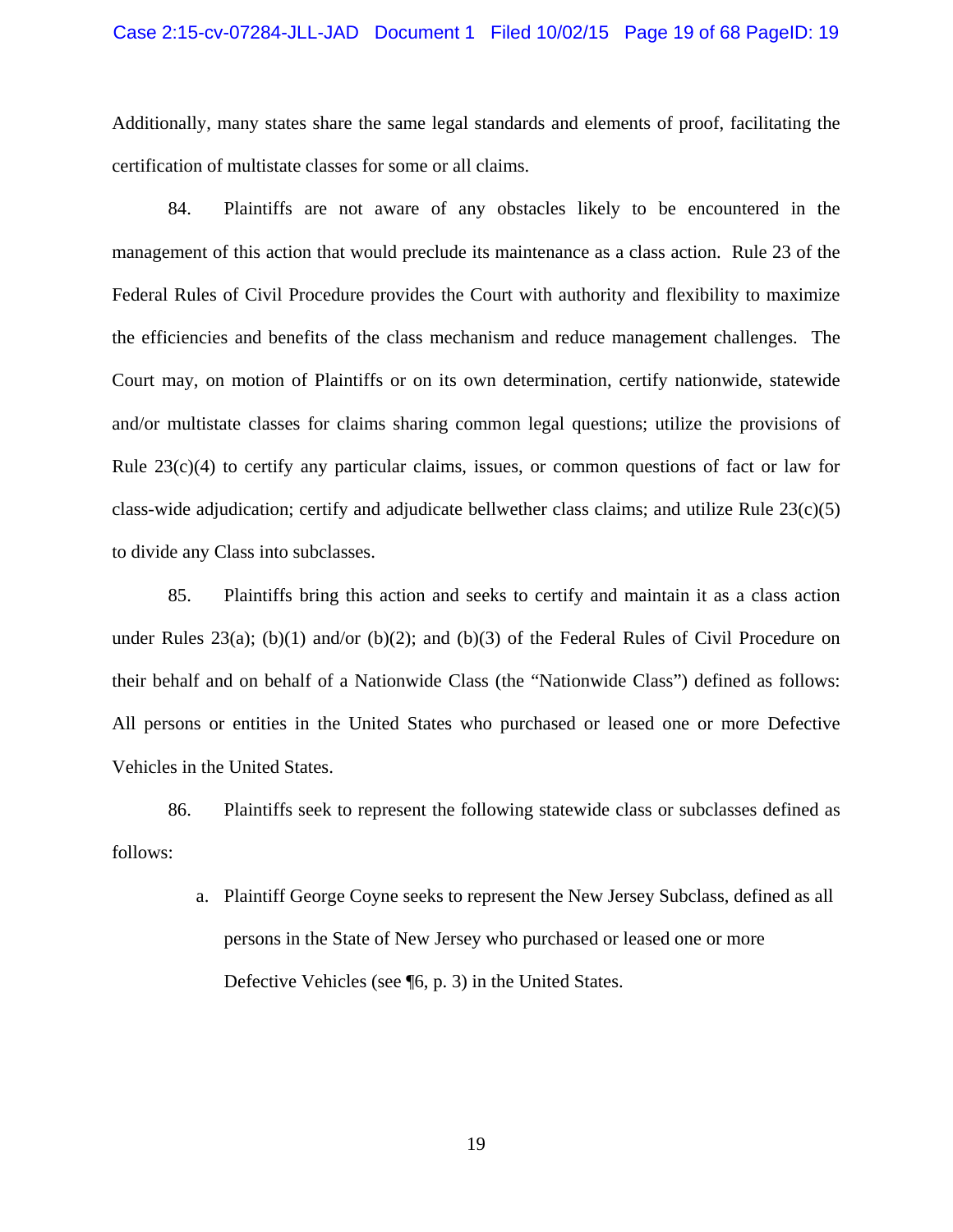Additionally, many states share the same legal standards and elements of proof, facilitating the certification of multistate classes for some or all claims.

84. Plaintiffs are not aware of any obstacles likely to be encountered in the management of this action that would preclude its maintenance as a class action. Rule 23 of the Federal Rules of Civil Procedure provides the Court with authority and flexibility to maximize the efficiencies and benefits of the class mechanism and reduce management challenges. The Court may, on motion of Plaintiffs or on its own determination, certify nationwide, statewide and/or multistate classes for claims sharing common legal questions; utilize the provisions of Rule 23(c)(4) to certify any particular claims, issues, or common questions of fact or law for class-wide adjudication; certify and adjudicate bellwether class claims; and utilize Rule 23(c)(5) to divide any Class into subclasses.

85. Plaintiffs bring this action and seeks to certify and maintain it as a class action under Rules 23(a); (b)(1) and/or (b)(2); and (b)(3) of the Federal Rules of Civil Procedure on their behalf and on behalf of a Nationwide Class (the "Nationwide Class") defined as follows: All persons or entities in the United States who purchased or leased one or more Defective Vehicles in the United States.

86. Plaintiffs seek to represent the following statewide class or subclasses defined as follows:

a. Plaintiff George Coyne seeks to represent the New Jersey Subclass, defined as all persons in the State of New Jersey who purchased or leased one or more Defective Vehicles (see ¶6, p. 3) in the United States.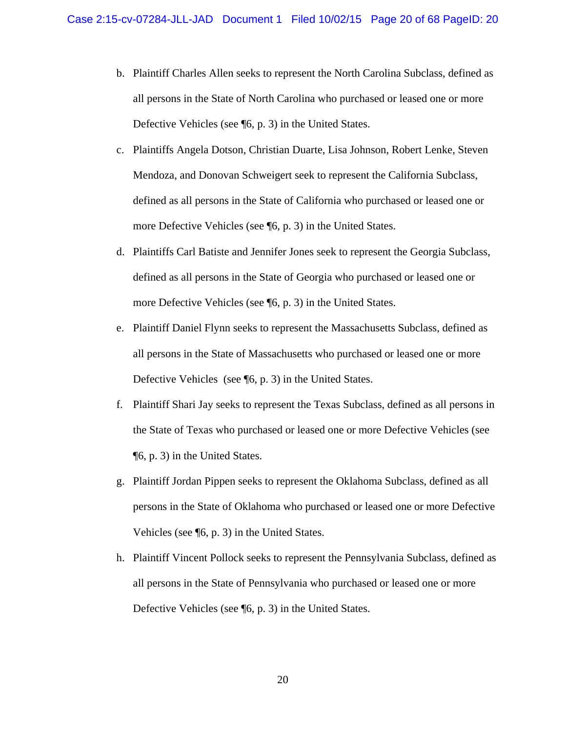b. Plaintiff Charles Allen seeks to represent the North Carolina Subclass, defined as all persons in the State of North Carolina who purchased or leased one or more Defective Vehicles (see ¶6, p. 3) in the United States.

c. Plaintiffs Angela Dotson, Christian Duarte, Lisa Johnson, Robert Lenke, Steven Mendoza, and Donovan Schweigert seek to represent the California Subclass, defined as all persons in the State of California who purchased or leased one or more Defective Vehicles (see ¶6, p. 3) in the United States.

d. Plaintiffs Carl Batiste and Jennifer Jones seek to represent the Georgia Subclass, defined as all persons in the State of Georgia who purchased or leased one or more Defective Vehicles (see ¶6, p. 3) in the United States.

e. Plaintiff Daniel Flynn seeks to represent the Massachusetts Subclass, defined as all persons in the State of Massachusetts who purchased or leased one or more Defective Vehicles (see ¶6, p. 3) in the United States.

f. Plaintiff Shari Jay seeks to represent the Texas Subclass, defined as all persons in the State of Texas who purchased or leased one or more Defective Vehicles (see ¶6, p. 3) in the United States.

g. Plaintiff Jordan Pippen seeks to represent the Oklahoma Subclass, defined as all persons in the State of Oklahoma who purchased or leased one or more Defective Vehicles (see ¶6, p. 3) in the United States.

h. Plaintiff Vincent Pollock seeks to represent the Pennsylvania Subclass, defined as all persons in the State of Pennsylvania who purchased or leased one or more Defective Vehicles (see ¶6, p. 3) in the United States.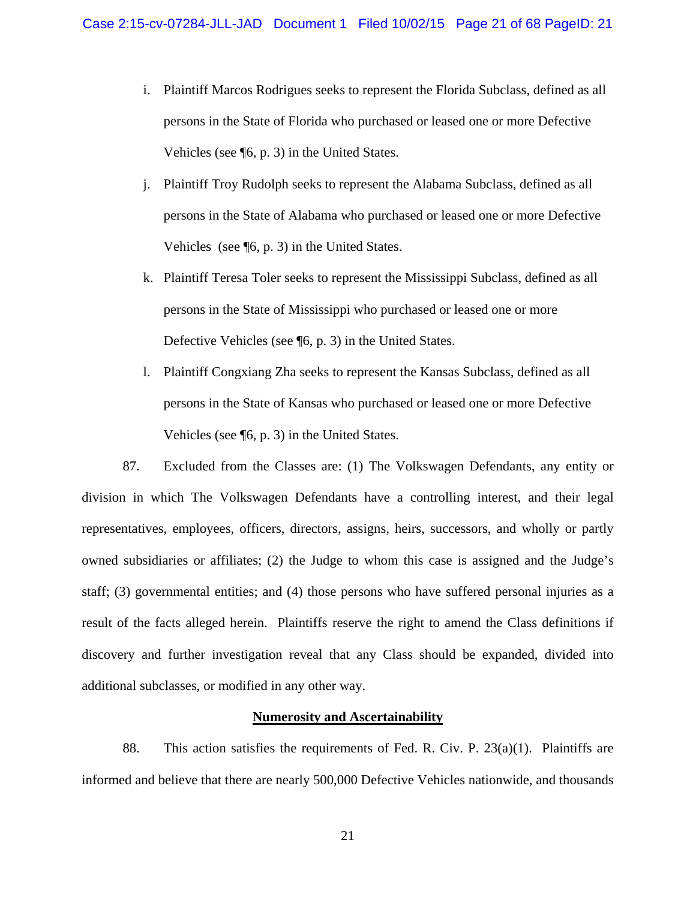i. Plaintiff Marcos Rodrigues seeks to represent the Florida Subclass, defined as all persons in the State of Florida who purchased or leased one or more Defective Vehicles (see ¶6, p. 3) in the United States.

j. Plaintiff Troy Rudolph seeks to represent the Alabama Subclass, defined as all persons in the State of Alabama who purchased or leased one or more Defective Vehicles (see ¶6, p. 3) in the United States.

k. Plaintiff Teresa Toler seeks to represent the Mississippi Subclass, defined as all persons in the State of Mississippi who purchased or leased one or more Defective Vehicles (see ¶6, p. 3) in the United States.

l. Plaintiff Congxiang Zha seeks to represent the Kansas Subclass, defined as all persons in the State of Kansas who purchased or leased one or more Defective Vehicles (see ¶6, p. 3) in the United States.

87. Excluded from the Classes are: (1) The Volkswagen Defendants, any entity or division in which The Volkswagen Defendants have a controlling interest, and their legal representatives, employees, officers, directors, assigns, heirs, successors, and wholly or partly owned subsidiaries or affiliates; (2) the Judge to whom this case is assigned and the Judge's staff; (3) governmental entities; and (4) those persons who have suffered personal injuries as a result of the facts alleged herein. Plaintiffs reserve the right to amend the Class definitions if discovery and further investigation reveal that any Class should be expanded, divided into additional subclasses, or modified in any other way.

**Numerosity and Ascertainability**

88. This action satisfies the requirements of Fed. R. Civ. P. 23(a)(1). Plaintiffs are informed and believe that there are nearly 500,000 Defective Vehicles nationwide, and thousands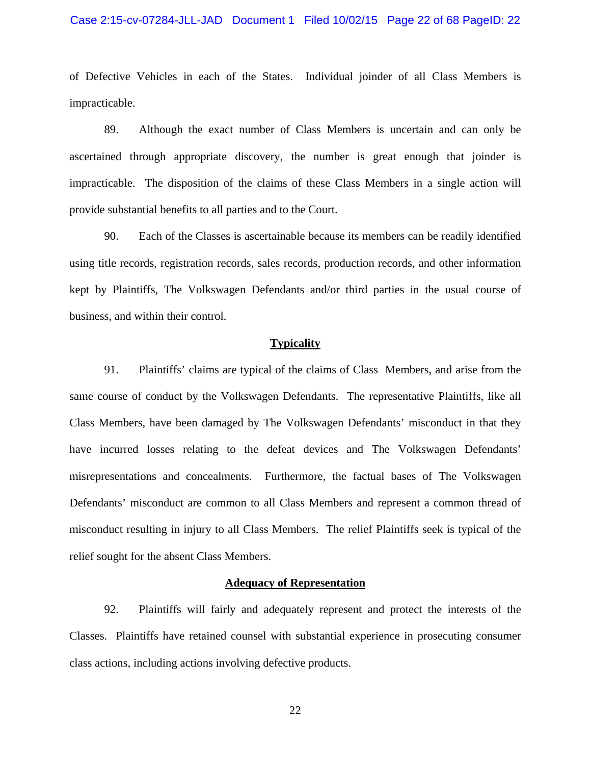of Defective Vehicles in each of the States. Individual joinder of all Class Members is impracticable.

89. Although the exact number of Class Members is uncertain and can only be ascertained through appropriate discovery, the number is great enough that joinder is impracticable. The disposition of the claims of these Class Members in a single action will provide substantial benefits to all parties and to the Court.

90. Each of the Classes is ascertainable because its members can be readily identified using title records, registration records, sales records, production records, and other information kept by Plaintiffs, The Volkswagen Defendants and/or third parties in the usual course of business, and within their control.

**Typicality**

91. Plaintiffs' claims are typical of the claims of Class Members, and arise from the same course of conduct by the Volkswagen Defendants. The representative Plaintiffs, like all Class Members, have been damaged by The Volkswagen Defendants' misconduct in that they have incurred losses relating to the defeat devices and The Volkswagen Defendants' misrepresentations and concealments. Furthermore, the factual bases of The Volkswagen Defendants' misconduct are common to all Class Members and represent a common thread of misconduct resulting in injury to all Class Members. The relief Plaintiffs seek is typical of the relief sought for the absent Class Members.

**Adequacy of Representation**

92. Plaintiffs will fairly and adequately represent and protect the interests of the Classes. Plaintiffs have retained counsel with substantial experience in prosecuting consumer class actions, including actions involving defective products.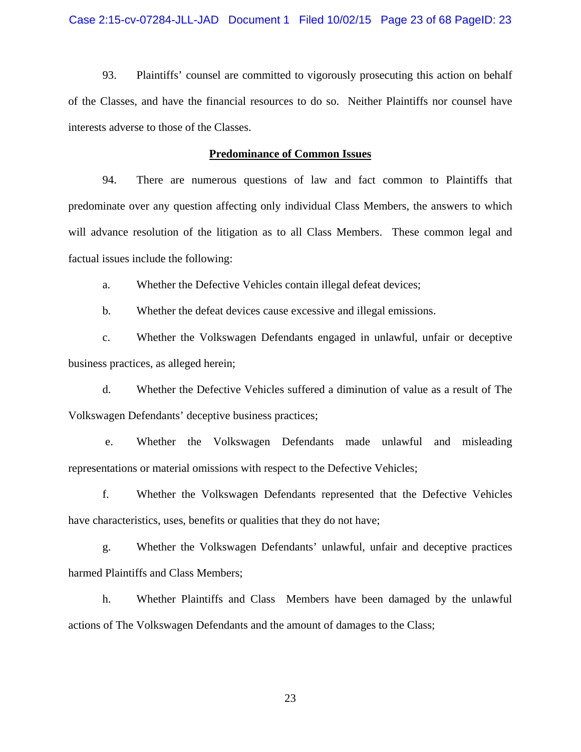93. Plaintiffs' counsel are committed to vigorously prosecuting this action on behalf of the Classes, and have the financial resources to do so. Neither Plaintiffs nor counsel have interests adverse to those of the Classes.

**Predominance of Common Issues**

94. There are numerous questions of law and fact common to Plaintiffs that predominate over any question affecting only individual Class Members, the answers to which will advance resolution of the litigation as to all Class Members. These common legal and factual issues include the following:

a. Whether the Defective Vehicles contain illegal defeat devices;

b. Whether the defeat devices cause excessive and illegal emissions.

c. Whether the Volkswagen Defendants engaged in unlawful, unfair or deceptive business practices, as alleged herein;

d. Whether the Defective Vehicles suffered a diminution of value as a result of The Volkswagen Defendants' deceptive business practices;

e. Whether the Volkswagen Defendants made unlawful and misleading representations or material omissions with respect to the Defective Vehicles;

f. Whether the Volkswagen Defendants represented that the Defective Vehicles have characteristics, uses, benefits or qualities that they do not have;

g. Whether the Volkswagen Defendants' unlawful, unfair and deceptive practices harmed Plaintiffs and Class Members;

h. Whether Plaintiffs and Class Members have been damaged by the unlawful actions of The Volkswagen Defendants and the amount of damages to the Class;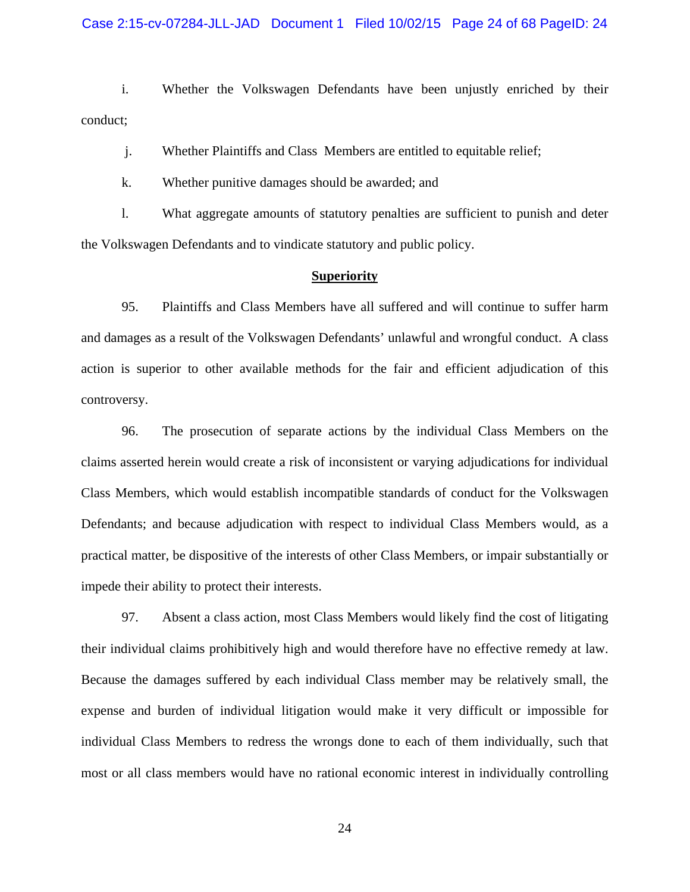i. Whether the Volkswagen Defendants have been unjustly enriched by their conduct;

j. Whether Plaintiffs and Class Members are entitled to equitable relief;

k. Whether punitive damages should be awarded; and

l. What aggregate amounts of statutory penalties are sufficient to punish and deter the Volkswagen Defendants and to vindicate statutory and public policy.

**Superiority**

95. Plaintiffs and Class Members have all suffered and will continue to suffer harm and damages as a result of the Volkswagen Defendants' unlawful and wrongful conduct. A class action is superior to other available methods for the fair and efficient adjudication of this controversy.

96. The prosecution of separate actions by the individual Class Members on the claims asserted herein would create a risk of inconsistent or varying adjudications for individual Class Members, which would establish incompatible standards of conduct for the Volkswagen Defendants; and because adjudication with respect to individual Class Members would, as a practical matter, be dispositive of the interests of other Class Members, or impair substantially or impede their ability to protect their interests.

97. Absent a class action, most Class Members would likely find the cost of litigating their individual claims prohibitively high and would therefore have no effective remedy at law. Because the damages suffered by each individual Class member may be relatively small, the expense and burden of individual litigation would make it very difficult or impossible for individual Class Members to redress the wrongs done to each of them individually, such that most or all class members would have no rational economic interest in individually controlling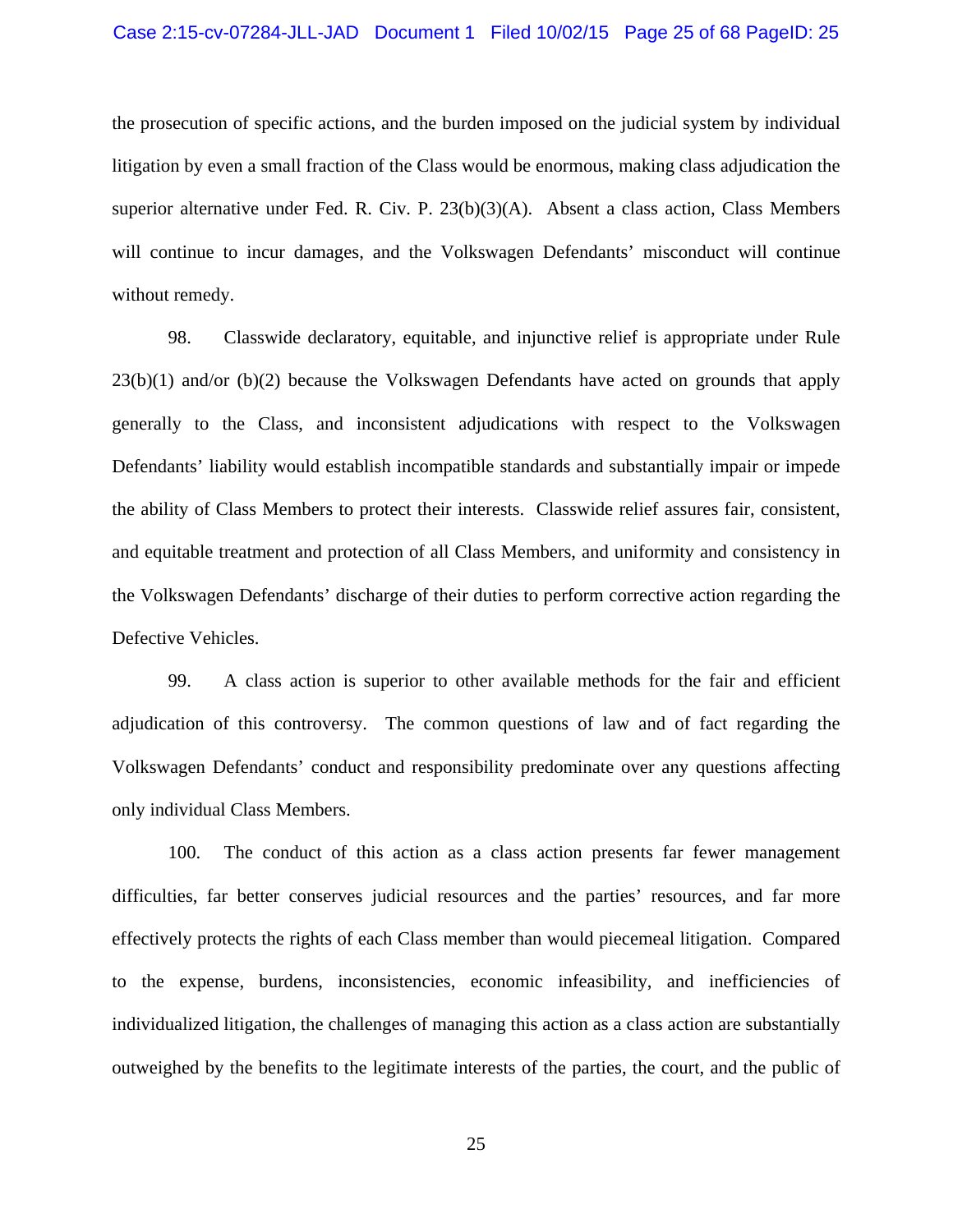the prosecution of specific actions, and the burden imposed on the judicial system by individual litigation by even a small fraction of the Class would be enormous, making class adjudication the superior alternative under Fed. R. Civ. P. 23(b)(3)(A). Absent a class action, Class Members will continue to incur damages, and the Volkswagen Defendants' misconduct will continue without remedy.

98. Classwide declaratory, equitable, and injunctive relief is appropriate under Rule 23(b)(1) and/or (b)(2) because the Volkswagen Defendants have acted on grounds that apply generally to the Class, and inconsistent adjudications with respect to the Volkswagen Defendants' liability would establish incompatible standards and substantially impair or impede the ability of Class Members to protect their interests. Classwide relief assures fair, consistent, and equitable treatment and protection of all Class Members, and uniformity and consistency in the Volkswagen Defendants' discharge of their duties to perform corrective action regarding the Defective Vehicles.

99. A class action is superior to other available methods for the fair and efficient adjudication of this controversy. The common questions of law and of fact regarding the Volkswagen Defendants' conduct and responsibility predominate over any questions affecting only individual Class Members.

100. The conduct of this action as a class action presents far fewer management difficulties, far better conserves judicial resources and the parties' resources, and far more effectively protects the rights of each Class member than would piecemeal litigation. Compared to the expense, burdens, inconsistencies, economic infeasibility, and inefficiencies of individualized litigation, the challenges of managing this action as a class action are substantially outweighed by the benefits to the legitimate interests of the parties, the court, and the public of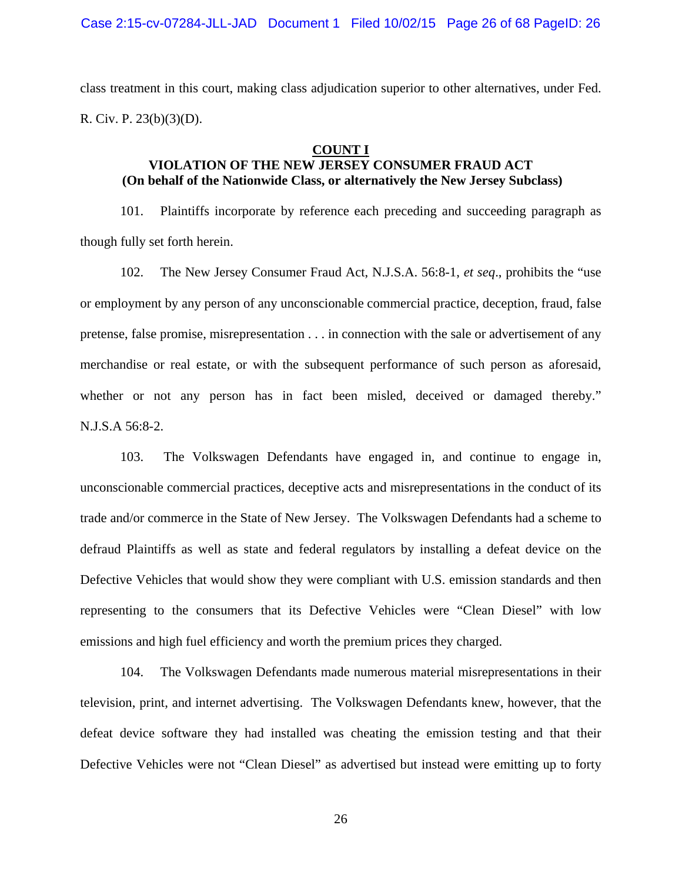class treatment in this court, making class adjudication superior to other alternatives, under Fed. R. Civ. P. 23(b)(3)(D).

**COUNT I**
**VIOLATION OF THE NEW JERSEY CONSUMER FRAUD ACT**
**(On behalf of the Nationwide Class, or alternatively the New Jersey Subclass)**

101. Plaintiffs incorporate by reference each preceding and succeeding paragraph as though fully set forth herein.

102. The New Jersey Consumer Fraud Act, N.J.S.A. 56:8-1, *et seq*., prohibits the "use or employment by any person of any unconscionable commercial practice, deception, fraud, false pretense, false promise, misrepresentation . . . in connection with the sale or advertisement of any merchandise or real estate, or with the subsequent performance of such person as aforesaid, whether or not any person has in fact been misled, deceived or damaged thereby." N.J.S.A 56:8-2.

103. The Volkswagen Defendants have engaged in, and continue to engage in, unconscionable commercial practices, deceptive acts and misrepresentations in the conduct of its trade and/or commerce in the State of New Jersey. The Volkswagen Defendants had a scheme to defraud Plaintiffs as well as state and federal regulators by installing a defeat device on the Defective Vehicles that would show they were compliant with U.S. emission standards and then representing to the consumers that its Defective Vehicles were "Clean Diesel" with low emissions and high fuel efficiency and worth the premium prices they charged.

104. The Volkswagen Defendants made numerous material misrepresentations in their television, print, and internet advertising. The Volkswagen Defendants knew, however, that the defeat device software they had installed was cheating the emission testing and that their Defective Vehicles were not "Clean Diesel" as advertised but instead were emitting up to forty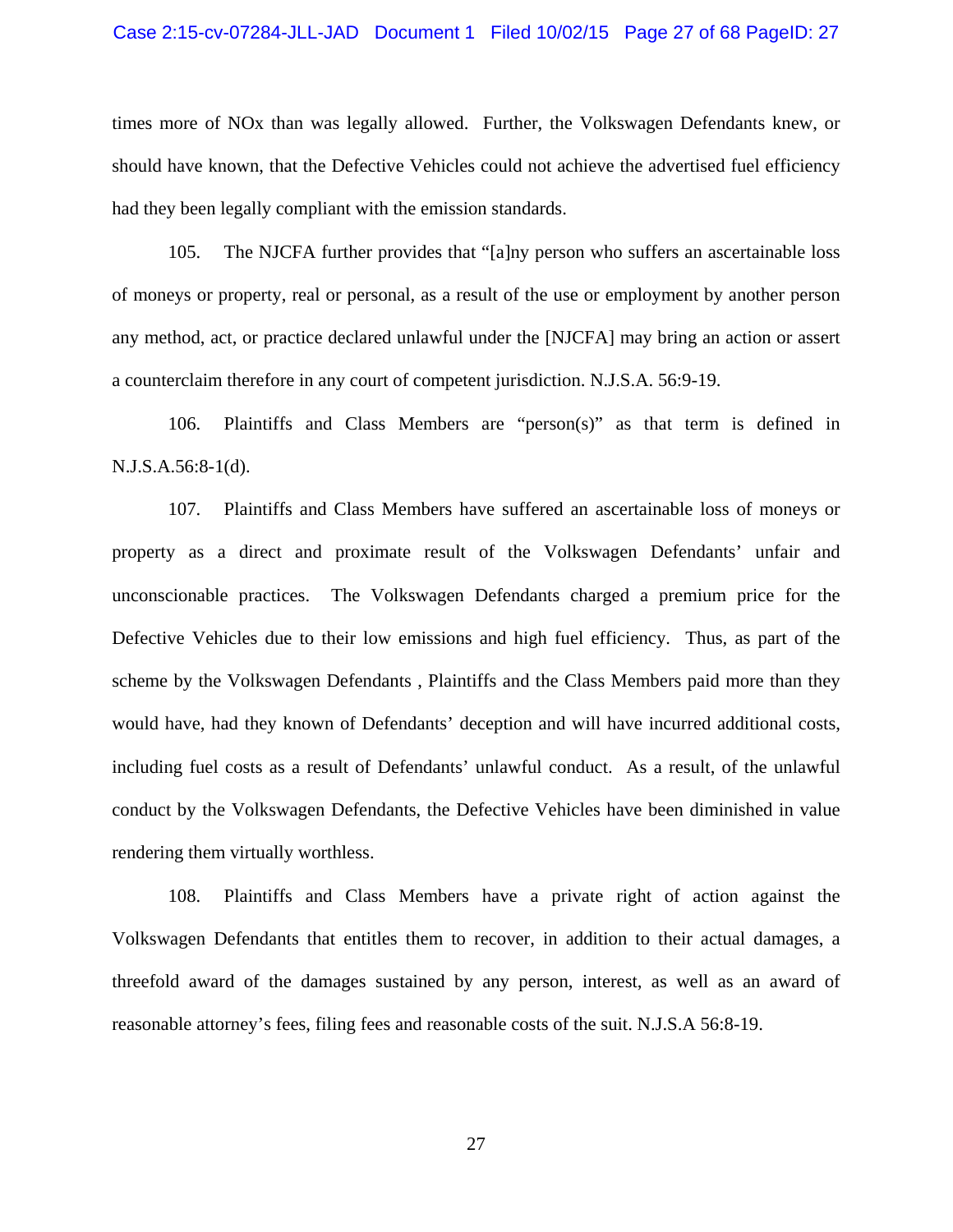times more of NOx than was legally allowed. Further, the Volkswagen Defendants knew, or should have known, that the Defective Vehicles could not achieve the advertised fuel efficiency had they been legally compliant with the emission standards.

105. The NJCFA further provides that "[a]ny person who suffers an ascertainable loss of moneys or property, real or personal, as a result of the use or employment by another person any method, act, or practice declared unlawful under the [NJCFA] may bring an action or assert a counterclaim therefore in any court of competent jurisdiction. N.J.S.A. 56:9-19.

106. Plaintiffs and Class Members are "person(s)" as that term is defined in N.J.S.A.56:8-1(d).

107. Plaintiffs and Class Members have suffered an ascertainable loss of moneys or property as a direct and proximate result of the Volkswagen Defendants' unfair and unconscionable practices. The Volkswagen Defendants charged a premium price for the Defective Vehicles due to their low emissions and high fuel efficiency. Thus, as part of the scheme by the Volkswagen Defendants , Plaintiffs and the Class Members paid more than they would have, had they known of Defendants' deception and will have incurred additional costs, including fuel costs as a result of Defendants' unlawful conduct. As a result, of the unlawful conduct by the Volkswagen Defendants, the Defective Vehicles have been diminished in value rendering them virtually worthless.

108. Plaintiffs and Class Members have a private right of action against the Volkswagen Defendants that entitles them to recover, in addition to their actual damages, a threefold award of the damages sustained by any person, interest, as well as an award of reasonable attorney's fees, filing fees and reasonable costs of the suit. N.J.S.A 56:8-19.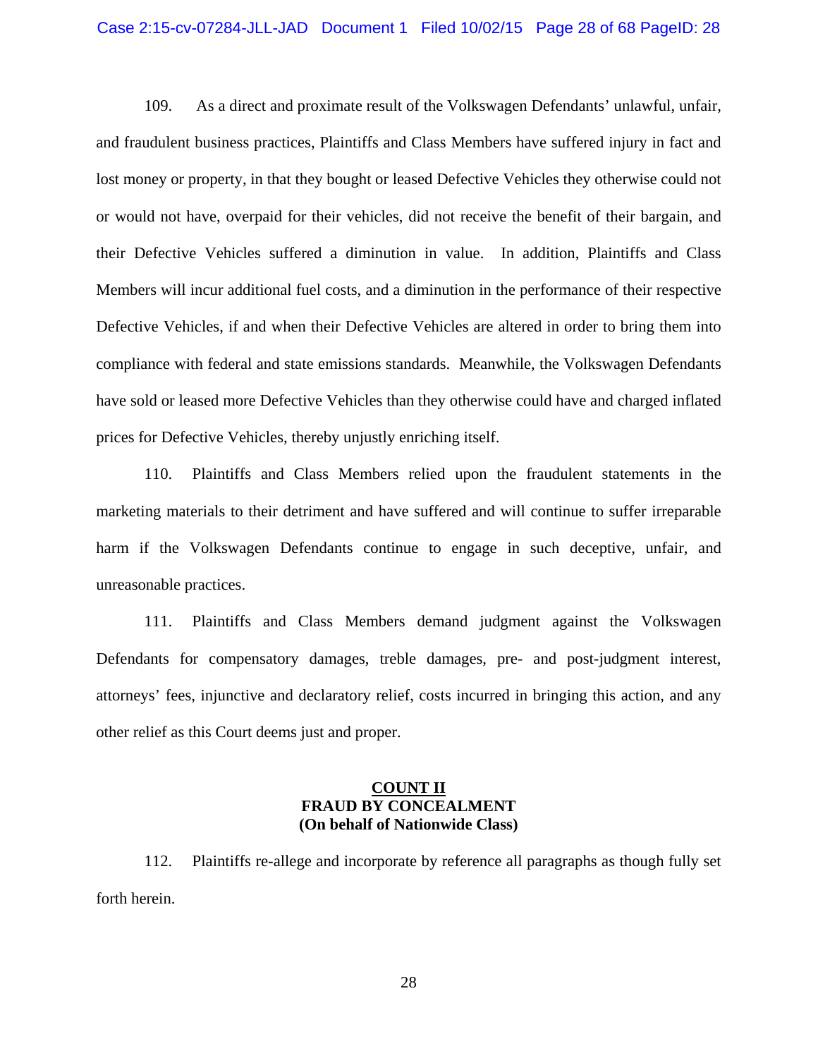109. As a direct and proximate result of the Volkswagen Defendants' unlawful, unfair, and fraudulent business practices, Plaintiffs and Class Members have suffered injury in fact and lost money or property, in that they bought or leased Defective Vehicles they otherwise could not or would not have, overpaid for their vehicles, did not receive the benefit of their bargain, and their Defective Vehicles suffered a diminution in value. In addition, Plaintiffs and Class Members will incur additional fuel costs, and a diminution in the performance of their respective Defective Vehicles, if and when their Defective Vehicles are altered in order to bring them into compliance with federal and state emissions standards. Meanwhile, the Volkswagen Defendants have sold or leased more Defective Vehicles than they otherwise could have and charged inflated prices for Defective Vehicles, thereby unjustly enriching itself.

110. Plaintiffs and Class Members relied upon the fraudulent statements in the marketing materials to their detriment and have suffered and will continue to suffer irreparable harm if the Volkswagen Defendants continue to engage in such deceptive, unfair, and unreasonable practices.

111. Plaintiffs and Class Members demand judgment against the Volkswagen Defendants for compensatory damages, treble damages, pre- and post-judgment interest, attorneys' fees, injunctive and declaratory relief, costs incurred in bringing this action, and any other relief as this Court deems just and proper.

**<u>COUNT II</u>**
**FRAUD BY CONCEALMENT**
**(On behalf of Nationwide Class)**

112. Plaintiffs re-allege and incorporate by reference all paragraphs as though fully set forth herein.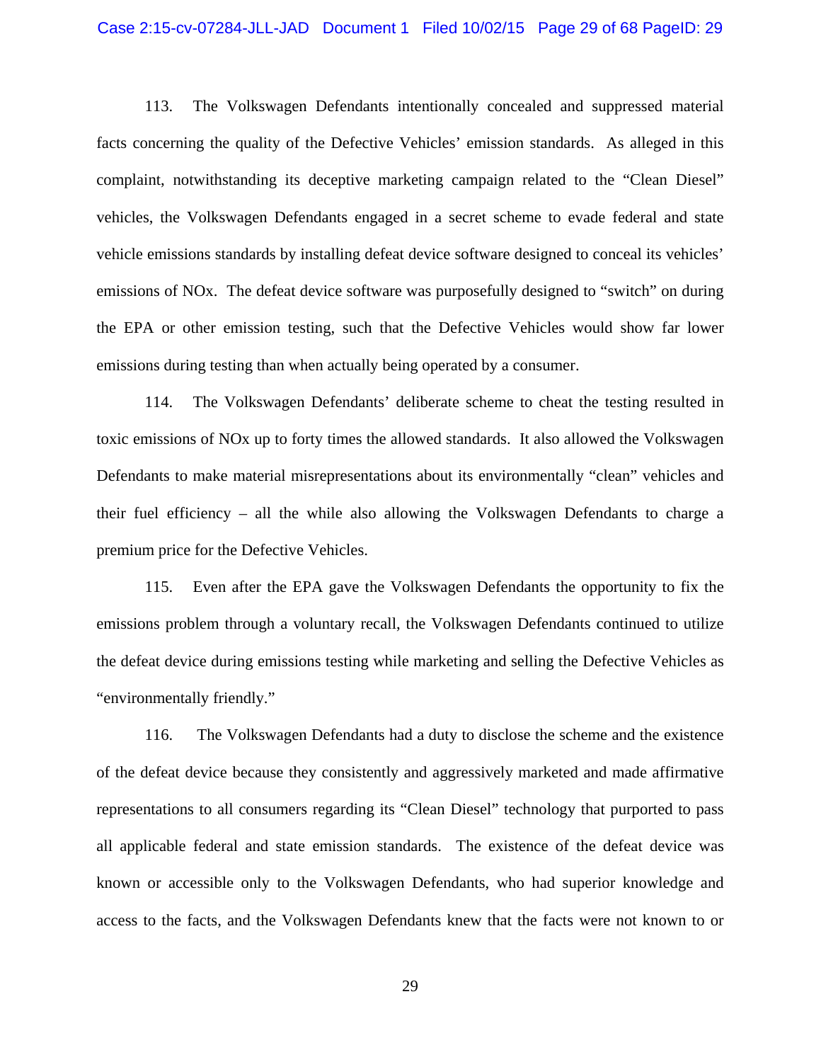113. The Volkswagen Defendants intentionally concealed and suppressed material facts concerning the quality of the Defective Vehicles' emission standards. As alleged in this complaint, notwithstanding its deceptive marketing campaign related to the "Clean Diesel" vehicles, the Volkswagen Defendants engaged in a secret scheme to evade federal and state vehicle emissions standards by installing defeat device software designed to conceal its vehicles' emissions of NOx. The defeat device software was purposefully designed to "switch" on during the EPA or other emission testing, such that the Defective Vehicles would show far lower emissions during testing than when actually being operated by a consumer.

114. The Volkswagen Defendants' deliberate scheme to cheat the testing resulted in toxic emissions of NOx up to forty times the allowed standards. It also allowed the Volkswagen Defendants to make material misrepresentations about its environmentally "clean" vehicles and their fuel efficiency – all the while also allowing the Volkswagen Defendants to charge a premium price for the Defective Vehicles.

115. Even after the EPA gave the Volkswagen Defendants the opportunity to fix the emissions problem through a voluntary recall, the Volkswagen Defendants continued to utilize the defeat device during emissions testing while marketing and selling the Defective Vehicles as "environmentally friendly."

116. The Volkswagen Defendants had a duty to disclose the scheme and the existence of the defeat device because they consistently and aggressively marketed and made affirmative representations to all consumers regarding its "Clean Diesel" technology that purported to pass all applicable federal and state emission standards. The existence of the defeat device was known or accessible only to the Volkswagen Defendants, who had superior knowledge and access to the facts, and the Volkswagen Defendants knew that the facts were not known to or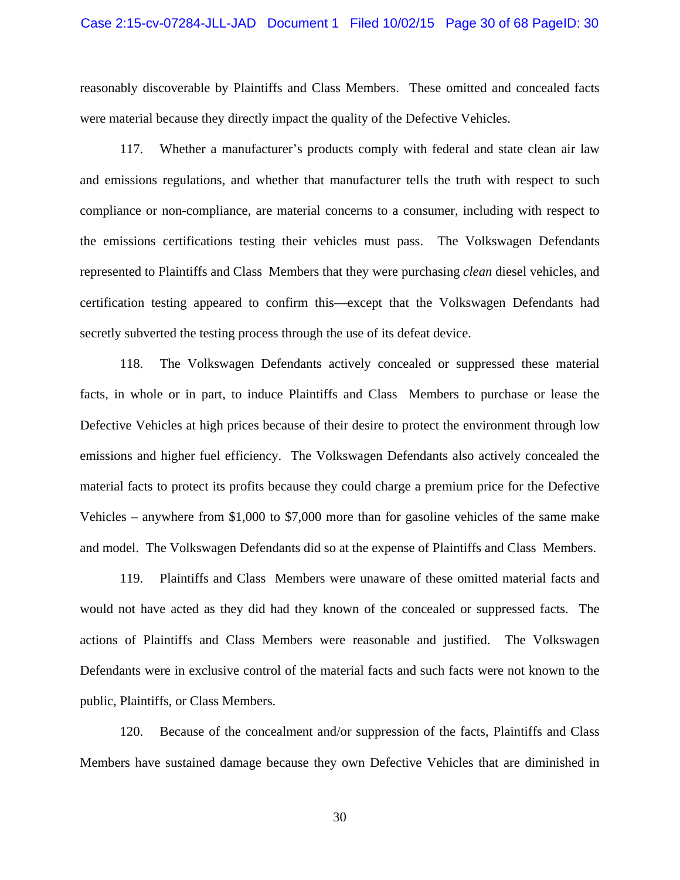reasonably discoverable by Plaintiffs and Class Members. These omitted and concealed facts were material because they directly impact the quality of the Defective Vehicles.

117. Whether a manufacturer's products comply with federal and state clean air law and emissions regulations, and whether that manufacturer tells the truth with respect to such compliance or non-compliance, are material concerns to a consumer, including with respect to the emissions certifications testing their vehicles must pass. The Volkswagen Defendants represented to Plaintiffs and Class Members that they were purchasing *clean* diesel vehicles, and certification testing appeared to confirm this—except that the Volkswagen Defendants had secretly subverted the testing process through the use of its defeat device.

118. The Volkswagen Defendants actively concealed or suppressed these material facts, in whole or in part, to induce Plaintiffs and Class Members to purchase or lease the Defective Vehicles at high prices because of their desire to protect the environment through low emissions and higher fuel efficiency. The Volkswagen Defendants also actively concealed the material facts to protect its profits because they could charge a premium price for the Defective Vehicles – anywhere from $1,000 to $7,000 more than for gasoline vehicles of the same make and model. The Volkswagen Defendants did so at the expense of Plaintiffs and Class Members.

119. Plaintiffs and Class Members were unaware of these omitted material facts and would not have acted as they did had they known of the concealed or suppressed facts. The actions of Plaintiffs and Class Members were reasonable and justified. The Volkswagen Defendants were in exclusive control of the material facts and such facts were not known to the public, Plaintiffs, or Class Members.

120. Because of the concealment and/or suppression of the facts, Plaintiffs and Class Members have sustained damage because they own Defective Vehicles that are diminished in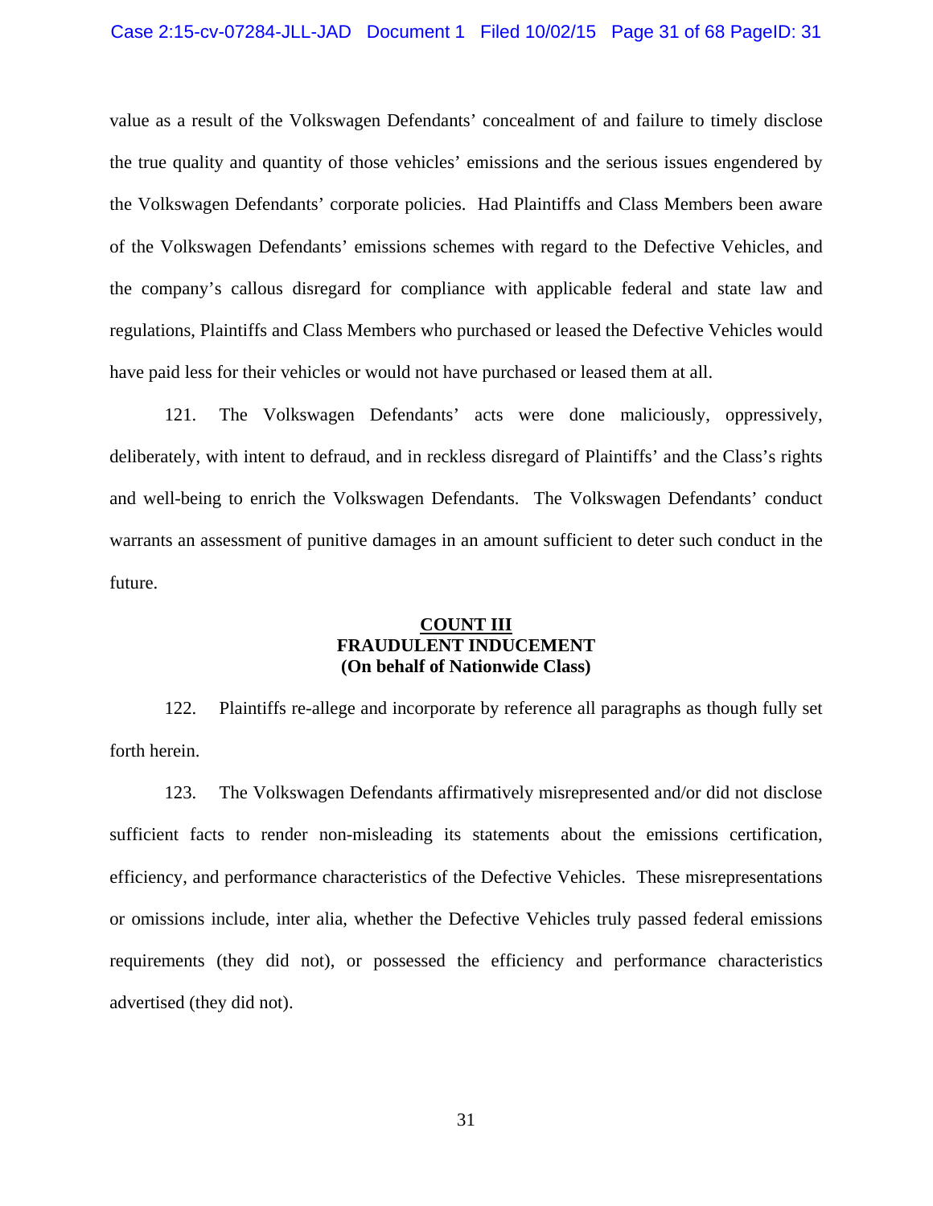value as a result of the Volkswagen Defendants' concealment of and failure to timely disclose the true quality and quantity of those vehicles' emissions and the serious issues engendered by the Volkswagen Defendants' corporate policies. Had Plaintiffs and Class Members been aware of the Volkswagen Defendants' emissions schemes with regard to the Defective Vehicles, and the company's callous disregard for compliance with applicable federal and state law and regulations, Plaintiffs and Class Members who purchased or leased the Defective Vehicles would have paid less for their vehicles or would not have purchased or leased them at all.

121. The Volkswagen Defendants' acts were done maliciously, oppressively, deliberately, with intent to defraud, and in reckless disregard of Plaintiffs' and the Class's rights and well-being to enrich the Volkswagen Defendants. The Volkswagen Defendants' conduct warrants an assessment of punitive damages in an amount sufficient to deter such conduct in the future.

## COUNT III
## FRAUDULENT INDUCEMENT
## (On behalf of Nationwide Class)

122. Plaintiffs re-allege and incorporate by reference all paragraphs as though fully set forth herein.

123. The Volkswagen Defendants affirmatively misrepresented and/or did not disclose sufficient facts to render non-misleading its statements about the emissions certification, efficiency, and performance characteristics of the Defective Vehicles. These misrepresentations or omissions include, inter alia, whether the Defective Vehicles truly passed federal emissions requirements (they did not), or possessed the efficiency and performance characteristics advertised (they did not).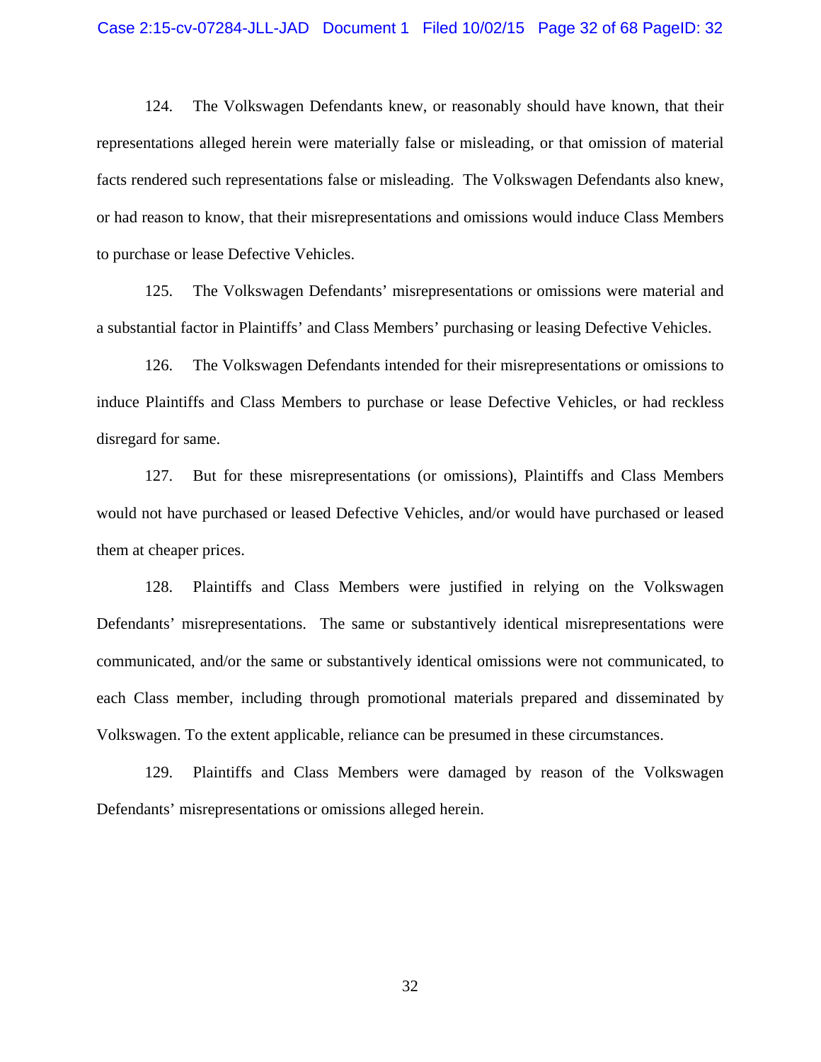124. The Volkswagen Defendants knew, or reasonably should have known, that their representations alleged herein were materially false or misleading, or that omission of material facts rendered such representations false or misleading. The Volkswagen Defendants also knew, or had reason to know, that their misrepresentations and omissions would induce Class Members to purchase or lease Defective Vehicles.

125. The Volkswagen Defendants' misrepresentations or omissions were material and a substantial factor in Plaintiffs' and Class Members' purchasing or leasing Defective Vehicles.

126. The Volkswagen Defendants intended for their misrepresentations or omissions to induce Plaintiffs and Class Members to purchase or lease Defective Vehicles, or had reckless disregard for same.

127. But for these misrepresentations (or omissions), Plaintiffs and Class Members would not have purchased or leased Defective Vehicles, and/or would have purchased or leased them at cheaper prices.

128. Plaintiffs and Class Members were justified in relying on the Volkswagen Defendants' misrepresentations. The same or substantively identical misrepresentations were communicated, and/or the same or substantively identical omissions were not communicated, to each Class member, including through promotional materials prepared and disseminated by Volkswagen. To the extent applicable, reliance can be presumed in these circumstances.

129. Plaintiffs and Class Members were damaged by reason of the Volkswagen Defendants' misrepresentations or omissions alleged herein.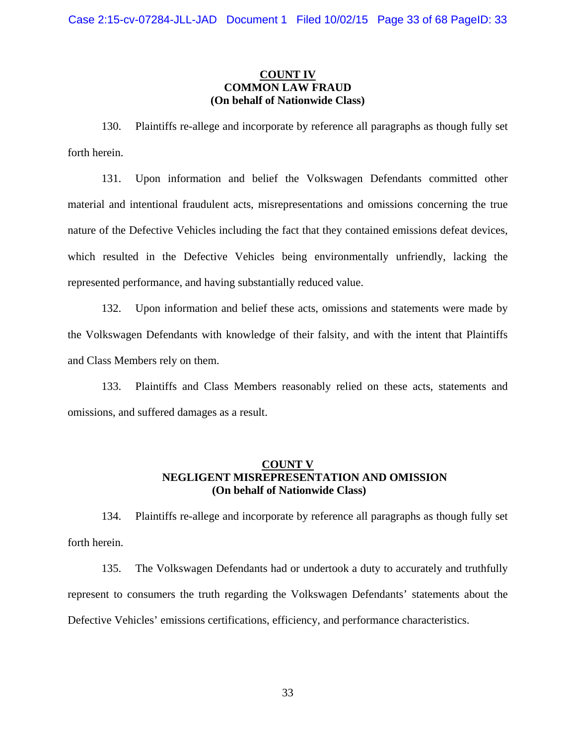**COUNT IV**
**COMMON LAW FRAUD**
**(On behalf of Nationwide Class)**

130. Plaintiffs re-allege and incorporate by reference all paragraphs as though fully set forth herein.

131. Upon information and belief the Volkswagen Defendants committed other material and intentional fraudulent acts, misrepresentations and omissions concerning the true nature of the Defective Vehicles including the fact that they contained emissions defeat devices, which resulted in the Defective Vehicles being environmentally unfriendly, lacking the represented performance, and having substantially reduced value.

132. Upon information and belief these acts, omissions and statements were made by the Volkswagen Defendants with knowledge of their falsity, and with the intent that Plaintiffs and Class Members rely on them.

133. Plaintiffs and Class Members reasonably relied on these acts, statements and omissions, and suffered damages as a result.

**COUNT V**
**NEGLIGENT MISREPRESENTATION AND OMISSION**
**(On behalf of Nationwide Class)**

134. Plaintiffs re-allege and incorporate by reference all paragraphs as though fully set forth herein.

135. The Volkswagen Defendants had or undertook a duty to accurately and truthfully represent to consumers the truth regarding the Volkswagen Defendants' statements about the Defective Vehicles' emissions certifications, efficiency, and performance characteristics.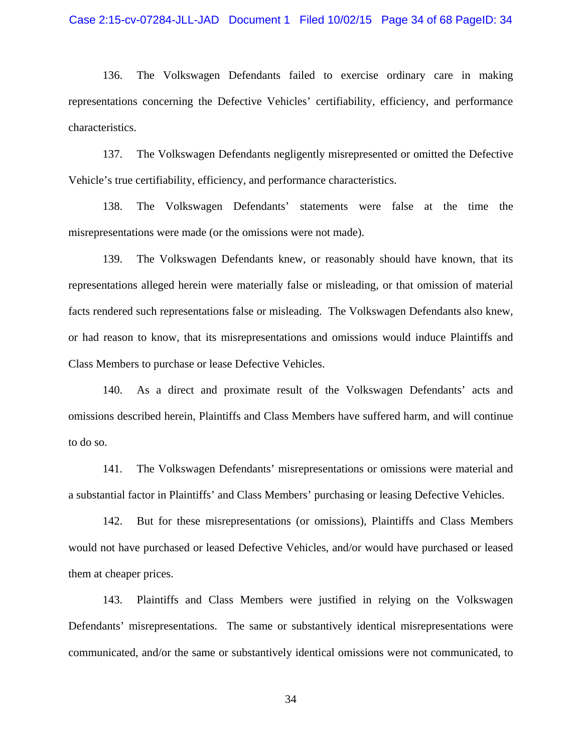136. The Volkswagen Defendants failed to exercise ordinary care in making representations concerning the Defective Vehicles' certifiability, efficiency, and performance characteristics.

137. The Volkswagen Defendants negligently misrepresented or omitted the Defective Vehicle's true certifiability, efficiency, and performance characteristics.

138. The Volkswagen Defendants' statements were false at the time the misrepresentations were made (or the omissions were not made).

139. The Volkswagen Defendants knew, or reasonably should have known, that its representations alleged herein were materially false or misleading, or that omission of material facts rendered such representations false or misleading. The Volkswagen Defendants also knew, or had reason to know, that its misrepresentations and omissions would induce Plaintiffs and Class Members to purchase or lease Defective Vehicles.

140. As a direct and proximate result of the Volkswagen Defendants' acts and omissions described herein, Plaintiffs and Class Members have suffered harm, and will continue to do so.

141. The Volkswagen Defendants' misrepresentations or omissions were material and a substantial factor in Plaintiffs' and Class Members' purchasing or leasing Defective Vehicles.

142. But for these misrepresentations (or omissions), Plaintiffs and Class Members would not have purchased or leased Defective Vehicles, and/or would have purchased or leased them at cheaper prices.

143. Plaintiffs and Class Members were justified in relying on the Volkswagen Defendants' misrepresentations. The same or substantively identical misrepresentations were communicated, and/or the same or substantively identical omissions were not communicated, to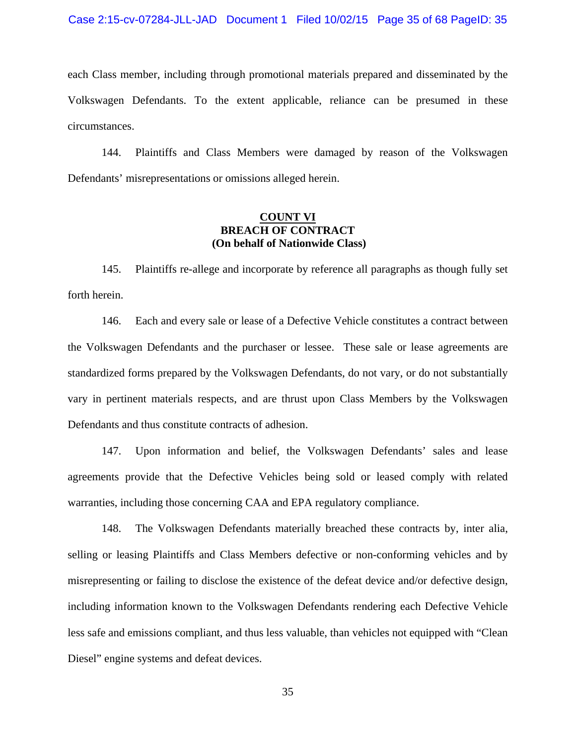each Class member, including through promotional materials prepared and disseminated by the Volkswagen Defendants. To the extent applicable, reliance can be presumed in these circumstances.

144. Plaintiffs and Class Members were damaged by reason of the Volkswagen Defendants' misrepresentations or omissions alleged herein.

**COUNT VI**
**BREACH OF CONTRACT**
**(On behalf of Nationwide Class)**

145. Plaintiffs re-allege and incorporate by reference all paragraphs as though fully set forth herein.

146. Each and every sale or lease of a Defective Vehicle constitutes a contract between the Volkswagen Defendants and the purchaser or lessee. These sale or lease agreements are standardized forms prepared by the Volkswagen Defendants, do not vary, or do not substantially vary in pertinent materials respects, and are thrust upon Class Members by the Volkswagen Defendants and thus constitute contracts of adhesion.

147. Upon information and belief, the Volkswagen Defendants' sales and lease agreements provide that the Defective Vehicles being sold or leased comply with related warranties, including those concerning CAA and EPA regulatory compliance.

148. The Volkswagen Defendants materially breached these contracts by, inter alia, selling or leasing Plaintiffs and Class Members defective or non-conforming vehicles and by misrepresenting or failing to disclose the existence of the defeat device and/or defective design, including information known to the Volkswagen Defendants rendering each Defective Vehicle less safe and emissions compliant, and thus less valuable, than vehicles not equipped with "Clean Diesel" engine systems and defeat devices.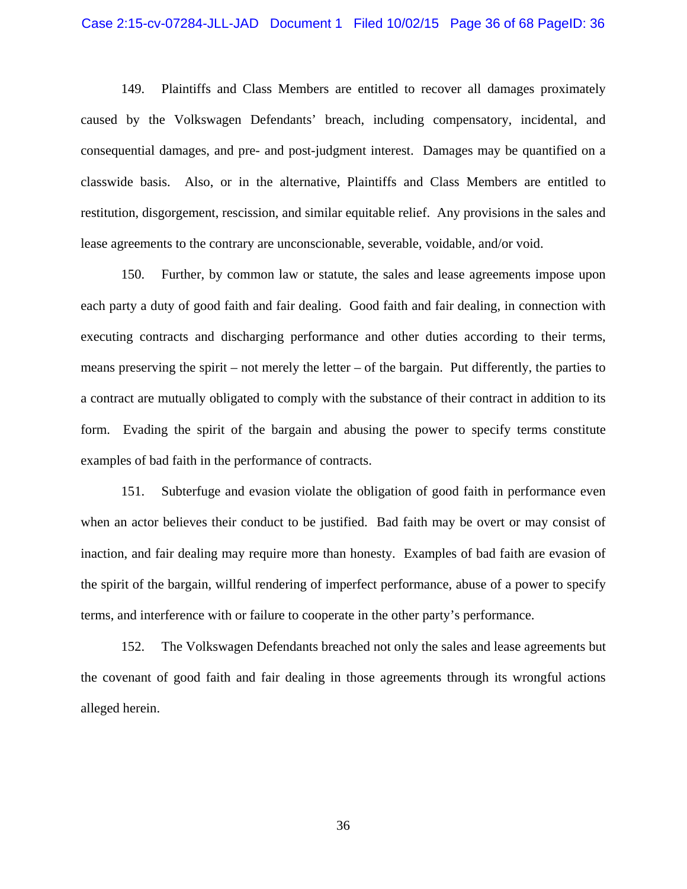149. Plaintiffs and Class Members are entitled to recover all damages proximately caused by the Volkswagen Defendants' breach, including compensatory, incidental, and consequential damages, and pre- and post-judgment interest. Damages may be quantified on a classwide basis. Also, or in the alternative, Plaintiffs and Class Members are entitled to restitution, disgorgement, rescission, and similar equitable relief. Any provisions in the sales and lease agreements to the contrary are unconscionable, severable, voidable, and/or void.

150. Further, by common law or statute, the sales and lease agreements impose upon each party a duty of good faith and fair dealing. Good faith and fair dealing, in connection with executing contracts and discharging performance and other duties according to their terms, means preserving the spirit – not merely the letter – of the bargain. Put differently, the parties to a contract are mutually obligated to comply with the substance of their contract in addition to its form. Evading the spirit of the bargain and abusing the power to specify terms constitute examples of bad faith in the performance of contracts.

151. Subterfuge and evasion violate the obligation of good faith in performance even when an actor believes their conduct to be justified. Bad faith may be overt or may consist of inaction, and fair dealing may require more than honesty. Examples of bad faith are evasion of the spirit of the bargain, willful rendering of imperfect performance, abuse of a power to specify terms, and interference with or failure to cooperate in the other party's performance.

152. The Volkswagen Defendants breached not only the sales and lease agreements but the covenant of good faith and fair dealing in those agreements through its wrongful actions alleged herein.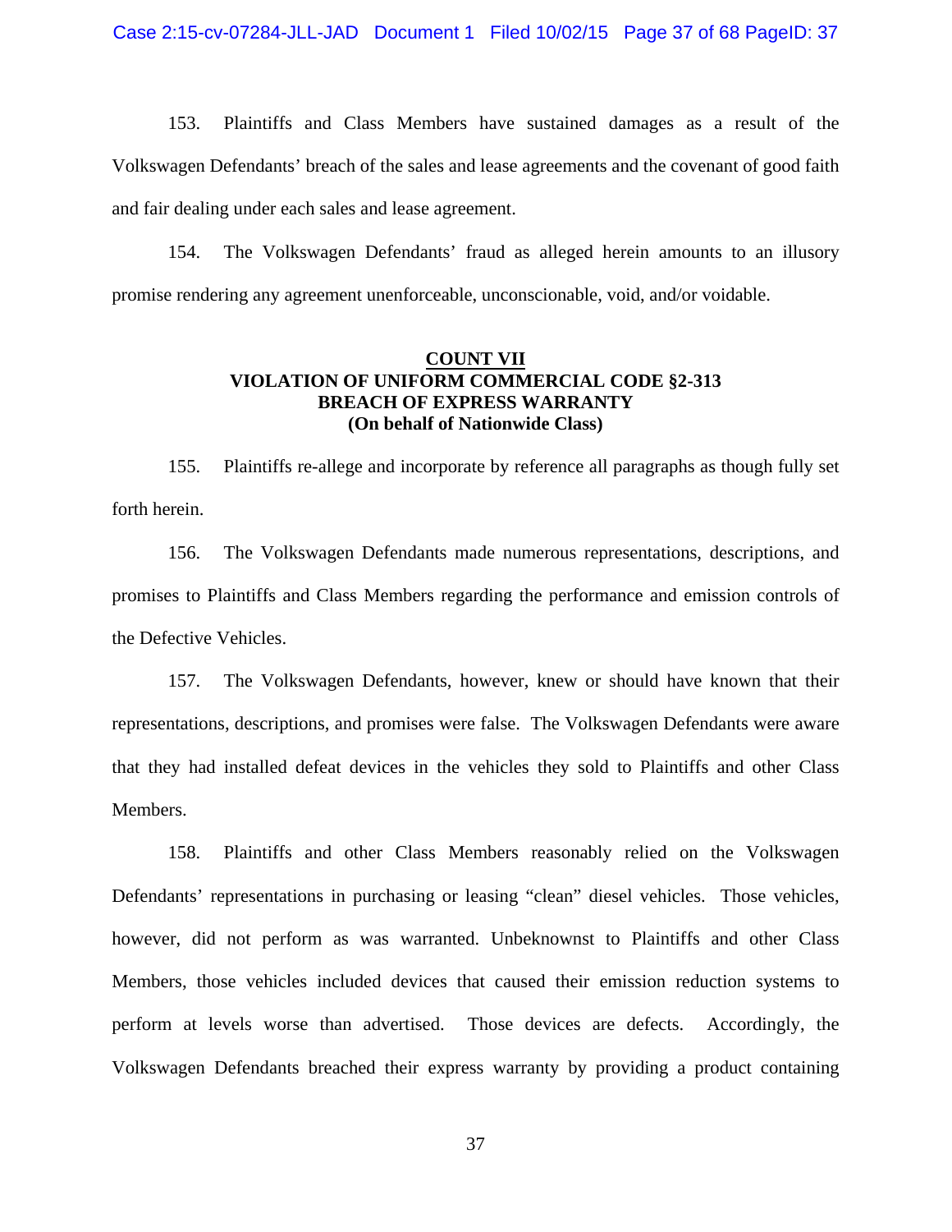153. Plaintiffs and Class Members have sustained damages as a result of the Volkswagen Defendants' breach of the sales and lease agreements and the covenant of good faith and fair dealing under each sales and lease agreement.

154. The Volkswagen Defendants' fraud as alleged herein amounts to an illusory promise rendering any agreement unenforceable, unconscionable, void, and/or voidable.

## COUNT VII
## VIOLATION OF UNIFORM COMMERCIAL CODE §2-313
## BREACH OF EXPRESS WARRANTY
## (On behalf of Nationwide Class)

155. Plaintiffs re-allege and incorporate by reference all paragraphs as though fully set forth herein.

156. The Volkswagen Defendants made numerous representations, descriptions, and promises to Plaintiffs and Class Members regarding the performance and emission controls of the Defective Vehicles.

157. The Volkswagen Defendants, however, knew or should have known that their representations, descriptions, and promises were false. The Volkswagen Defendants were aware that they had installed defeat devices in the vehicles they sold to Plaintiffs and other Class Members.

158. Plaintiffs and other Class Members reasonably relied on the Volkswagen Defendants' representations in purchasing or leasing "clean" diesel vehicles. Those vehicles, however, did not perform as was warranted. Unbeknownst to Plaintiffs and other Class Members, those vehicles included devices that caused their emission reduction systems to perform at levels worse than advertised. Those devices are defects. Accordingly, the Volkswagen Defendants breached their express warranty by providing a product containing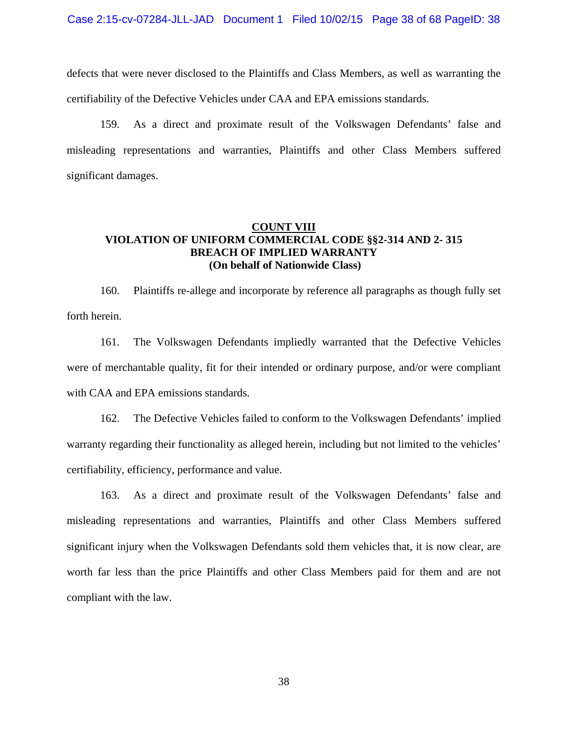defects that were never disclosed to the Plaintiffs and Class Members, as well as warranting the certifiability of the Defective Vehicles under CAA and EPA emissions standards.

159. As a direct and proximate result of the Volkswagen Defendants' false and misleading representations and warranties, Plaintiffs and other Class Members suffered significant damages.

## COUNT VIII
## VIOLATION OF UNIFORM COMMERCIAL CODE §§2-314 AND 2- 315
## BREACH OF IMPLIED WARRANTY
## (On behalf of Nationwide Class)

160. Plaintiffs re-allege and incorporate by reference all paragraphs as though fully set forth herein.

161. The Volkswagen Defendants impliedly warranted that the Defective Vehicles were of merchantable quality, fit for their intended or ordinary purpose, and/or were compliant with CAA and EPA emissions standards.

162. The Defective Vehicles failed to conform to the Volkswagen Defendants' implied warranty regarding their functionality as alleged herein, including but not limited to the vehicles' certifiability, efficiency, performance and value.

163. As a direct and proximate result of the Volkswagen Defendants' false and misleading representations and warranties, Plaintiffs and other Class Members suffered significant injury when the Volkswagen Defendants sold them vehicles that, it is now clear, are worth far less than the price Plaintiffs and other Class Members paid for them and are not compliant with the law.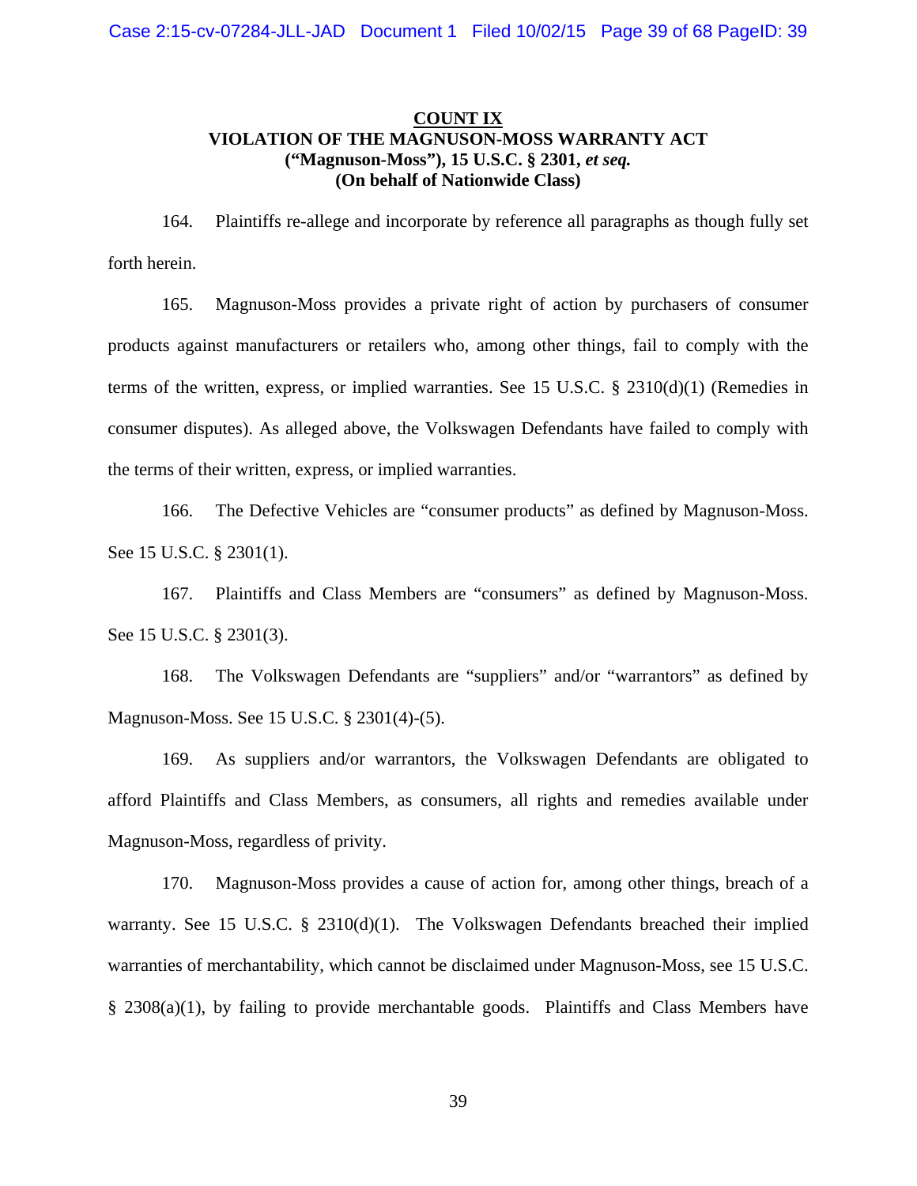**COUNT IX**
**VIOLATION OF THE MAGNUSON-MOSS WARRANTY ACT**
**("Magnuson-Moss"), 15 U.S.C. § 2301, *et seq.***
**(On behalf of Nationwide Class)**

164. Plaintiffs re-allege and incorporate by reference all paragraphs as though fully set forth herein.

165. Magnuson-Moss provides a private right of action by purchasers of consumer products against manufacturers or retailers who, among other things, fail to comply with the terms of the written, express, or implied warranties. See 15 U.S.C. § 2310(d)(1) (Remedies in consumer disputes). As alleged above, the Volkswagen Defendants have failed to comply with the terms of their written, express, or implied warranties.

166. The Defective Vehicles are "consumer products" as defined by Magnuson-Moss. See 15 U.S.C. § 2301(1).

167. Plaintiffs and Class Members are "consumers" as defined by Magnuson-Moss. See 15 U.S.C. § 2301(3).

168. The Volkswagen Defendants are "suppliers" and/or "warrantors" as defined by Magnuson-Moss. See 15 U.S.C. § 2301(4)-(5).

169. As suppliers and/or warrantors, the Volkswagen Defendants are obligated to afford Plaintiffs and Class Members, as consumers, all rights and remedies available under Magnuson-Moss, regardless of privity.

170. Magnuson-Moss provides a cause of action for, among other things, breach of a warranty. See 15 U.S.C. § 2310(d)(1). The Volkswagen Defendants breached their implied warranties of merchantability, which cannot be disclaimed under Magnuson-Moss, see 15 U.S.C. § 2308(a)(1), by failing to provide merchantable goods. Plaintiffs and Class Members have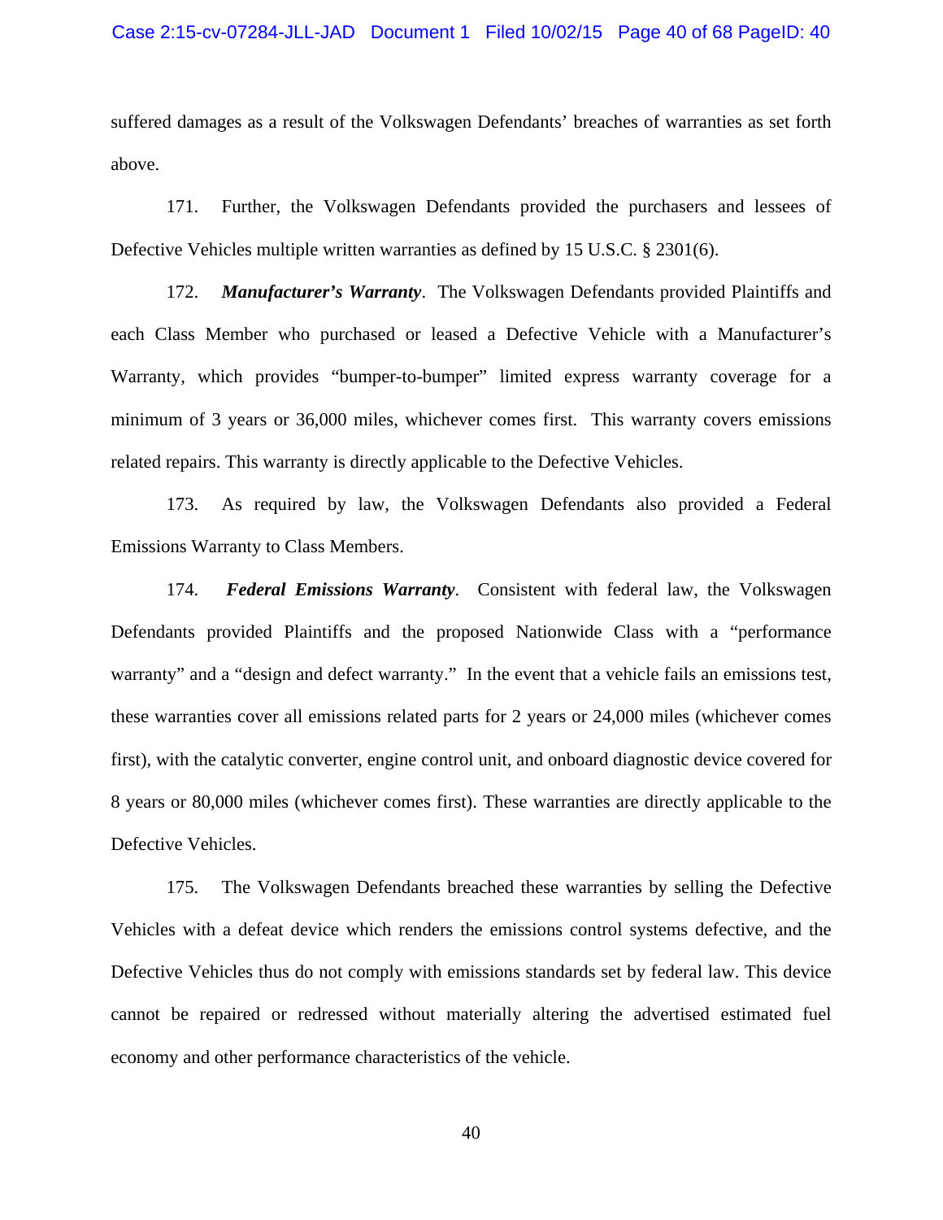suffered damages as a result of the Volkswagen Defendants' breaches of warranties as set forth above.

171. Further, the Volkswagen Defendants provided the purchasers and lessees of Defective Vehicles multiple written warranties as defined by 15 U.S.C. § 2301(6).

172. ***Manufacturer's Warranty***. The Volkswagen Defendants provided Plaintiffs and each Class Member who purchased or leased a Defective Vehicle with a Manufacturer's Warranty, which provides "bumper-to-bumper" limited express warranty coverage for a minimum of 3 years or 36,000 miles, whichever comes first. This warranty covers emissions related repairs. This warranty is directly applicable to the Defective Vehicles.

173. As required by law, the Volkswagen Defendants also provided a Federal Emissions Warranty to Class Members.

174. ***Federal Emissions Warranty***. Consistent with federal law, the Volkswagen Defendants provided Plaintiffs and the proposed Nationwide Class with a "performance warranty" and a "design and defect warranty." In the event that a vehicle fails an emissions test, these warranties cover all emissions related parts for 2 years or 24,000 miles (whichever comes first), with the catalytic converter, engine control unit, and onboard diagnostic device covered for 8 years or 80,000 miles (whichever comes first). These warranties are directly applicable to the Defective Vehicles.

175. The Volkswagen Defendants breached these warranties by selling the Defective Vehicles with a defeat device which renders the emissions control systems defective, and the Defective Vehicles thus do not comply with emissions standards set by federal law. This device cannot be repaired or redressed without materially altering the advertised estimated fuel economy and other performance characteristics of the vehicle.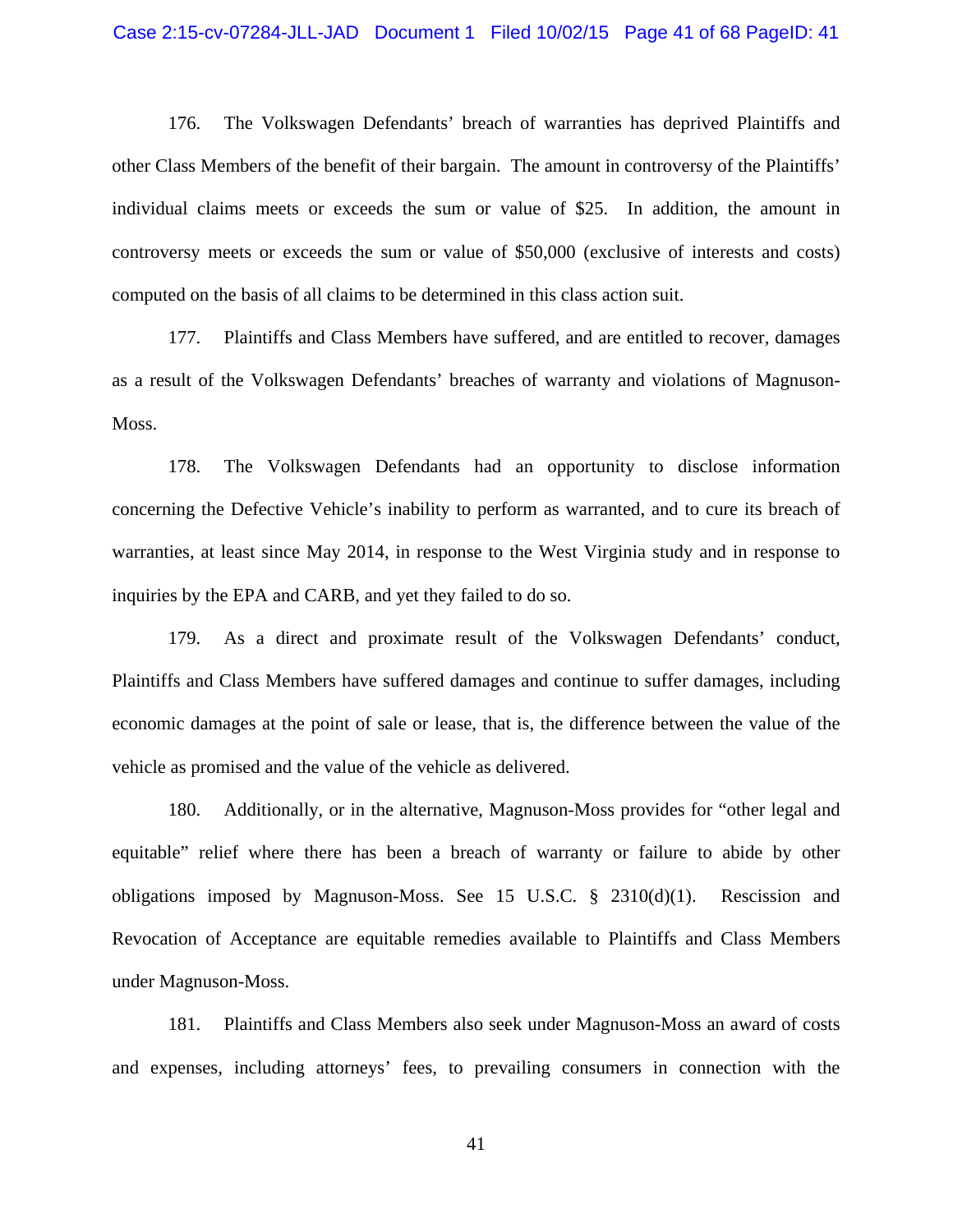176. The Volkswagen Defendants' breach of warranties has deprived Plaintiffs and other Class Members of the benefit of their bargain. The amount in controversy of the Plaintiffs' individual claims meets or exceeds the sum or value of $25. In addition, the amount in controversy meets or exceeds the sum or value of $50,000 (exclusive of interests and costs) computed on the basis of all claims to be determined in this class action suit.

177. Plaintiffs and Class Members have suffered, and are entitled to recover, damages as a result of the Volkswagen Defendants' breaches of warranty and violations of Magnuson-Moss.

178. The Volkswagen Defendants had an opportunity to disclose information concerning the Defective Vehicle's inability to perform as warranted, and to cure its breach of warranties, at least since May 2014, in response to the West Virginia study and in response to inquiries by the EPA and CARB, and yet they failed to do so.

179. As a direct and proximate result of the Volkswagen Defendants' conduct, Plaintiffs and Class Members have suffered damages and continue to suffer damages, including economic damages at the point of sale or lease, that is, the difference between the value of the vehicle as promised and the value of the vehicle as delivered.

180. Additionally, or in the alternative, Magnuson-Moss provides for "other legal and equitable" relief where there has been a breach of warranty or failure to abide by other obligations imposed by Magnuson-Moss. See 15 U.S.C. § 2310(d)(1). Rescission and Revocation of Acceptance are equitable remedies available to Plaintiffs and Class Members under Magnuson-Moss.

181. Plaintiffs and Class Members also seek under Magnuson-Moss an award of costs and expenses, including attorneys' fees, to prevailing consumers in connection with the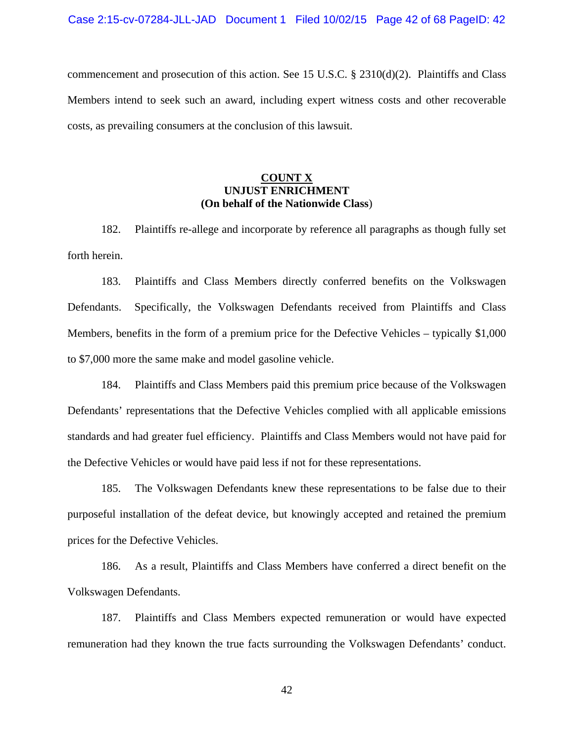commencement and prosecution of this action. See 15 U.S.C. § 2310(d)(2). Plaintiffs and Class Members intend to seek such an award, including expert witness costs and other recoverable costs, as prevailing consumers at the conclusion of this lawsuit.

**COUNT X**
**UNJUST ENRICHMENT**
**(On behalf of the Nationwide Class)**

182. Plaintiffs re-allege and incorporate by reference all paragraphs as though fully set forth herein.

183. Plaintiffs and Class Members directly conferred benefits on the Volkswagen Defendants. Specifically, the Volkswagen Defendants received from Plaintiffs and Class Members, benefits in the form of a premium price for the Defective Vehicles – typically $1,000 to $7,000 more the same make and model gasoline vehicle.

184. Plaintiffs and Class Members paid this premium price because of the Volkswagen Defendants' representations that the Defective Vehicles complied with all applicable emissions standards and had greater fuel efficiency. Plaintiffs and Class Members would not have paid for the Defective Vehicles or would have paid less if not for these representations.

185. The Volkswagen Defendants knew these representations to be false due to their purposeful installation of the defeat device, but knowingly accepted and retained the premium prices for the Defective Vehicles.

186. As a result, Plaintiffs and Class Members have conferred a direct benefit on the Volkswagen Defendants.

187. Plaintiffs and Class Members expected remuneration or would have expected remuneration had they known the true facts surrounding the Volkswagen Defendants' conduct.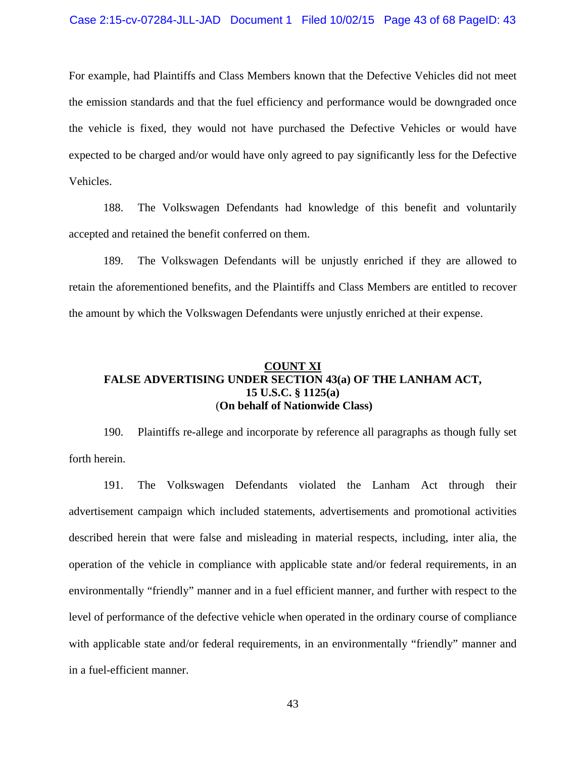For example, had Plaintiffs and Class Members known that the Defective Vehicles did not meet the emission standards and that the fuel efficiency and performance would be downgraded once the vehicle is fixed, they would not have purchased the Defective Vehicles or would have expected to be charged and/or would have only agreed to pay significantly less for the Defective Vehicles.

188. The Volkswagen Defendants had knowledge of this benefit and voluntarily accepted and retained the benefit conferred on them.

189. The Volkswagen Defendants will be unjustly enriched if they are allowed to retain the aforementioned benefits, and the Plaintiffs and Class Members are entitled to recover the amount by which the Volkswagen Defendants were unjustly enriched at their expense.

## COUNT XI
## FALSE ADVERTISING UNDER SECTION 43(a) OF THE LANHAM ACT, 15 U.S.C. § 1125(a)
**(On behalf of Nationwide Class)**

190. Plaintiffs re-allege and incorporate by reference all paragraphs as though fully set forth herein.

191. The Volkswagen Defendants violated the Lanham Act through their advertisement campaign which included statements, advertisements and promotional activities described herein that were false and misleading in material respects, including, inter alia, the operation of the vehicle in compliance with applicable state and/or federal requirements, in an environmentally "friendly" manner and in a fuel efficient manner, and further with respect to the level of performance of the defective vehicle when operated in the ordinary course of compliance with applicable state and/or federal requirements, in an environmentally "friendly" manner and in a fuel-efficient manner.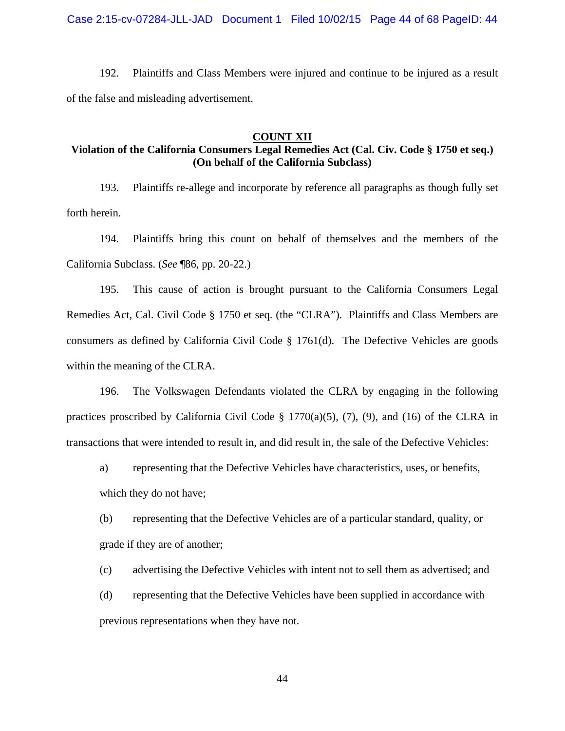192. Plaintiffs and Class Members were injured and continue to be injured as a result of the false and misleading advertisement.

**COUNT XII**
**Violation of the California Consumers Legal Remedies Act (Cal. Civ. Code § 1750 et seq.)**
**(On behalf of the California Subclass)**

193. Plaintiffs re-allege and incorporate by reference all paragraphs as though fully set forth herein.

194. Plaintiffs bring this count on behalf of themselves and the members of the California Subclass. (*See* ¶86, pp. 20-22.)

195. This cause of action is brought pursuant to the California Consumers Legal Remedies Act, Cal. Civil Code § 1750 et seq. (the "CLRA"). Plaintiffs and Class Members are consumers as defined by California Civil Code § 1761(d). The Defective Vehicles are goods within the meaning of the CLRA.

196. The Volkswagen Defendants violated the CLRA by engaging in the following practices proscribed by California Civil Code § 1770(a)(5), (7), (9), and (16) of the CLRA in transactions that were intended to result in, and did result in, the sale of the Defective Vehicles:

a) representing that the Defective Vehicles have characteristics, uses, or benefits, which they do not have;

(b) representing that the Defective Vehicles are of a particular standard, quality, or grade if they are of another;

(c) advertising the Defective Vehicles with intent not to sell them as advertised; and

(d) representing that the Defective Vehicles have been supplied in accordance with previous representations when they have not.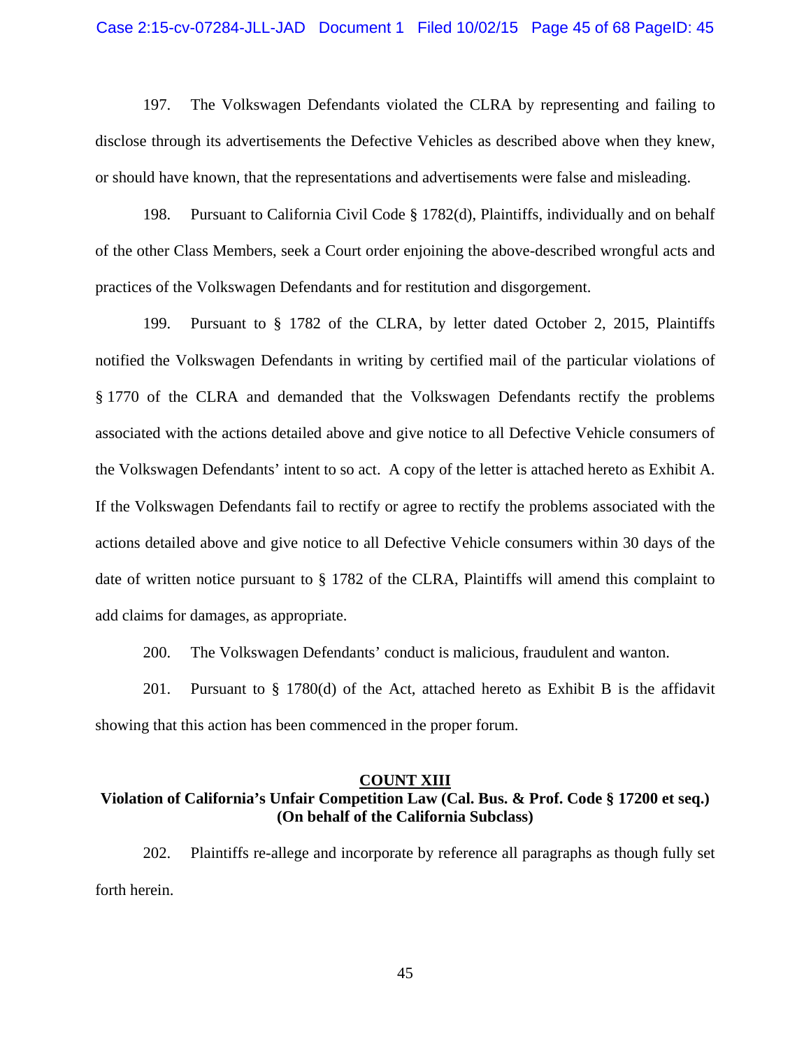197. The Volkswagen Defendants violated the CLRA by representing and failing to disclose through its advertisements the Defective Vehicles as described above when they knew, or should have known, that the representations and advertisements were false and misleading.

198. Pursuant to California Civil Code § 1782(d), Plaintiffs, individually and on behalf of the other Class Members, seek a Court order enjoining the above-described wrongful acts and practices of the Volkswagen Defendants and for restitution and disgorgement.

199. Pursuant to § 1782 of the CLRA, by letter dated October 2, 2015, Plaintiffs notified the Volkswagen Defendants in writing by certified mail of the particular violations of § 1770 of the CLRA and demanded that the Volkswagen Defendants rectify the problems associated with the actions detailed above and give notice to all Defective Vehicle consumers of the Volkswagen Defendants' intent to so act. A copy of the letter is attached hereto as Exhibit A. If the Volkswagen Defendants fail to rectify or agree to rectify the problems associated with the actions detailed above and give notice to all Defective Vehicle consumers within 30 days of the date of written notice pursuant to § 1782 of the CLRA, Plaintiffs will amend this complaint to add claims for damages, as appropriate.

200. The Volkswagen Defendants' conduct is malicious, fraudulent and wanton.

201. Pursuant to § 1780(d) of the Act, attached hereto as Exhibit B is the affidavit showing that this action has been commenced in the proper forum.

## COUNT XIII

### Violation of California's Unfair Competition Law (Cal. Bus. & Prof. Code § 17200 et seq.) (On behalf of the California Subclass)

202. Plaintiffs re-allege and incorporate by reference all paragraphs as though fully set forth herein.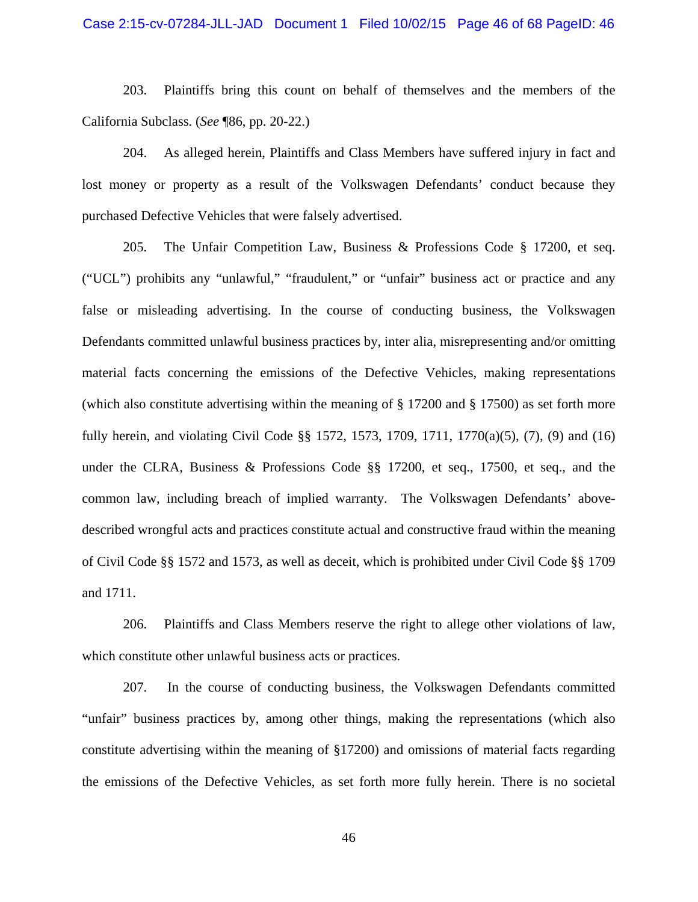203. Plaintiffs bring this count on behalf of themselves and the members of the California Subclass. (*See* ¶86, pp. 20-22.)

204. As alleged herein, Plaintiffs and Class Members have suffered injury in fact and lost money or property as a result of the Volkswagen Defendants' conduct because they purchased Defective Vehicles that were falsely advertised.

205. The Unfair Competition Law, Business & Professions Code § 17200, et seq. ("UCL") prohibits any "unlawful," "fraudulent," or "unfair" business act or practice and any false or misleading advertising. In the course of conducting business, the Volkswagen Defendants committed unlawful business practices by, inter alia, misrepresenting and/or omitting material facts concerning the emissions of the Defective Vehicles, making representations (which also constitute advertising within the meaning of § 17200 and § 17500) as set forth more fully herein, and violating Civil Code §§ 1572, 1573, 1709, 1711, 1770(a)(5), (7), (9) and (16) under the CLRA, Business & Professions Code §§ 17200, et seq., 17500, et seq., and the common law, including breach of implied warranty. The Volkswagen Defendants' above-described wrongful acts and practices constitute actual and constructive fraud within the meaning of Civil Code §§ 1572 and 1573, as well as deceit, which is prohibited under Civil Code §§ 1709 and 1711.

206. Plaintiffs and Class Members reserve the right to allege other violations of law, which constitute other unlawful business acts or practices.

207. In the course of conducting business, the Volkswagen Defendants committed "unfair" business practices by, among other things, making the representations (which also constitute advertising within the meaning of §17200) and omissions of material facts regarding the emissions of the Defective Vehicles, as set forth more fully herein. There is no societal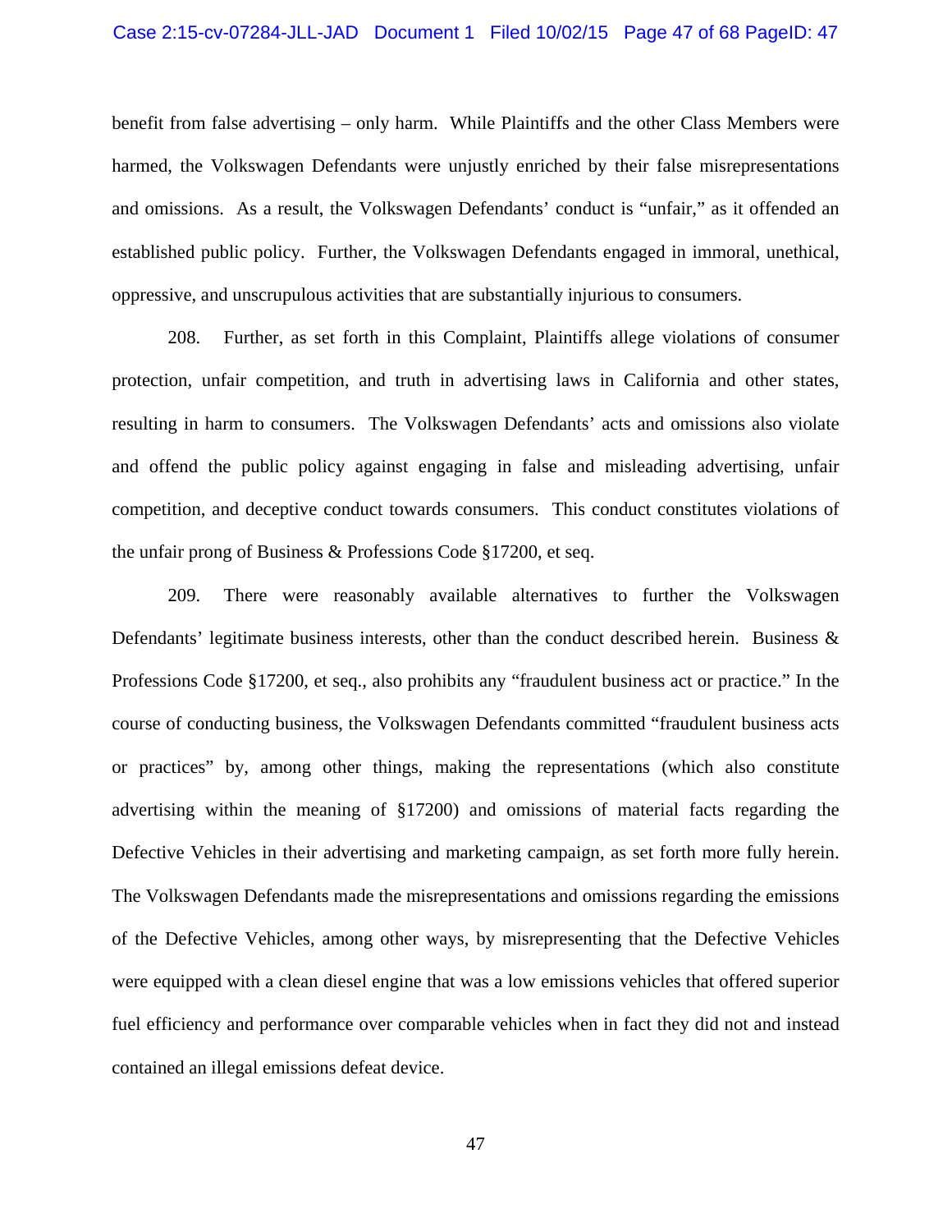benefit from false advertising – only harm. While Plaintiffs and the other Class Members were harmed, the Volkswagen Defendants were unjustly enriched by their false misrepresentations and omissions. As a result, the Volkswagen Defendants' conduct is "unfair," as it offended an established public policy. Further, the Volkswagen Defendants engaged in immoral, unethical, oppressive, and unscrupulous activities that are substantially injurious to consumers.

208. Further, as set forth in this Complaint, Plaintiffs allege violations of consumer protection, unfair competition, and truth in advertising laws in California and other states, resulting in harm to consumers. The Volkswagen Defendants' acts and omissions also violate and offend the public policy against engaging in false and misleading advertising, unfair competition, and deceptive conduct towards consumers. This conduct constitutes violations of the unfair prong of Business & Professions Code §17200, et seq.

209. There were reasonably available alternatives to further the Volkswagen Defendants' legitimate business interests, other than the conduct described herein. Business & Professions Code §17200, et seq., also prohibits any "fraudulent business act or practice." In the course of conducting business, the Volkswagen Defendants committed "fraudulent business acts or practices" by, among other things, making the representations (which also constitute advertising within the meaning of §17200) and omissions of material facts regarding the Defective Vehicles in their advertising and marketing campaign, as set forth more fully herein. The Volkswagen Defendants made the misrepresentations and omissions regarding the emissions of the Defective Vehicles, among other ways, by misrepresenting that the Defective Vehicles were equipped with a clean diesel engine that was a low emissions vehicles that offered superior fuel efficiency and performance over comparable vehicles when in fact they did not and instead contained an illegal emissions defeat device.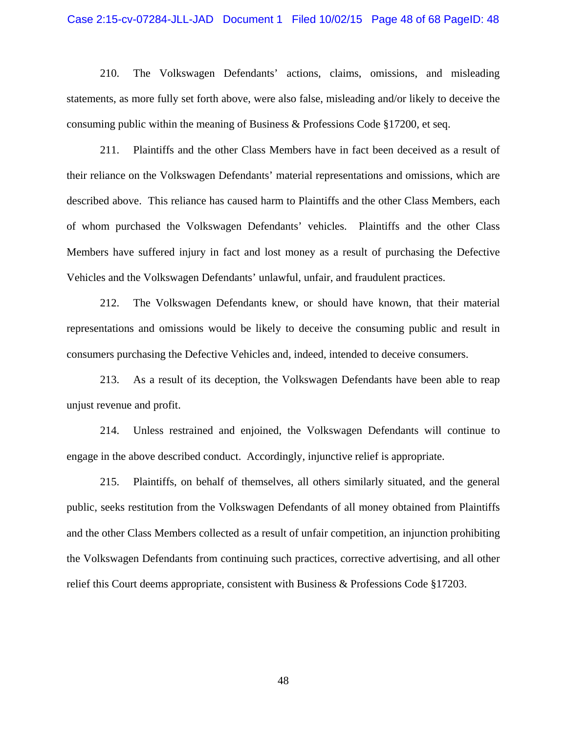210. The Volkswagen Defendants' actions, claims, omissions, and misleading statements, as more fully set forth above, were also false, misleading and/or likely to deceive the consuming public within the meaning of Business & Professions Code §17200, et seq.

211. Plaintiffs and the other Class Members have in fact been deceived as a result of their reliance on the Volkswagen Defendants' material representations and omissions, which are described above. This reliance has caused harm to Plaintiffs and the other Class Members, each of whom purchased the Volkswagen Defendants' vehicles. Plaintiffs and the other Class Members have suffered injury in fact and lost money as a result of purchasing the Defective Vehicles and the Volkswagen Defendants' unlawful, unfair, and fraudulent practices.

212. The Volkswagen Defendants knew, or should have known, that their material representations and omissions would be likely to deceive the consuming public and result in consumers purchasing the Defective Vehicles and, indeed, intended to deceive consumers.

213. As a result of its deception, the Volkswagen Defendants have been able to reap unjust revenue and profit.

214. Unless restrained and enjoined, the Volkswagen Defendants will continue to engage in the above described conduct. Accordingly, injunctive relief is appropriate.

215. Plaintiffs, on behalf of themselves, all others similarly situated, and the general public, seeks restitution from the Volkswagen Defendants of all money obtained from Plaintiffs and the other Class Members collected as a result of unfair competition, an injunction prohibiting the Volkswagen Defendants from continuing such practices, corrective advertising, and all other relief this Court deems appropriate, consistent with Business & Professions Code §17203.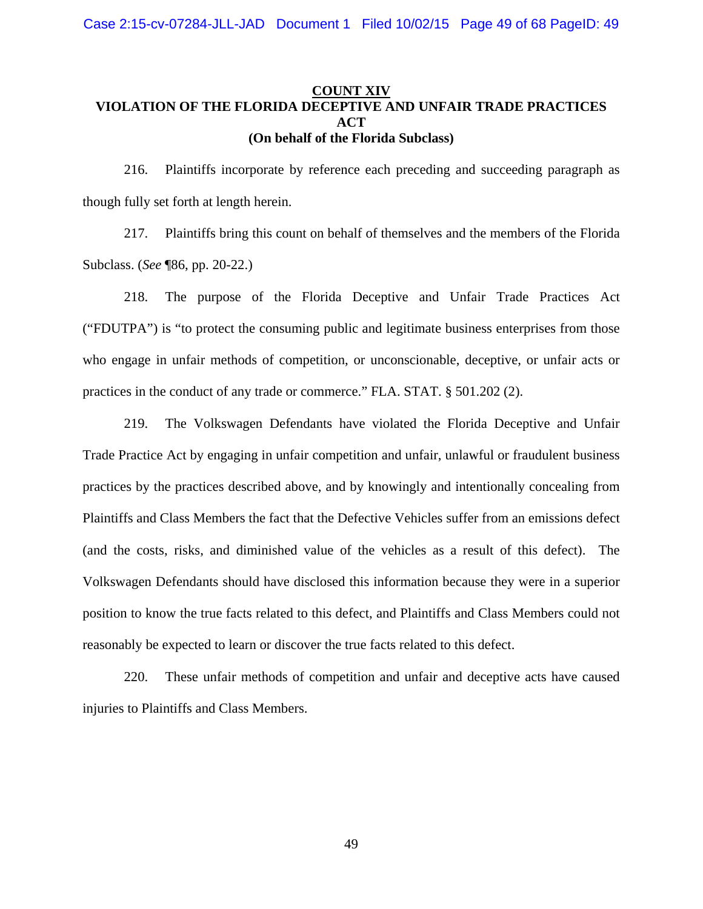## COUNT XIV
## VIOLATION OF THE FLORIDA DECEPTIVE AND UNFAIR TRADE PRACTICES ACT
## (On behalf of the Florida Subclass)

216. Plaintiffs incorporate by reference each preceding and succeeding paragraph as though fully set forth at length herein.

217. Plaintiffs bring this count on behalf of themselves and the members of the Florida Subclass. (*See* ¶86, pp. 20-22.)

218. The purpose of the Florida Deceptive and Unfair Trade Practices Act ("FDUTPA") is "to protect the consuming public and legitimate business enterprises from those who engage in unfair methods of competition, or unconscionable, deceptive, or unfair acts or practices in the conduct of any trade or commerce." FLA. STAT. § 501.202 (2).

219. The Volkswagen Defendants have violated the Florida Deceptive and Unfair Trade Practice Act by engaging in unfair competition and unfair, unlawful or fraudulent business practices by the practices described above, and by knowingly and intentionally concealing from Plaintiffs and Class Members the fact that the Defective Vehicles suffer from an emissions defect (and the costs, risks, and diminished value of the vehicles as a result of this defect). The Volkswagen Defendants should have disclosed this information because they were in a superior position to know the true facts related to this defect, and Plaintiffs and Class Members could not reasonably be expected to learn or discover the true facts related to this defect.

220. These unfair methods of competition and unfair and deceptive acts have caused injuries to Plaintiffs and Class Members.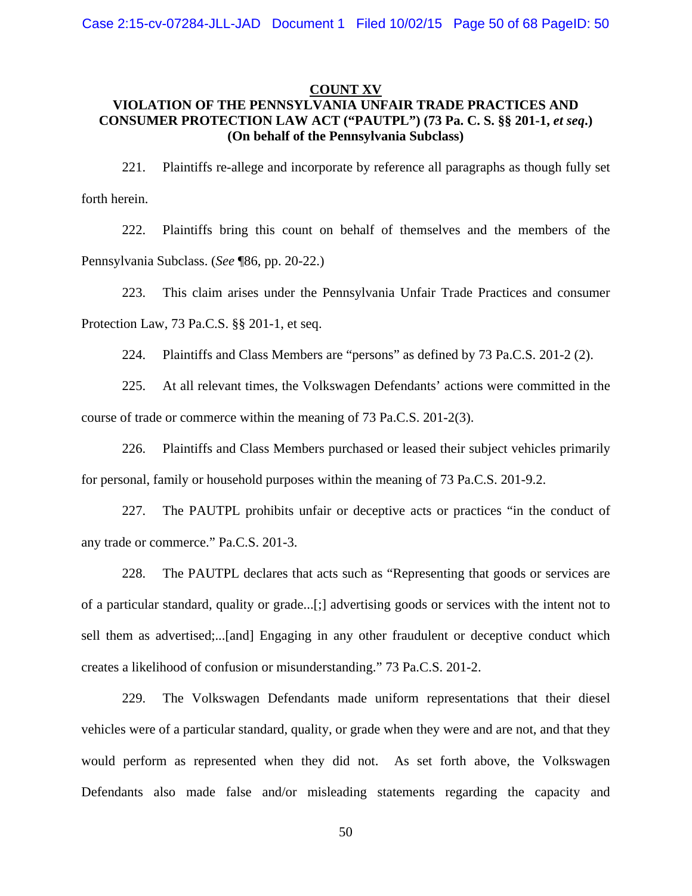**COUNT XV**

**VIOLATION OF THE PENNSYLVANIA UNFAIR TRADE PRACTICES AND CONSUMER PROTECTION LAW ACT ("PAUTPL") (73 Pa. C. S. §§ 201-1, *et seq.*) (On behalf of the Pennsylvania Subclass)**

221. Plaintiffs re-allege and incorporate by reference all paragraphs as though fully set forth herein.

222. Plaintiffs bring this count on behalf of themselves and the members of the Pennsylvania Subclass. (*See* ¶86, pp. 20-22.)

223. This claim arises under the Pennsylvania Unfair Trade Practices and consumer Protection Law, 73 Pa.C.S. §§ 201-1, et seq.

224. Plaintiffs and Class Members are "persons" as defined by 73 Pa.C.S. 201-2 (2).

225. At all relevant times, the Volkswagen Defendants' actions were committed in the course of trade or commerce within the meaning of 73 Pa.C.S. 201-2(3).

226. Plaintiffs and Class Members purchased or leased their subject vehicles primarily for personal, family or household purposes within the meaning of 73 Pa.C.S. 201-9.2.

227. The PAUTPL prohibits unfair or deceptive acts or practices "in the conduct of any trade or commerce." Pa.C.S. 201-3.

228. The PAUTPL declares that acts such as "Representing that goods or services are of a particular standard, quality or grade...[;] advertising goods or services with the intent not to sell them as advertised;...[and] Engaging in any other fraudulent or deceptive conduct which creates a likelihood of confusion or misunderstanding." 73 Pa.C.S. 201-2.

229. The Volkswagen Defendants made uniform representations that their diesel vehicles were of a particular standard, quality, or grade when they were and are not, and that they would perform as represented when they did not. As set forth above, the Volkswagen Defendants also made false and/or misleading statements regarding the capacity and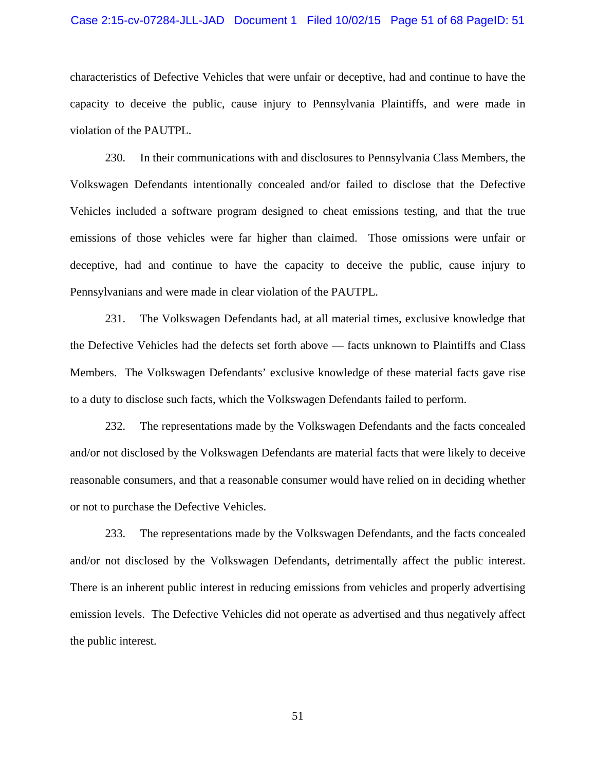characteristics of Defective Vehicles that were unfair or deceptive, had and continue to have the capacity to deceive the public, cause injury to Pennsylvania Plaintiffs, and were made in violation of the PAUTPL.

230. In their communications with and disclosures to Pennsylvania Class Members, the Volkswagen Defendants intentionally concealed and/or failed to disclose that the Defective Vehicles included a software program designed to cheat emissions testing, and that the true emissions of those vehicles were far higher than claimed. Those omissions were unfair or deceptive, had and continue to have the capacity to deceive the public, cause injury to Pennsylvanians and were made in clear violation of the PAUTPL.

231. The Volkswagen Defendants had, at all material times, exclusive knowledge that the Defective Vehicles had the defects set forth above — facts unknown to Plaintiffs and Class Members. The Volkswagen Defendants' exclusive knowledge of these material facts gave rise to a duty to disclose such facts, which the Volkswagen Defendants failed to perform.

232. The representations made by the Volkswagen Defendants and the facts concealed and/or not disclosed by the Volkswagen Defendants are material facts that were likely to deceive reasonable consumers, and that a reasonable consumer would have relied on in deciding whether or not to purchase the Defective Vehicles.

233. The representations made by the Volkswagen Defendants, and the facts concealed and/or not disclosed by the Volkswagen Defendants, detrimentally affect the public interest. There is an inherent public interest in reducing emissions from vehicles and properly advertising emission levels. The Defective Vehicles did not operate as advertised and thus negatively affect the public interest.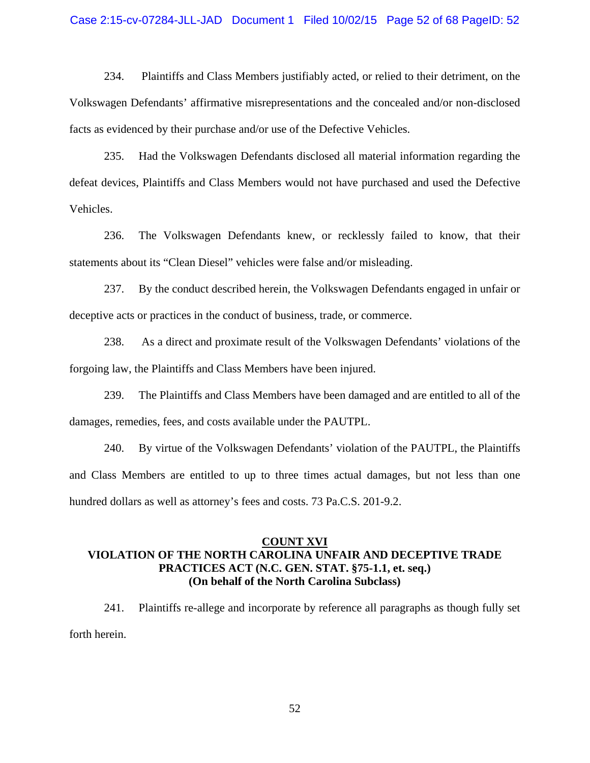234. Plaintiffs and Class Members justifiably acted, or relied to their detriment, on the Volkswagen Defendants' affirmative misrepresentations and the concealed and/or non-disclosed facts as evidenced by their purchase and/or use of the Defective Vehicles.

235. Had the Volkswagen Defendants disclosed all material information regarding the defeat devices, Plaintiffs and Class Members would not have purchased and used the Defective Vehicles.

236. The Volkswagen Defendants knew, or recklessly failed to know, that their statements about its "Clean Diesel" vehicles were false and/or misleading.

237. By the conduct described herein, the Volkswagen Defendants engaged in unfair or deceptive acts or practices in the conduct of business, trade, or commerce.

238. As a direct and proximate result of the Volkswagen Defendants' violations of the forgoing law, the Plaintiffs and Class Members have been injured.

239. The Plaintiffs and Class Members have been damaged and are entitled to all of the damages, remedies, fees, and costs available under the PAUTPL.

240. By virtue of the Volkswagen Defendants' violation of the PAUTPL, the Plaintiffs and Class Members are entitled to up to three times actual damages, but not less than one hundred dollars as well as attorney's fees and costs. 73 Pa.C.S. 201-9.2.

**COUNT XVI**
**VIOLATION OF THE NORTH CAROLINA UNFAIR AND DECEPTIVE TRADE PRACTICES ACT (N.C. GEN. STAT. §75-1.1, et. seq.)**
**(On behalf of the North Carolina Subclass)**

241. Plaintiffs re-allege and incorporate by reference all paragraphs as though fully set forth herein.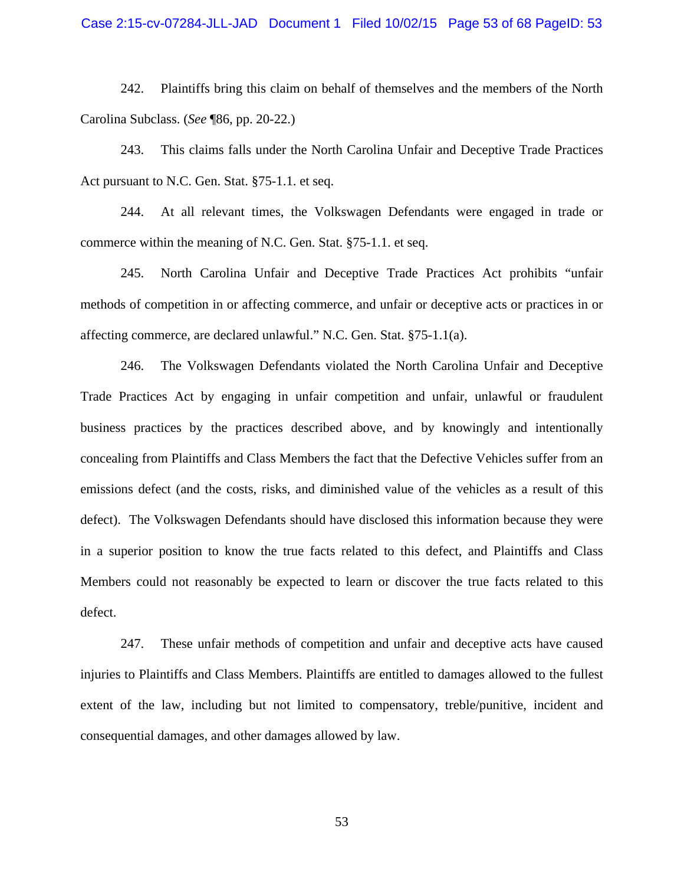242. Plaintiffs bring this claim on behalf of themselves and the members of the North Carolina Subclass. (*See* ¶86, pp. 20-22.)

243. This claims falls under the North Carolina Unfair and Deceptive Trade Practices Act pursuant to N.C. Gen. Stat. §75-1.1. et seq.

244. At all relevant times, the Volkswagen Defendants were engaged in trade or commerce within the meaning of N.C. Gen. Stat. §75-1.1. et seq.

245. North Carolina Unfair and Deceptive Trade Practices Act prohibits "unfair methods of competition in or affecting commerce, and unfair or deceptive acts or practices in or affecting commerce, are declared unlawful." N.C. Gen. Stat. §75-1.1(a).

246. The Volkswagen Defendants violated the North Carolina Unfair and Deceptive Trade Practices Act by engaging in unfair competition and unfair, unlawful or fraudulent business practices by the practices described above, and by knowingly and intentionally concealing from Plaintiffs and Class Members the fact that the Defective Vehicles suffer from an emissions defect (and the costs, risks, and diminished value of the vehicles as a result of this defect). The Volkswagen Defendants should have disclosed this information because they were in a superior position to know the true facts related to this defect, and Plaintiffs and Class Members could not reasonably be expected to learn or discover the true facts related to this defect.

247. These unfair methods of competition and unfair and deceptive acts have caused injuries to Plaintiffs and Class Members. Plaintiffs are entitled to damages allowed to the fullest extent of the law, including but not limited to compensatory, treble/punitive, incident and consequential damages, and other damages allowed by law.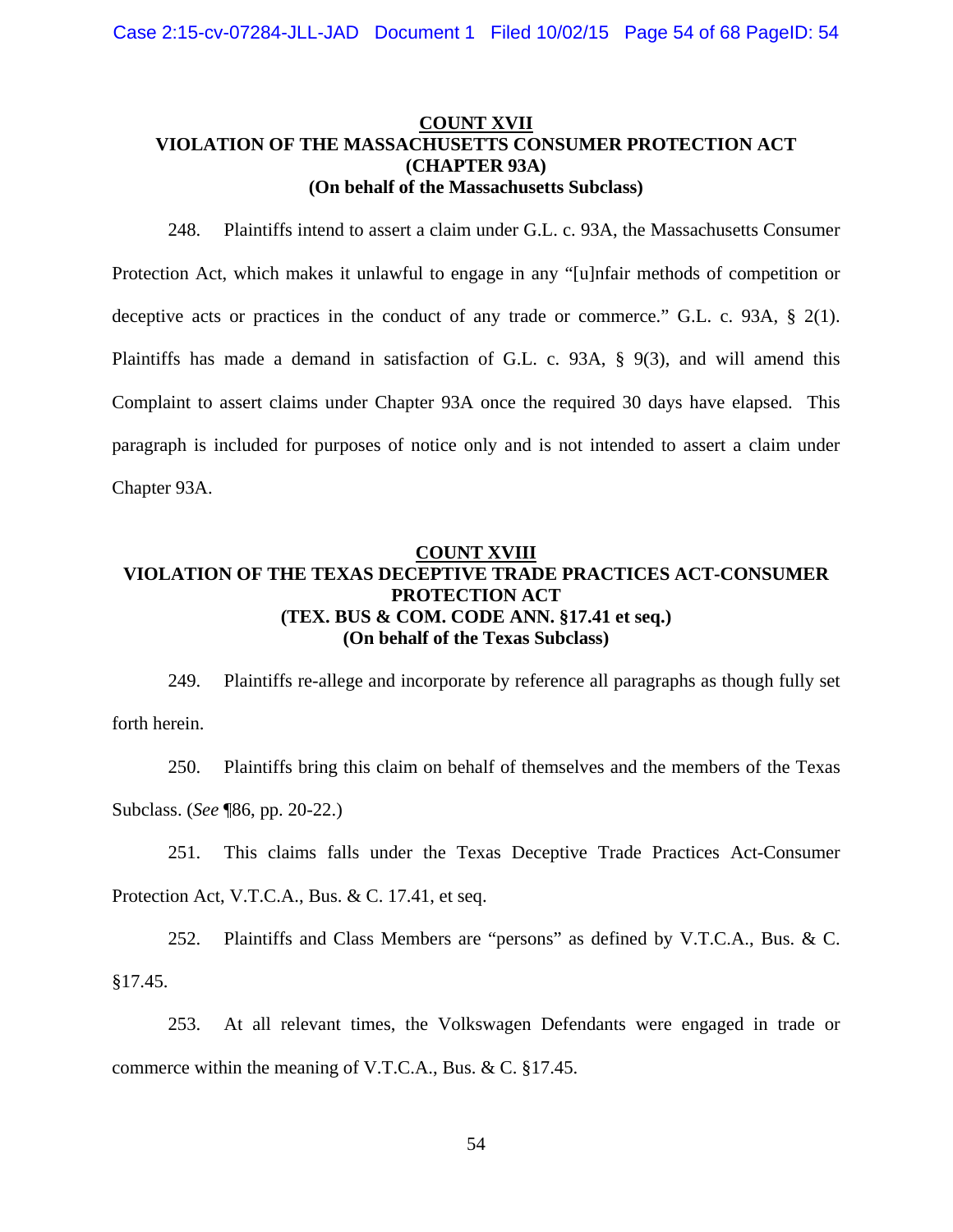## COUNT XVII
## VIOLATION OF THE MASSACHUSETTS CONSUMER PROTECTION ACT (CHAPTER 93A) (On behalf of the Massachusetts Subclass)

248. Plaintiffs intend to assert a claim under G.L. c. 93A, the Massachusetts Consumer Protection Act, which makes it unlawful to engage in any "[u]nfair methods of competition or deceptive acts or practices in the conduct of any trade or commerce." G.L. c. 93A, § 2(1). Plaintiffs has made a demand in satisfaction of G.L. c. 93A, § 9(3), and will amend this Complaint to assert claims under Chapter 93A once the required 30 days have elapsed. This paragraph is included for purposes of notice only and is not intended to assert a claim under Chapter 93A.

## COUNT XVIII
## VIOLATION OF THE TEXAS DECEPTIVE TRADE PRACTICES ACT-CONSUMER PROTECTION ACT (TEX. BUS & COM. CODE ANN. §17.41 et seq.) (On behalf of the Texas Subclass)

249. Plaintiffs re-allege and incorporate by reference all paragraphs as though fully set forth herein.

250. Plaintiffs bring this claim on behalf of themselves and the members of the Texas Subclass. (*See* ¶86, pp. 20-22.)

251. This claims falls under the Texas Deceptive Trade Practices Act-Consumer Protection Act, V.T.C.A., Bus. & C. 17.41, et seq.

252. Plaintiffs and Class Members are "persons" as defined by V.T.C.A., Bus. & C. §17.45.

253. At all relevant times, the Volkswagen Defendants were engaged in trade or commerce within the meaning of V.T.C.A., Bus. & C. §17.45.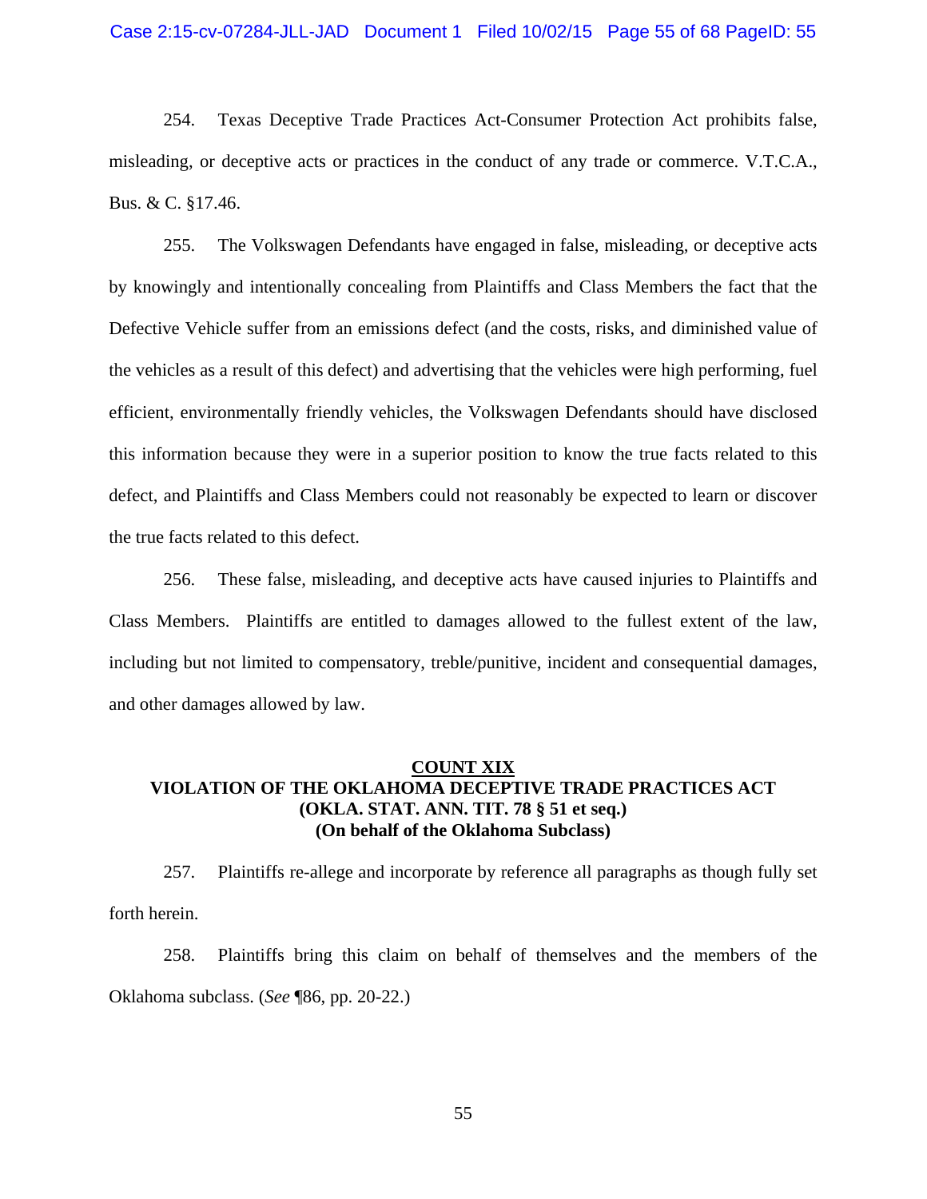254. Texas Deceptive Trade Practices Act-Consumer Protection Act prohibits false, misleading, or deceptive acts or practices in the conduct of any trade or commerce. V.T.C.A., Bus. & C. §17.46.

255. The Volkswagen Defendants have engaged in false, misleading, or deceptive acts by knowingly and intentionally concealing from Plaintiffs and Class Members the fact that the Defective Vehicle suffer from an emissions defect (and the costs, risks, and diminished value of the vehicles as a result of this defect) and advertising that the vehicles were high performing, fuel efficient, environmentally friendly vehicles, the Volkswagen Defendants should have disclosed this information because they were in a superior position to know the true facts related to this defect, and Plaintiffs and Class Members could not reasonably be expected to learn or discover the true facts related to this defect.

256. These false, misleading, and deceptive acts have caused injuries to Plaintiffs and Class Members. Plaintiffs are entitled to damages allowed to the fullest extent of the law, including but not limited to compensatory, treble/punitive, incident and consequential damages, and other damages allowed by law.

## COUNT XIX
## VIOLATION OF THE OKLAHOMA DECEPTIVE TRADE PRACTICES ACT
## (OKLA. STAT. ANN. TIT. 78 § 51 et seq.)
## (On behalf of the Oklahoma Subclass)

257. Plaintiffs re-allege and incorporate by reference all paragraphs as though fully set forth herein.

258. Plaintiffs bring this claim on behalf of themselves and the members of the Oklahoma subclass. (*See* ¶86, pp. 20-22.)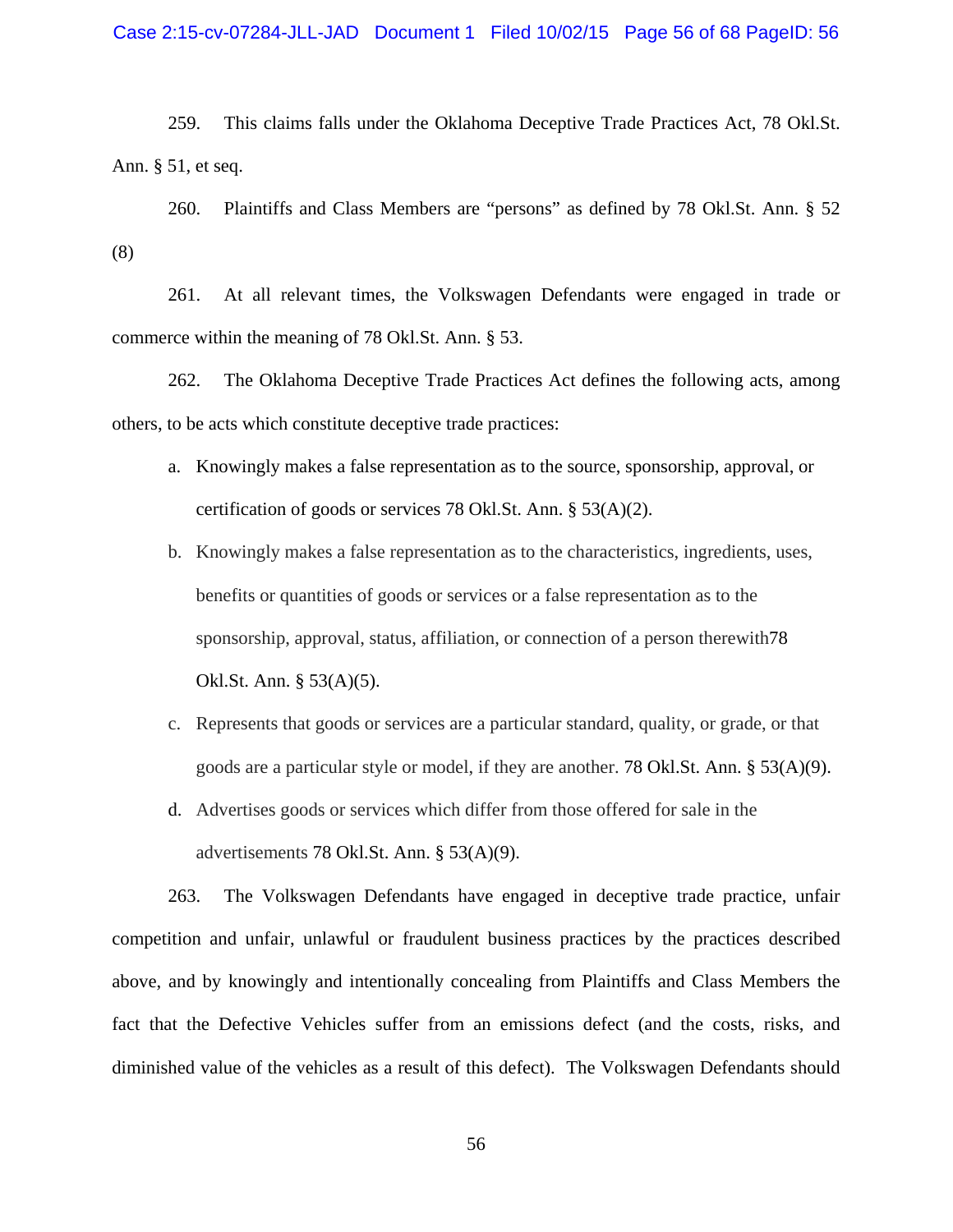259. This claims falls under the Oklahoma Deceptive Trade Practices Act, 78 Okl.St. Ann. § 51, et seq.

260. Plaintiffs and Class Members are "persons" as defined by 78 Okl.St. Ann. § 52 (8)

261. At all relevant times, the Volkswagen Defendants were engaged in trade or commerce within the meaning of 78 Okl.St. Ann. § 53.

262. The Oklahoma Deceptive Trade Practices Act defines the following acts, among others, to be acts which constitute deceptive trade practices:

a. Knowingly makes a false representation as to the source, sponsorship, approval, or certification of goods or services 78 Okl.St. Ann. § 53(A)(2).

b. Knowingly makes a false representation as to the characteristics, ingredients, uses, benefits or quantities of goods or services or a false representation as to the sponsorship, approval, status, affiliation, or connection of a person therewith78 Okl.St. Ann. § 53(A)(5).

c. Represents that goods or services are a particular standard, quality, or grade, or that goods are a particular style or model, if they are another. 78 Okl.St. Ann. § 53(A)(9).

d. Advertises goods or services which differ from those offered for sale in the advertisements 78 Okl.St. Ann. § 53(A)(9).

263. The Volkswagen Defendants have engaged in deceptive trade practice, unfair competition and unfair, unlawful or fraudulent business practices by the practices described above, and by knowingly and intentionally concealing from Plaintiffs and Class Members the fact that the Defective Vehicles suffer from an emissions defect (and the costs, risks, and diminished value of the vehicles as a result of this defect). The Volkswagen Defendants should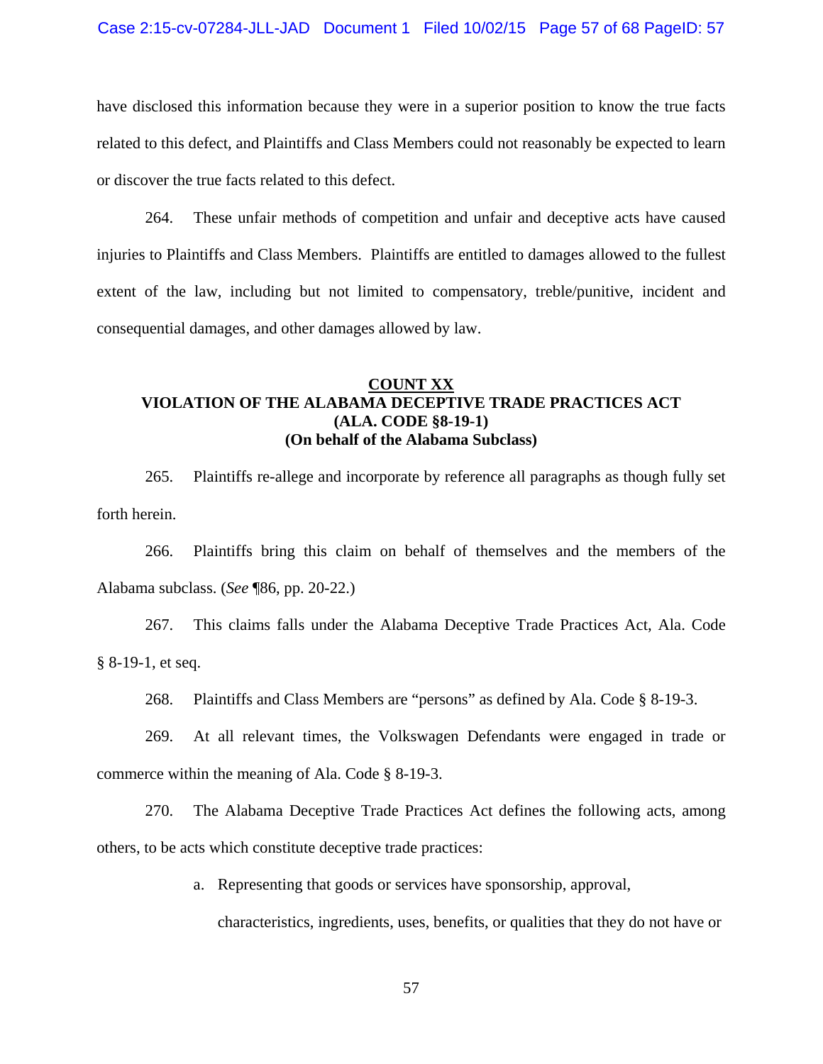have disclosed this information because they were in a superior position to know the true facts related to this defect, and Plaintiffs and Class Members could not reasonably be expected to learn or discover the true facts related to this defect.

264. These unfair methods of competition and unfair and deceptive acts have caused injuries to Plaintiffs and Class Members. Plaintiffs are entitled to damages allowed to the fullest extent of the law, including but not limited to compensatory, treble/punitive, incident and consequential damages, and other damages allowed by law.

**COUNT XX**
**VIOLATION OF THE ALABAMA DECEPTIVE TRADE PRACTICES ACT**
**(ALA. CODE §8-19-1)**
**(On behalf of the Alabama Subclass)**

265. Plaintiffs re-allege and incorporate by reference all paragraphs as though fully set forth herein.

266. Plaintiffs bring this claim on behalf of themselves and the members of the Alabama subclass. (*See* ¶86, pp. 20-22.)

267. This claims falls under the Alabama Deceptive Trade Practices Act, Ala. Code § 8-19-1, et seq.

268. Plaintiffs and Class Members are "persons" as defined by Ala. Code § 8-19-3.

269. At all relevant times, the Volkswagen Defendants were engaged in trade or commerce within the meaning of Ala. Code § 8-19-3.

270. The Alabama Deceptive Trade Practices Act defines the following acts, among others, to be acts which constitute deceptive trade practices:

a. Representing that goods or services have sponsorship, approval, characteristics, ingredients, uses, benefits, or qualities that they do not have or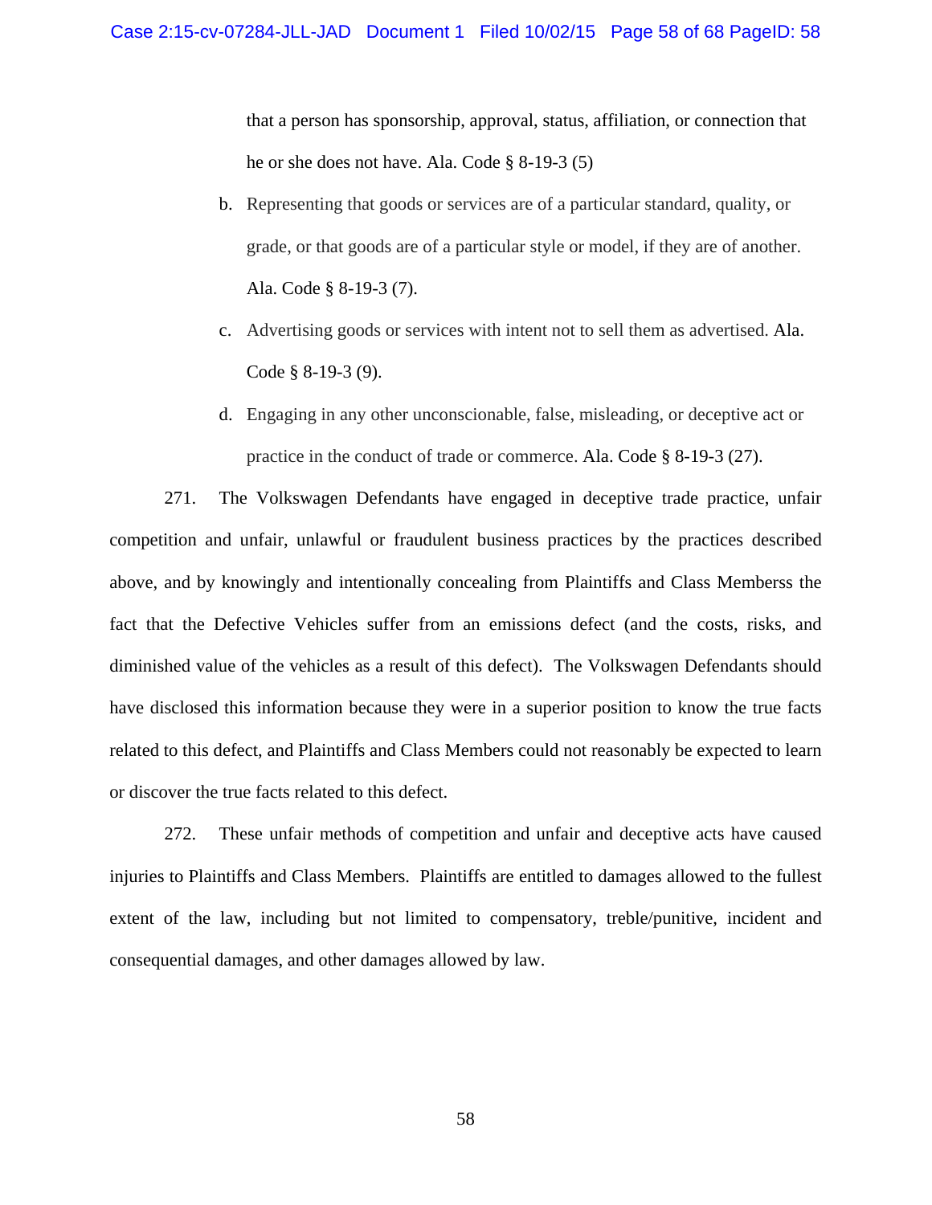that a person has sponsorship, approval, status, affiliation, or connection that he or she does not have. Ala. Code § 8-19-3 (5)

b. Representing that goods or services are of a particular standard, quality, or grade, or that goods are of a particular style or model, if they are of another. Ala. Code § 8-19-3 (7).

c. Advertising goods or services with intent not to sell them as advertised. Ala. Code § 8-19-3 (9).

d. Engaging in any other unconscionable, false, misleading, or deceptive act or practice in the conduct of trade or commerce. Ala. Code § 8-19-3 (27).

271. The Volkswagen Defendants have engaged in deceptive trade practice, unfair competition and unfair, unlawful or fraudulent business practices by the practices described above, and by knowingly and intentionally concealing from Plaintiffs and Class Memberss the fact that the Defective Vehicles suffer from an emissions defect (and the costs, risks, and diminished value of the vehicles as a result of this defect). The Volkswagen Defendants should have disclosed this information because they were in a superior position to know the true facts related to this defect, and Plaintiffs and Class Members could not reasonably be expected to learn or discover the true facts related to this defect.

272. These unfair methods of competition and unfair and deceptive acts have caused injuries to Plaintiffs and Class Members. Plaintiffs are entitled to damages allowed to the fullest extent of the law, including but not limited to compensatory, treble/punitive, incident and consequential damages, and other damages allowed by law.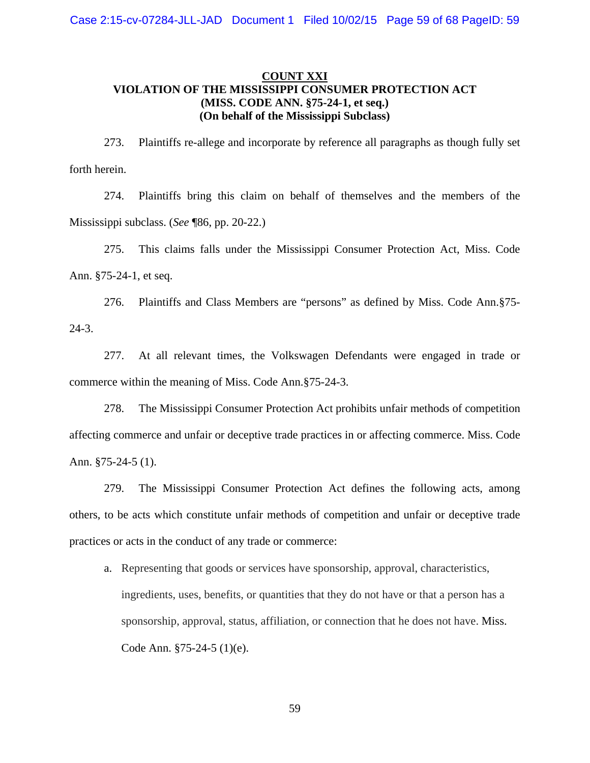**COUNT XXI**
**VIOLATION OF THE MISSISSIPPI CONSUMER PROTECTION ACT**
**(MISS. CODE ANN. §75-24-1, et seq.)**
**(On behalf of the Mississippi Subclass)**

273. Plaintiffs re-allege and incorporate by reference all paragraphs as though fully set forth herein.

274. Plaintiffs bring this claim on behalf of themselves and the members of the Mississippi subclass. (*See* ¶86, pp. 20-22.)

275. This claims falls under the Mississippi Consumer Protection Act, Miss. Code Ann. §75-24-1, et seq.

276. Plaintiffs and Class Members are "persons" as defined by Miss. Code Ann.§75-24-3.

277. At all relevant times, the Volkswagen Defendants were engaged in trade or commerce within the meaning of Miss. Code Ann.§75-24-3.

278. The Mississippi Consumer Protection Act prohibits unfair methods of competition affecting commerce and unfair or deceptive trade practices in or affecting commerce. Miss. Code Ann. §75-24-5 (1).

279. The Mississippi Consumer Protection Act defines the following acts, among others, to be acts which constitute unfair methods of competition and unfair or deceptive trade practices or acts in the conduct of any trade or commerce:

a. Representing that goods or services have sponsorship, approval, characteristics, ingredients, uses, benefits, or quantities that they do not have or that a person has a sponsorship, approval, status, affiliation, or connection that he does not have. Miss. Code Ann. §75-24-5 (1)(e).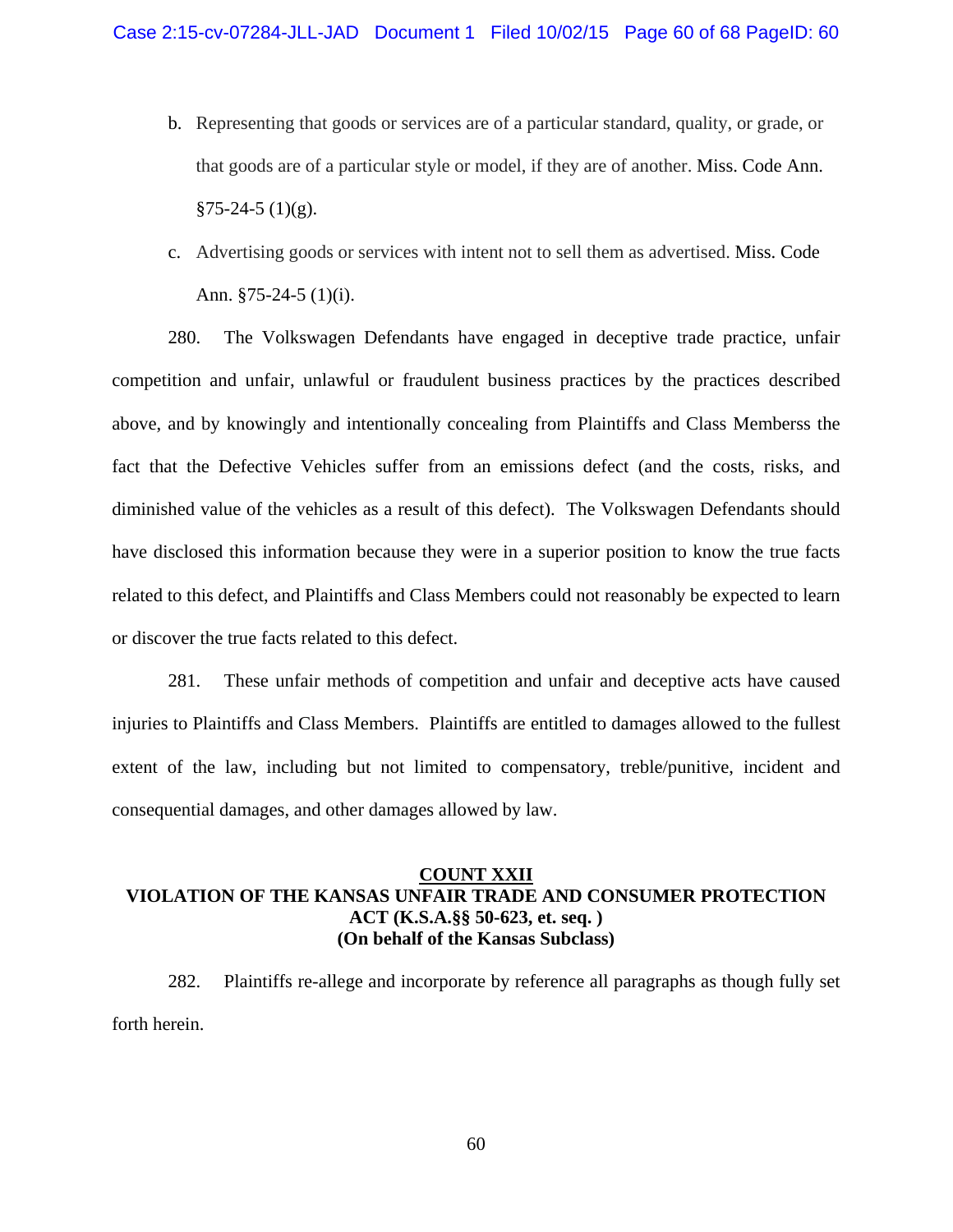b. Representing that goods or services are of a particular standard, quality, or grade, or that goods are of a particular style or model, if they are of another. Miss. Code Ann. §75-24-5 (1)(g).

c. Advertising goods or services with intent not to sell them as advertised. Miss. Code Ann. §75-24-5 (1)(i).

280. The Volkswagen Defendants have engaged in deceptive trade practice, unfair competition and unfair, unlawful or fraudulent business practices by the practices described above, and by knowingly and intentionally concealing from Plaintiffs and Class Memberss the fact that the Defective Vehicles suffer from an emissions defect (and the costs, risks, and diminished value of the vehicles as a result of this defect). The Volkswagen Defendants should have disclosed this information because they were in a superior position to know the true facts related to this defect, and Plaintiffs and Class Members could not reasonably be expected to learn or discover the true facts related to this defect.

281. These unfair methods of competition and unfair and deceptive acts have caused injuries to Plaintiffs and Class Members. Plaintiffs are entitled to damages allowed to the fullest extent of the law, including but not limited to compensatory, treble/punitive, incident and consequential damages, and other damages allowed by law.

**COUNT XXII**
**VIOLATION OF THE KANSAS UNFAIR TRADE AND CONSUMER PROTECTION ACT (K.S.A.§§ 50-623, et. seq. )**
**(On behalf of the Kansas Subclass)**

282. Plaintiffs re-allege and incorporate by reference all paragraphs as though fully set forth herein.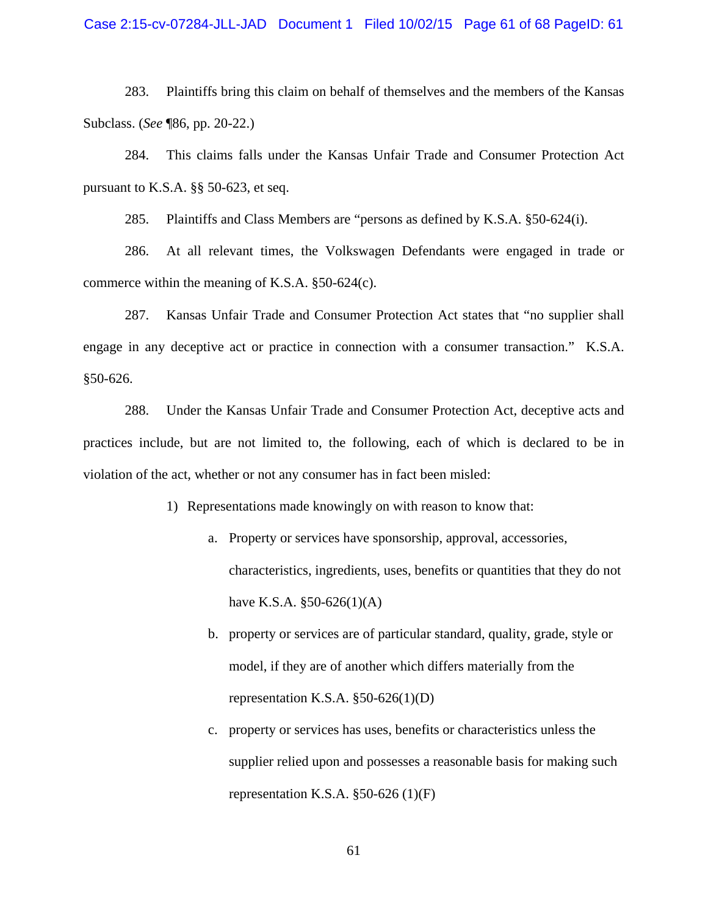283. Plaintiffs bring this claim on behalf of themselves and the members of the Kansas Subclass. (*See* ¶86, pp. 20-22.)

284. This claims falls under the Kansas Unfair Trade and Consumer Protection Act pursuant to K.S.A. §§ 50-623, et seq.

285. Plaintiffs and Class Members are "persons as defined by K.S.A. §50-624(i).

286. At all relevant times, the Volkswagen Defendants were engaged in trade or commerce within the meaning of K.S.A. §50-624(c).

287. Kansas Unfair Trade and Consumer Protection Act states that "no supplier shall engage in any deceptive act or practice in connection with a consumer transaction." K.S.A. §50-626.

288. Under the Kansas Unfair Trade and Consumer Protection Act, deceptive acts and practices include, but are not limited to, the following, each of which is declared to be in violation of the act, whether or not any consumer has in fact been misled:

1) Representations made knowingly on with reason to know that:

    a. Property or services have sponsorship, approval, accessories, characteristics, ingredients, uses, benefits or quantities that they do not have K.S.A. §50-626(1)(A)

    b. property or services are of particular standard, quality, grade, style or model, if they are of another which differs materially from the representation K.S.A. §50-626(1)(D)

    c. property or services has uses, benefits or characteristics unless the supplier relied upon and possesses a reasonable basis for making such representation K.S.A. §50-626 (1)(F)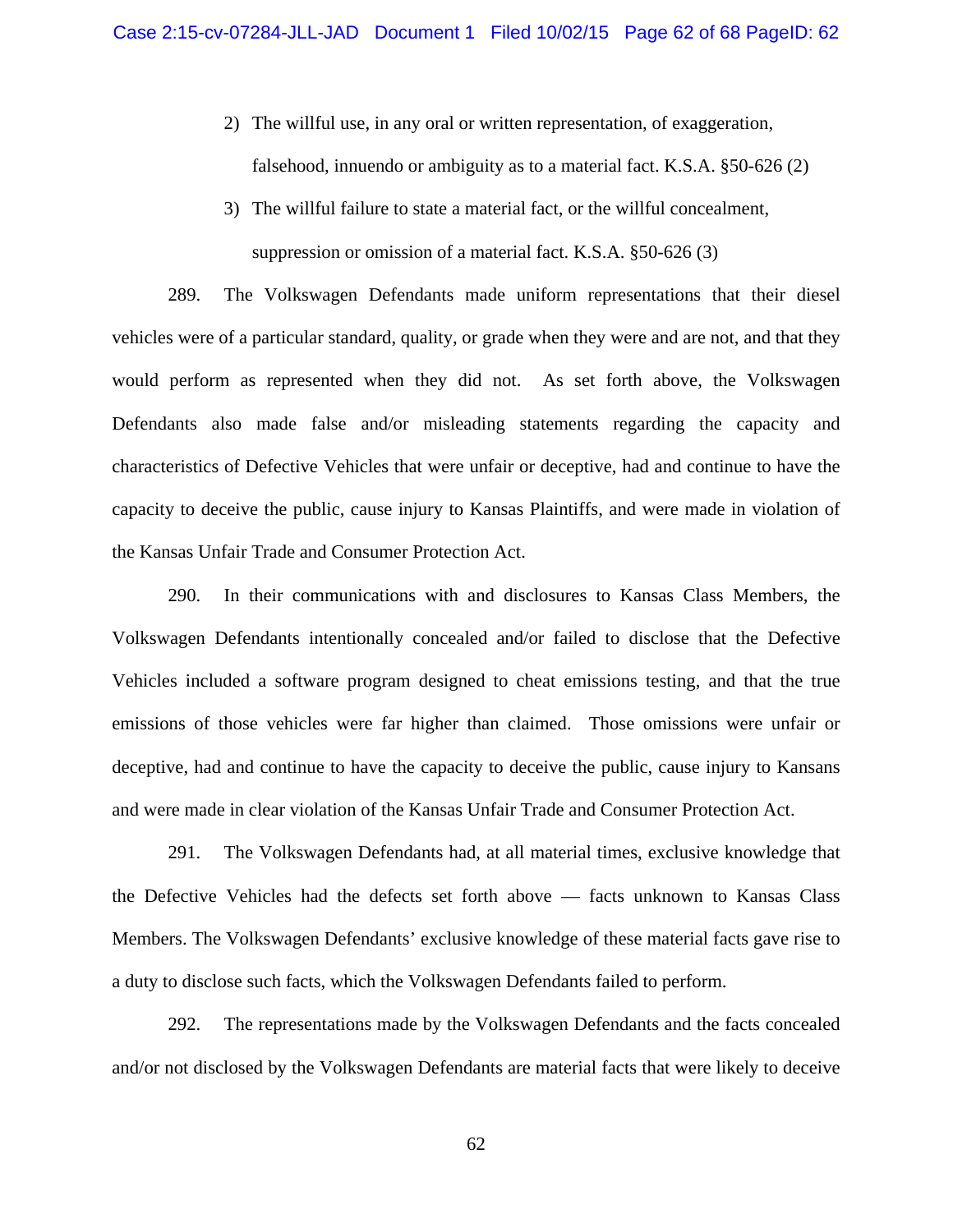2) The willful use, in any oral or written representation, of exaggeration, falsehood, innuendo or ambiguity as to a material fact. K.S.A. §50-626 (2)

3) The willful failure to state a material fact, or the willful concealment, suppression or omission of a material fact. K.S.A. §50-626 (3)

289. The Volkswagen Defendants made uniform representations that their diesel vehicles were of a particular standard, quality, or grade when they were and are not, and that they would perform as represented when they did not. As set forth above, the Volkswagen Defendants also made false and/or misleading statements regarding the capacity and characteristics of Defective Vehicles that were unfair or deceptive, had and continue to have the capacity to deceive the public, cause injury to Kansas Plaintiffs, and were made in violation of the Kansas Unfair Trade and Consumer Protection Act.

290. In their communications with and disclosures to Kansas Class Members, the Volkswagen Defendants intentionally concealed and/or failed to disclose that the Defective Vehicles included a software program designed to cheat emissions testing, and that the true emissions of those vehicles were far higher than claimed. Those omissions were unfair or deceptive, had and continue to have the capacity to deceive the public, cause injury to Kansans and were made in clear violation of the Kansas Unfair Trade and Consumer Protection Act.

291. The Volkswagen Defendants had, at all material times, exclusive knowledge that the Defective Vehicles had the defects set forth above — facts unknown to Kansas Class Members. The Volkswagen Defendants' exclusive knowledge of these material facts gave rise to a duty to disclose such facts, which the Volkswagen Defendants failed to perform.

292. The representations made by the Volkswagen Defendants and the facts concealed and/or not disclosed by the Volkswagen Defendants are material facts that were likely to deceive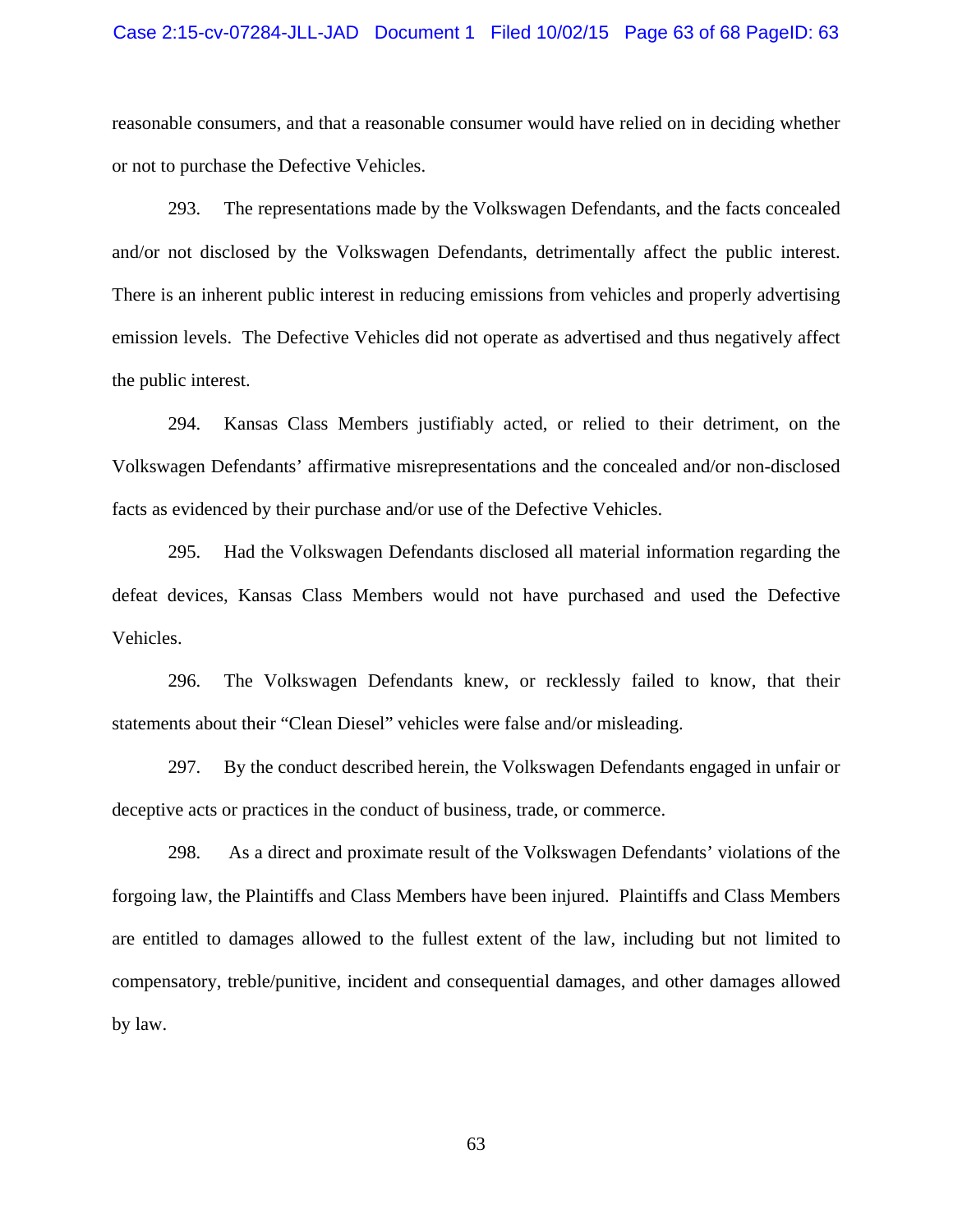reasonable consumers, and that a reasonable consumer would have relied on in deciding whether or not to purchase the Defective Vehicles.

293. The representations made by the Volkswagen Defendants, and the facts concealed and/or not disclosed by the Volkswagen Defendants, detrimentally affect the public interest. There is an inherent public interest in reducing emissions from vehicles and properly advertising emission levels. The Defective Vehicles did not operate as advertised and thus negatively affect the public interest.

294. Kansas Class Members justifiably acted, or relied to their detriment, on the Volkswagen Defendants' affirmative misrepresentations and the concealed and/or non-disclosed facts as evidenced by their purchase and/or use of the Defective Vehicles.

295. Had the Volkswagen Defendants disclosed all material information regarding the defeat devices, Kansas Class Members would not have purchased and used the Defective Vehicles.

296. The Volkswagen Defendants knew, or recklessly failed to know, that their statements about their "Clean Diesel" vehicles were false and/or misleading.

297. By the conduct described herein, the Volkswagen Defendants engaged in unfair or deceptive acts or practices in the conduct of business, trade, or commerce.

298. As a direct and proximate result of the Volkswagen Defendants' violations of the forgoing law, the Plaintiffs and Class Members have been injured. Plaintiffs and Class Members are entitled to damages allowed to the fullest extent of the law, including but not limited to compensatory, treble/punitive, incident and consequential damages, and other damages allowed by law.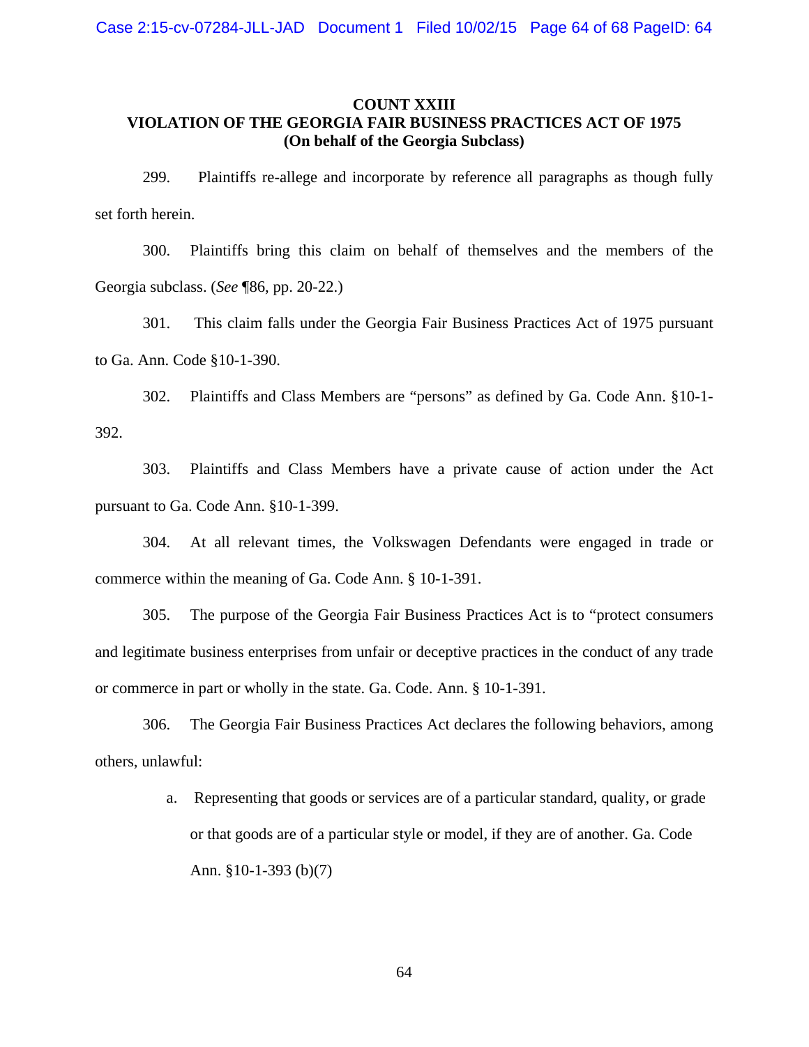**COUNT XXIII**
**VIOLATION OF THE GEORGIA FAIR BUSINESS PRACTICES ACT OF 1975**
**(On behalf of the Georgia Subclass)**

299. Plaintiffs re-allege and incorporate by reference all paragraphs as though fully set forth herein.

300. Plaintiffs bring this claim on behalf of themselves and the members of the Georgia subclass. (*See* ¶86, pp. 20-22.)

301. This claim falls under the Georgia Fair Business Practices Act of 1975 pursuant to Ga. Ann. Code §10-1-390.

302. Plaintiffs and Class Members are "persons" as defined by Ga. Code Ann. §10-1-392.

303. Plaintiffs and Class Members have a private cause of action under the Act pursuant to Ga. Code Ann. §10-1-399.

304. At all relevant times, the Volkswagen Defendants were engaged in trade or commerce within the meaning of Ga. Code Ann. § 10-1-391.

305. The purpose of the Georgia Fair Business Practices Act is to "protect consumers and legitimate business enterprises from unfair or deceptive practices in the conduct of any trade or commerce in part or wholly in the state. Ga. Code. Ann. § 10-1-391.

306. The Georgia Fair Business Practices Act declares the following behaviors, among others, unlawful:

a. Representing that goods or services are of a particular standard, quality, or grade or that goods are of a particular style or model, if they are of another. Ga. Code Ann. §10-1-393 (b)(7)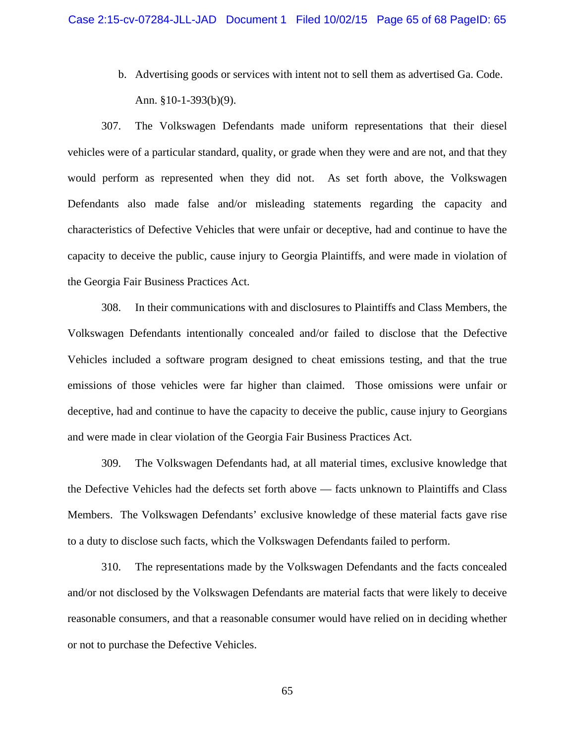b. Advertising goods or services with intent not to sell them as advertised Ga. Code. Ann. §10-1-393(b)(9).

307. The Volkswagen Defendants made uniform representations that their diesel vehicles were of a particular standard, quality, or grade when they were and are not, and that they would perform as represented when they did not. As set forth above, the Volkswagen Defendants also made false and/or misleading statements regarding the capacity and characteristics of Defective Vehicles that were unfair or deceptive, had and continue to have the capacity to deceive the public, cause injury to Georgia Plaintiffs, and were made in violation of the Georgia Fair Business Practices Act.

308. In their communications with and disclosures to Plaintiffs and Class Members, the Volkswagen Defendants intentionally concealed and/or failed to disclose that the Defective Vehicles included a software program designed to cheat emissions testing, and that the true emissions of those vehicles were far higher than claimed. Those omissions were unfair or deceptive, had and continue to have the capacity to deceive the public, cause injury to Georgians and were made in clear violation of the Georgia Fair Business Practices Act.

309. The Volkswagen Defendants had, at all material times, exclusive knowledge that the Defective Vehicles had the defects set forth above — facts unknown to Plaintiffs and Class Members. The Volkswagen Defendants' exclusive knowledge of these material facts gave rise to a duty to disclose such facts, which the Volkswagen Defendants failed to perform.

310. The representations made by the Volkswagen Defendants and the facts concealed and/or not disclosed by the Volkswagen Defendants are material facts that were likely to deceive reasonable consumers, and that a reasonable consumer would have relied on in deciding whether or not to purchase the Defective Vehicles.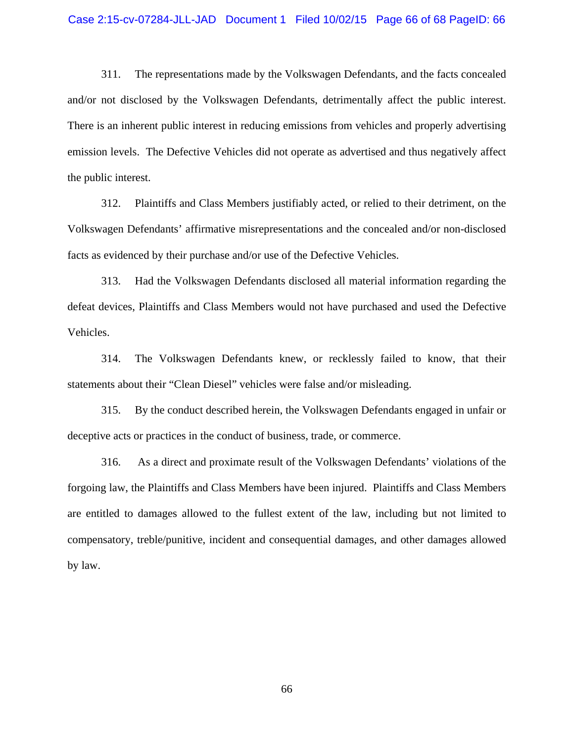311. The representations made by the Volkswagen Defendants, and the facts concealed and/or not disclosed by the Volkswagen Defendants, detrimentally affect the public interest. There is an inherent public interest in reducing emissions from vehicles and properly advertising emission levels. The Defective Vehicles did not operate as advertised and thus negatively affect the public interest.

312. Plaintiffs and Class Members justifiably acted, or relied to their detriment, on the Volkswagen Defendants' affirmative misrepresentations and the concealed and/or non-disclosed facts as evidenced by their purchase and/or use of the Defective Vehicles.

313. Had the Volkswagen Defendants disclosed all material information regarding the defeat devices, Plaintiffs and Class Members would not have purchased and used the Defective Vehicles.

314. The Volkswagen Defendants knew, or recklessly failed to know, that their statements about their "Clean Diesel" vehicles were false and/or misleading.

315. By the conduct described herein, the Volkswagen Defendants engaged in unfair or deceptive acts or practices in the conduct of business, trade, or commerce.

316. As a direct and proximate result of the Volkswagen Defendants' violations of the forgoing law, the Plaintiffs and Class Members have been injured. Plaintiffs and Class Members are entitled to damages allowed to the fullest extent of the law, including but not limited to compensatory, treble/punitive, incident and consequential damages, and other damages allowed by law.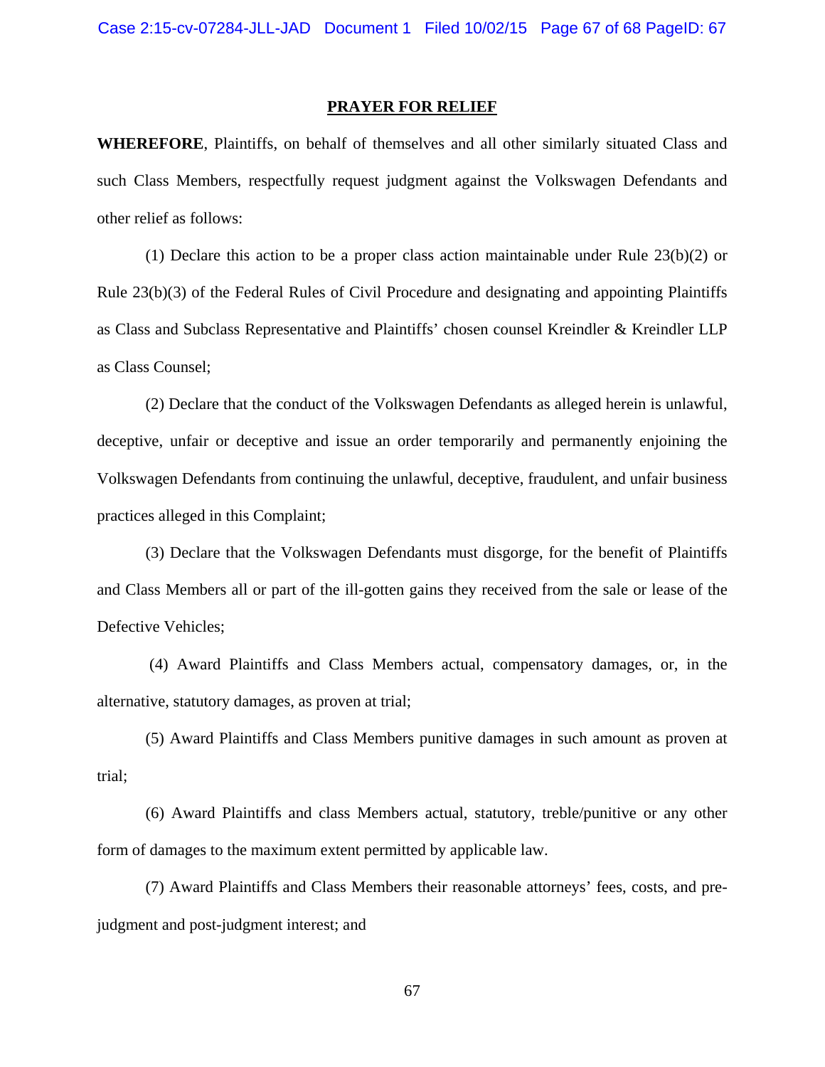## PRAYER FOR RELIEF

**WHEREFORE**, Plaintiffs, on behalf of themselves and all other similarly situated Class and such Class Members, respectfully request judgment against the Volkswagen Defendants and other relief as follows:

(1) Declare this action to be a proper class action maintainable under Rule 23(b)(2) or Rule 23(b)(3) of the Federal Rules of Civil Procedure and designating and appointing Plaintiffs as Class and Subclass Representative and Plaintiffs' chosen counsel Kreindler & Kreindler LLP as Class Counsel;

(2) Declare that the conduct of the Volkswagen Defendants as alleged herein is unlawful, deceptive, unfair or deceptive and issue an order temporarily and permanently enjoining the Volkswagen Defendants from continuing the unlawful, deceptive, fraudulent, and unfair business practices alleged in this Complaint;

(3) Declare that the Volkswagen Defendants must disgorge, for the benefit of Plaintiffs and Class Members all or part of the ill-gotten gains they received from the sale or lease of the Defective Vehicles;

(4) Award Plaintiffs and Class Members actual, compensatory damages, or, in the alternative, statutory damages, as proven at trial;

(5) Award Plaintiffs and Class Members punitive damages in such amount as proven at trial;

(6) Award Plaintiffs and class Members actual, statutory, treble/punitive or any other form of damages to the maximum extent permitted by applicable law.

(7) Award Plaintiffs and Class Members their reasonable attorneys' fees, costs, and pre-judgment and post-judgment interest; and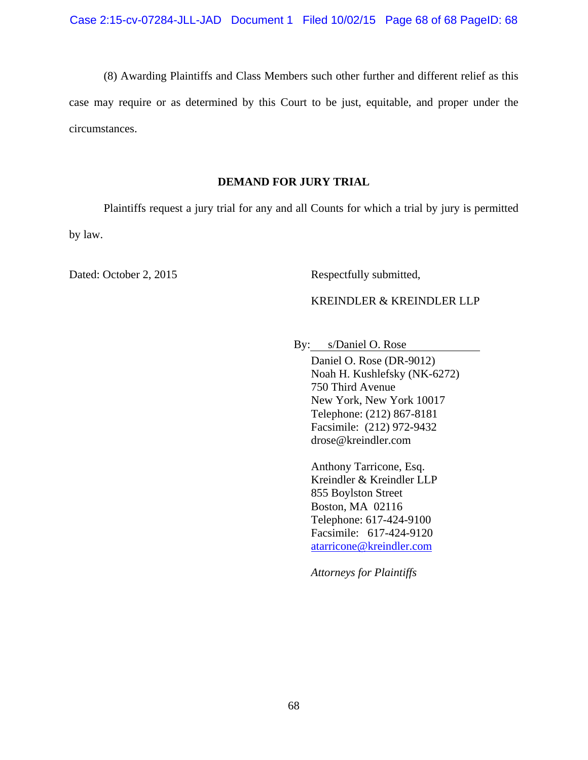(8) Awarding Plaintiffs and Class Members such other further and different relief as this case may require or as determined by this Court to be just, equitable, and proper under the circumstances.

**DEMAND FOR JURY TRIAL**

Plaintiffs request a jury trial for any and all Counts for which a trial by jury is permitted by law.

Dated: October 2, 2015

Respectfully submitted,

KREINDLER & KREINDLER LLP

By: s/Daniel O. Rose

Daniel O. Rose (DR-9012)
Noah H. Kushlefsky (NK-6272)
750 Third Avenue
New York, New York 10017
Telephone: (212) 867-8181
Facsimile: (212) 972-9432
drose@kreindler.com

Anthony Tarricone, Esq.
Kreindler & Kreindler LLP
855 Boylston Street
Boston, MA 02116
Telephone: 617-424-9100
Facsimile: 617-424-9120
atarricone@kreindler.com

*Attorneys for Plaintiffs*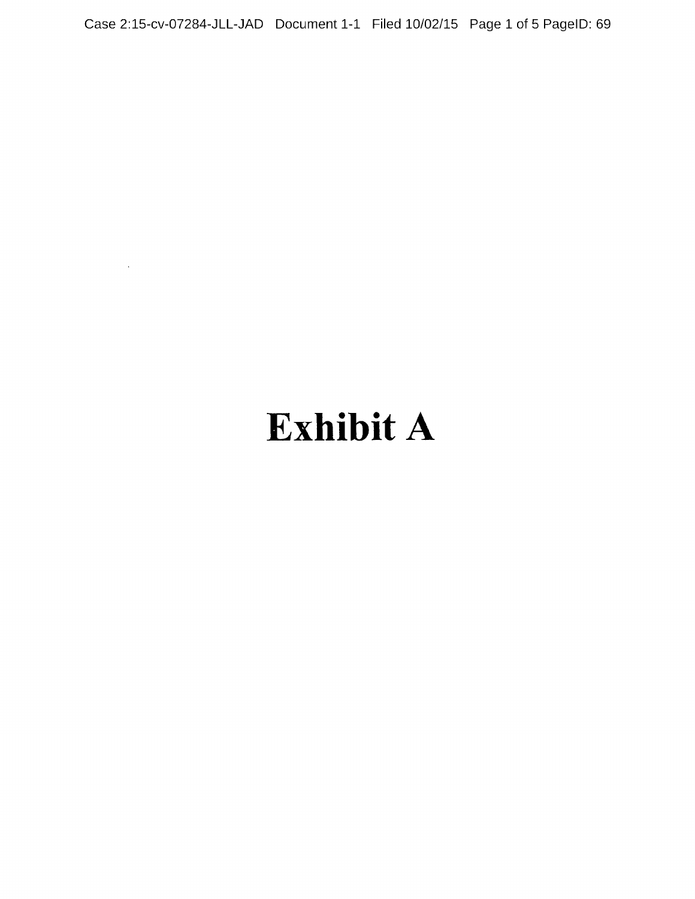# Exhibit A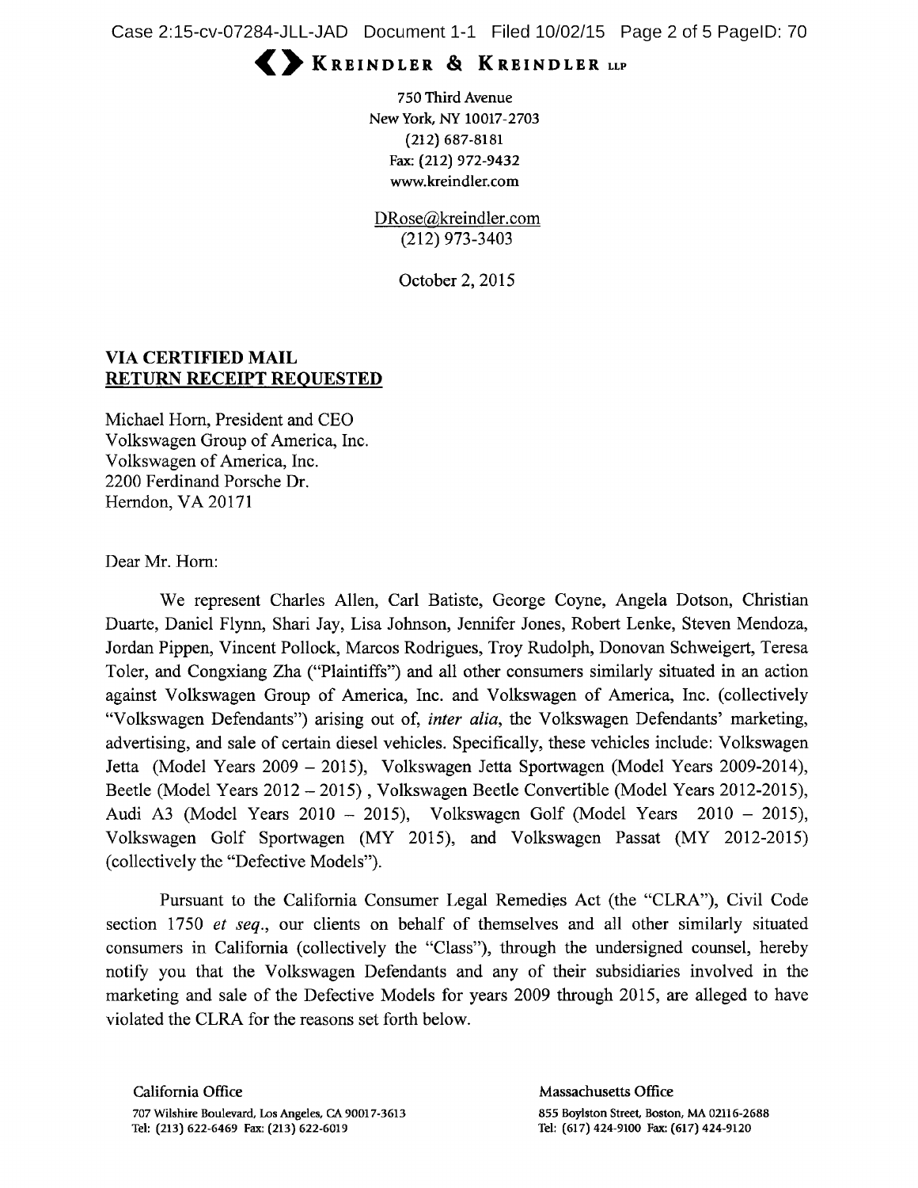**KREINDLER & KREINDLER LLP**

750 Third Avenue
New York, NY 10017-2703
(212) 687-8181
Fax: (212) 972-9432
www.kreindler.com

DRose@kreindler.com
(212) 973-3403

October 2, 2015

**VIA CERTIFIED MAIL**
**RETURN RECEIPT REQUESTED**

Michael Horn, President and CEO
Volkswagen Group of America, Inc.
Volkswagen of America, Inc.
2200 Ferdinand Porsche Dr.
Herndon, VA 20171

Dear Mr. Horn:

We represent Charles Allen, Carl Batiste, George Coyne, Angela Dotson, Christian Duarte, Daniel Flynn, Shari Jay, Lisa Johnson, Jennifer Jones, Robert Lenke, Steven Mendoza, Jordan Pippen, Vincent Pollock, Marcos Rodrigues, Troy Rudolph, Donovan Schweigert, Teresa Toler, and Congxiang Zha ("Plaintiffs") and all other consumers similarly situated in an action against Volkswagen Group of America, Inc. and Volkswagen of America, Inc. (collectively "Volkswagen Defendants") arising out of, *inter alia*, the Volkswagen Defendants' marketing, advertising, and sale of certain diesel vehicles. Specifically, these vehicles include: Volkswagen Jetta (Model Years 2009 – 2015), Volkswagen Jetta Sportwagen (Model Years 2009-2014), Beetle (Model Years 2012 – 2015) , Volkswagen Beetle Convertible (Model Years 2012-2015), Audi A3 (Model Years 2010 – 2015), Volkswagen Golf (Model Years 2010 – 2015), Volkswagen Golf Sportwagen (MY 2015), and Volkswagen Passat (MY 2012-2015) (collectively the "Defective Models").

Pursuant to the California Consumer Legal Remedies Act (the "CLRA"), Civil Code section 1750 *et seq*., our clients on behalf of themselves and all other similarly situated consumers in California (collectively the "Class"), through the undersigned counsel, hereby notify you that the Volkswagen Defendants and any of their subsidiaries involved in the marketing and sale of the Defective Models for years 2009 through 2015, are alleged to have violated the CLRA for the reasons set forth below.

California Office
707 Wilshire Boulevard, Los Angeles, CA 90017-3613
Tel: (213) 622-6469 Fax: (213) 622-6019

Massachusetts Office
855 Boylston Street, Boston, MA 02116-2688
Tel: (617) 424-9100 Fax: (617) 424-9120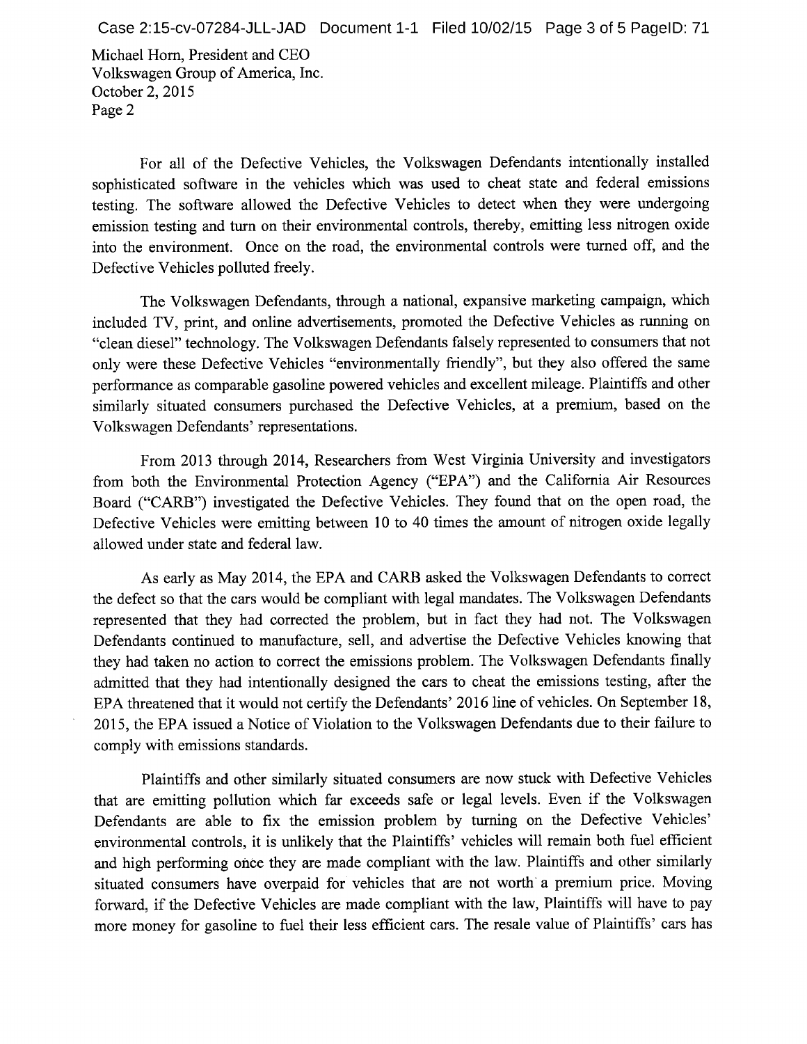Michael Horn, President and CEO
Volkswagen Group of America, Inc.
October 2, 2015
Page 2

For all of the Defective Vehicles, the Volkswagen Defendants intentionally installed sophisticated software in the vehicles which was used to cheat state and federal emissions testing. The software allowed the Defective Vehicles to detect when they were undergoing emission testing and turn on their environmental controls, thereby, emitting less nitrogen oxide into the environment. Once on the road, the environmental controls were turned off, and the Defective Vehicles polluted freely.

The Volkswagen Defendants, through a national, expansive marketing campaign, which included TV, print, and online advertisements, promoted the Defective Vehicles as running on "clean diesel" technology. The Volkswagen Defendants falsely represented to consumers that not only were these Defective Vehicles "environmentally friendly", but they also offered the same performance as comparable gasoline powered vehicles and excellent mileage. Plaintiffs and other similarly situated consumers purchased the Defective Vehicles, at a premium, based on the Volkswagen Defendants' representations.

From 2013 through 2014, Researchers from West Virginia University and investigators from both the Environmental Protection Agency ("EPA") and the California Air Resources Board ("CARB") investigated the Defective Vehicles. They found that on the open road, the Defective Vehicles were emitting between 10 to 40 times the amount of nitrogen oxide legally allowed under state and federal law.

As early as May 2014, the EPA and CARB asked the Volkswagen Defendants to correct the defect so that the cars would be compliant with legal mandates. The Volkswagen Defendants represented that they had corrected the problem, but in fact they had not. The Volkswagen Defendants continued to manufacture, sell, and advertise the Defective Vehicles knowing that they had taken no action to correct the emissions problem. The Volkswagen Defendants finally admitted that they had intentionally designed the cars to cheat the emissions testing, after the EPA threatened that it would not certify the Defendants' 2016 line of vehicles. On September 18, 2015, the EPA issued a Notice of Violation to the Volkswagen Defendants due to their failure to comply with emissions standards.

Plaintiffs and other similarly situated consumers are now stuck with Defective Vehicles that are emitting pollution which far exceeds safe or legal levels. Even if the Volkswagen Defendants are able to fix the emission problem by turning on the Defective Vehicles' environmental controls, it is unlikely that the Plaintiffs' vehicles will remain both fuel efficient and high performing once they are made compliant with the law. Plaintiffs and other similarly situated consumers have overpaid for vehicles that are not worth a premium price. Moving forward, if the Defective Vehicles are made compliant with the law, Plaintiffs will have to pay more money for gasoline to fuel their less efficient cars. The resale value of Plaintiffs' cars has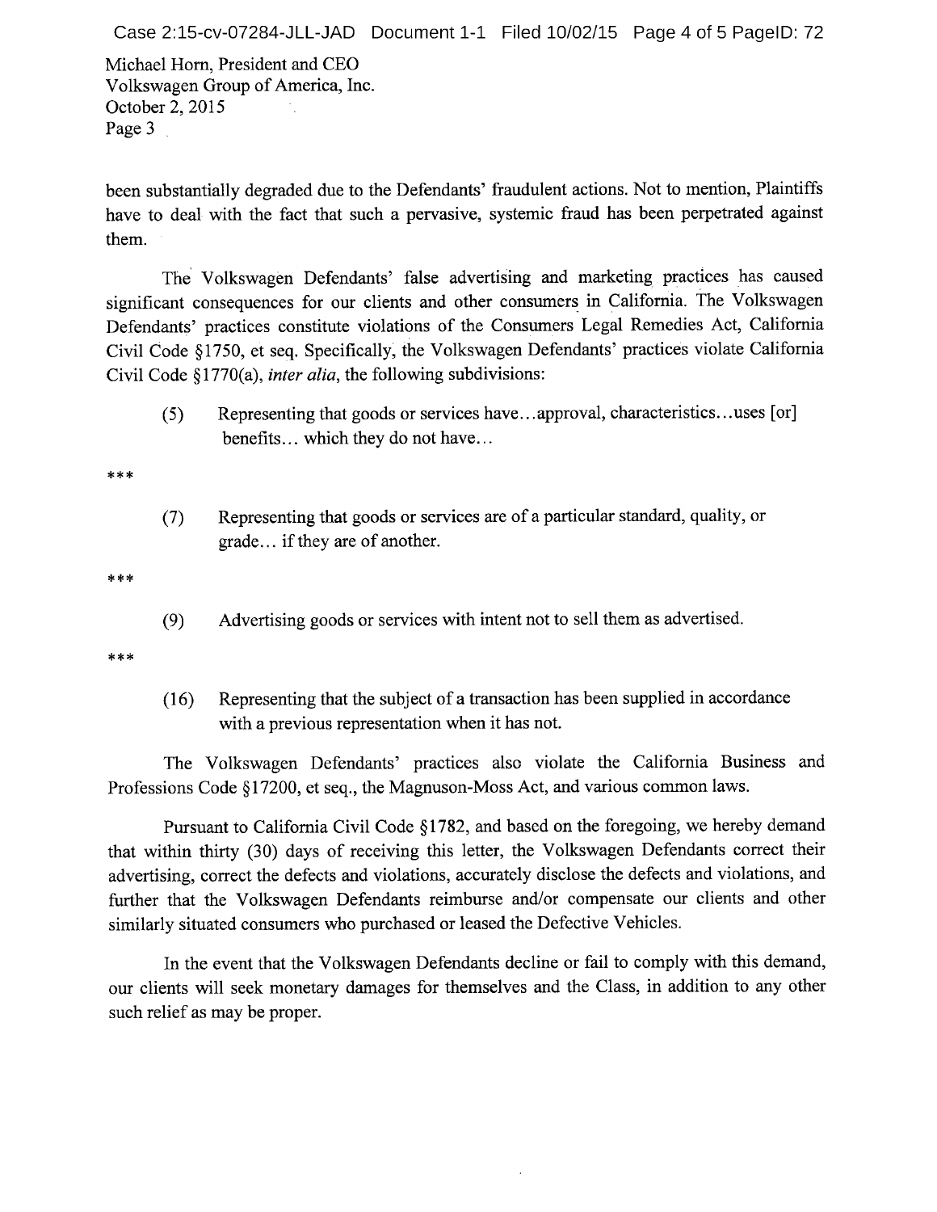Michael Horn, President and CEO
Volkswagen Group of America, Inc.
October 2, 2015
Page 3

been substantially degraded due to the Defendants' fraudulent actions. Not to mention, Plaintiffs have to deal with the fact that such a pervasive, systemic fraud has been perpetrated against them.

The Volkswagen Defendants' false advertising and marketing practices has caused significant consequences for our clients and other consumers in California. The Volkswagen Defendants' practices constitute violations of the Consumers Legal Remedies Act, California Civil Code §1750, et seq. Specifically, the Volkswagen Defendants' practices violate California Civil Code §1770(a), *inter alia*, the following subdivisions:

> (5) Representing that goods or services have…approval, characteristics…uses [or] benefits… which they do not have…

***

> (7) Representing that goods or services are of a particular standard, quality, or grade… if they are of another.

***

> (9) Advertising goods or services with intent not to sell them as advertised.

***

> (16) Representing that the subject of a transaction has been supplied in accordance with a previous representation when it has not.

The Volkswagen Defendants' practices also violate the California Business and Professions Code §17200, et seq., the Magnuson-Moss Act, and various common laws.

Pursuant to California Civil Code §1782, and based on the foregoing, we hereby demand that within thirty (30) days of receiving this letter, the Volkswagen Defendants correct their advertising, correct the defects and violations, accurately disclose the defects and violations, and further that the Volkswagen Defendants reimburse and/or compensate our clients and other similarly situated consumers who purchased or leased the Defective Vehicles.

In the event that the Volkswagen Defendants decline or fail to comply with this demand, our clients will seek monetary damages for themselves and the Class, in addition to any other such relief as may be proper.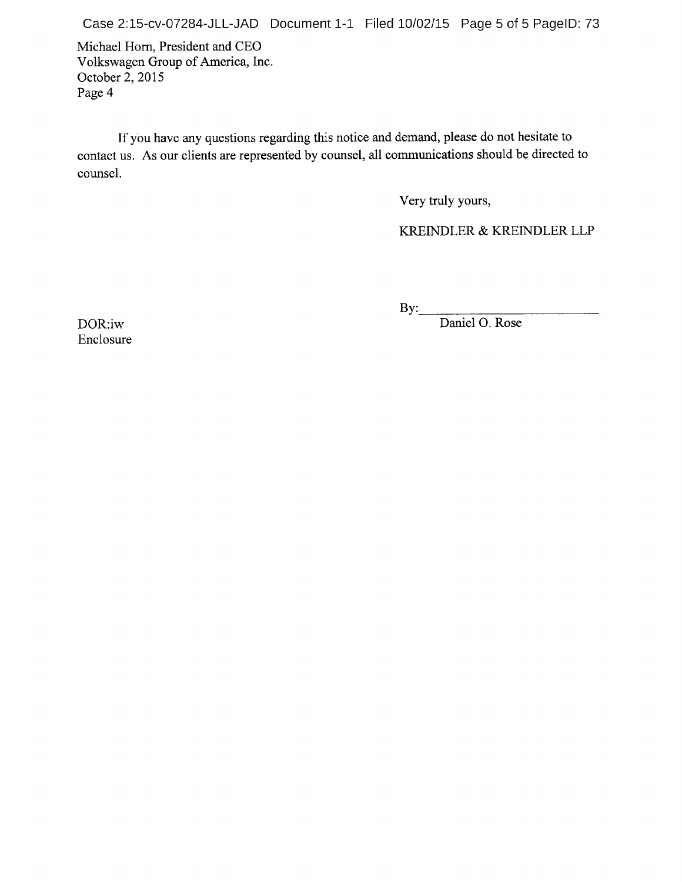Michael Horn, President and CEO
Volkswagen Group of America, Inc.
October 2, 2015
Page 4

If you have any questions regarding this notice and demand, please do not hesitate to contact us. As our clients are represented by counsel, all communications should be directed to counsel.

Very truly yours,

KREINDLER & KREINDLER LLP

By:____________________________
Daniel O. Rose

DOR:iw
Enclosure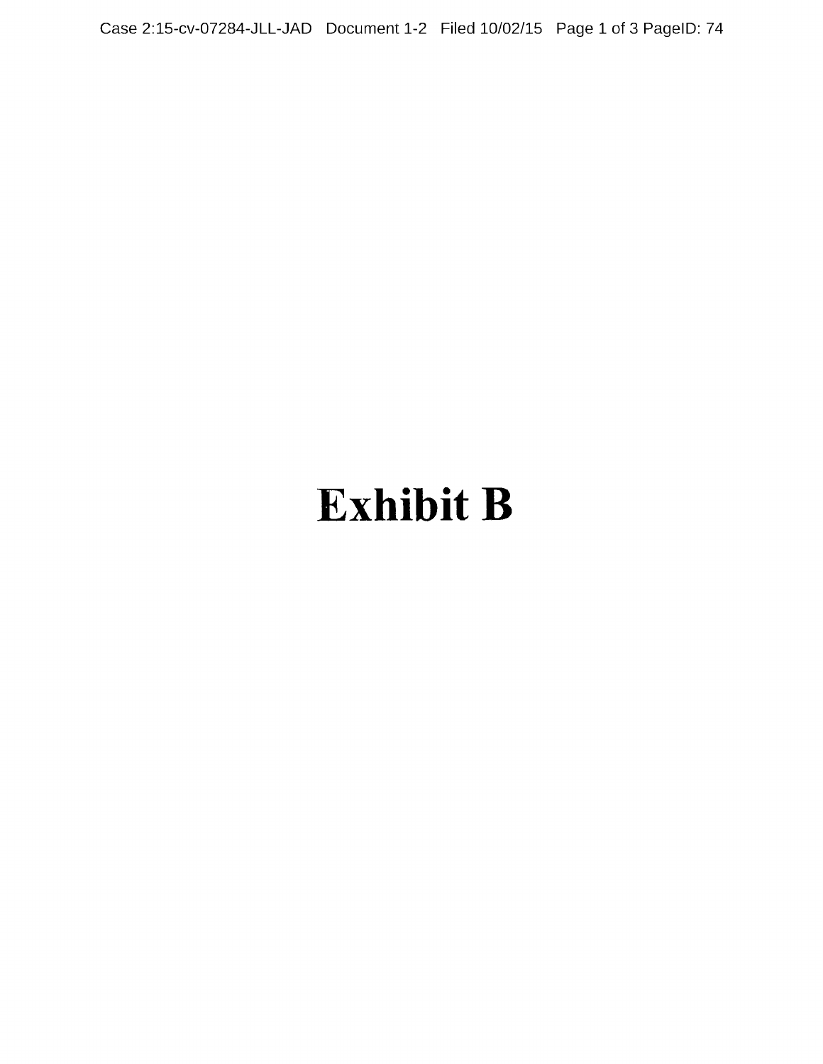# Exhibit B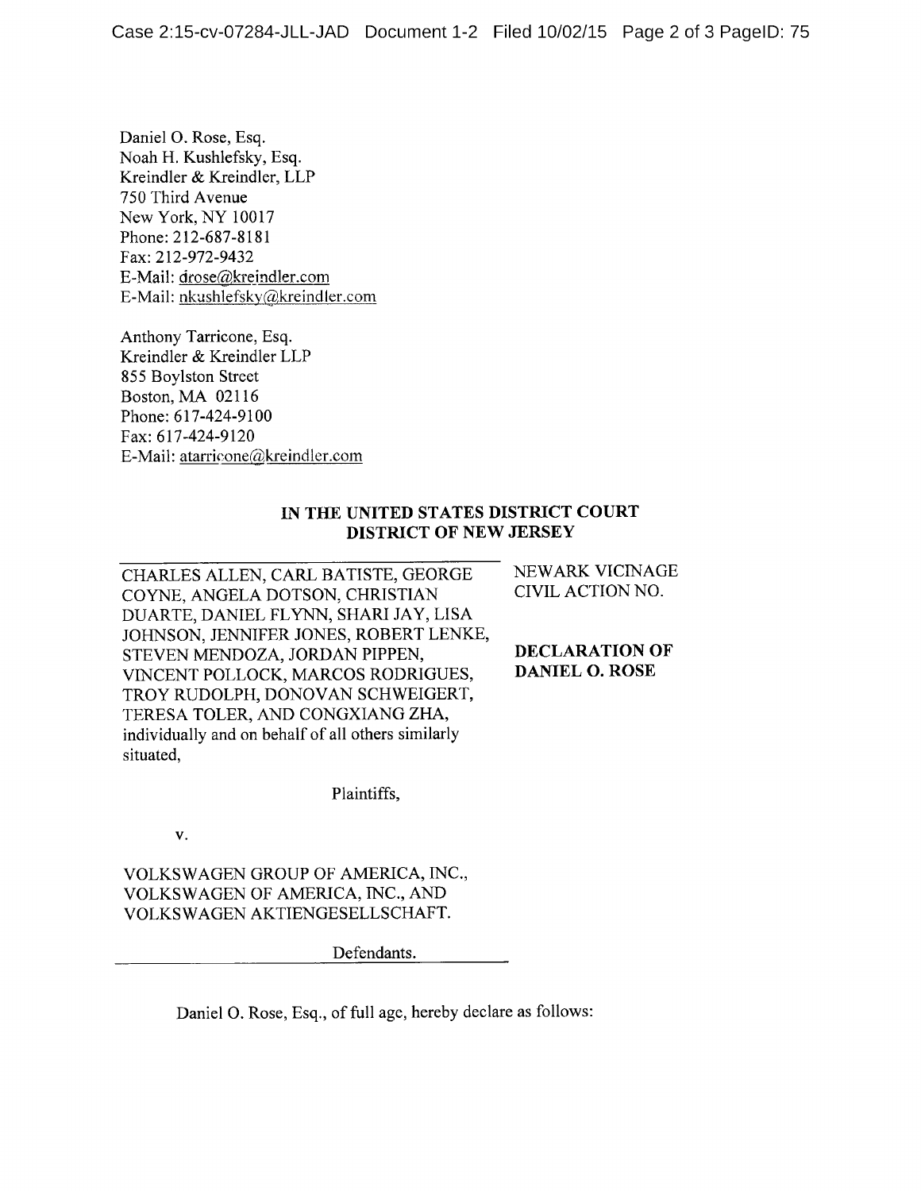Daniel O. Rose, Esq.
Noah H. Kushlefsky, Esq.
Kreindler & Kreindler, LLP
750 Third Avenue
New York, NY 10017
Phone: 212-687-8181
Fax: 212-972-9432
E-Mail: drose@kreindler.com
E-Mail: nkushlefsky@kreindler.com

Anthony Tarricone, Esq.
Kreindler & Kreindler LLP
855 Boylston Street
Boston, MA 02116
Phone: 617-424-9100
Fax: 617-424-9120
E-Mail: atarricone@kreindler.com

**IN THE UNITED STATES DISTRICT COURT**
**DISTRICT OF NEW JERSEY**

CHARLES ALLEN, CARL BATISTE, GEORGE COYNE, ANGELA DOTSON, CHRISTIAN DUARTE, DANIEL FLYNN, SHARI JAY, LISA JOHNSON, JENNIFER JONES, ROBERT LENKE, STEVEN MENDOZA, JORDAN PIPPEN, VINCENT POLLOCK, MARCOS RODRIGUES, TROY RUDOLPH, DONOVAN SCHWEIGERT, TERESA TOLER, AND CONGXIANG ZHA, individually and on behalf of all others similarly situated,

Plaintiffs,

v.

VOLKSWAGEN GROUP OF AMERICA, INC., VOLKSWAGEN OF AMERICA, INC., AND VOLKSWAGEN AKTIENGESELLSCHAFT.

Defendants.

NEWARK VICINAGE
CIVIL ACTION NO.

**DECLARATION OF DANIEL O. ROSE**

Daniel O. Rose, Esq., of full age, hereby declare as follows: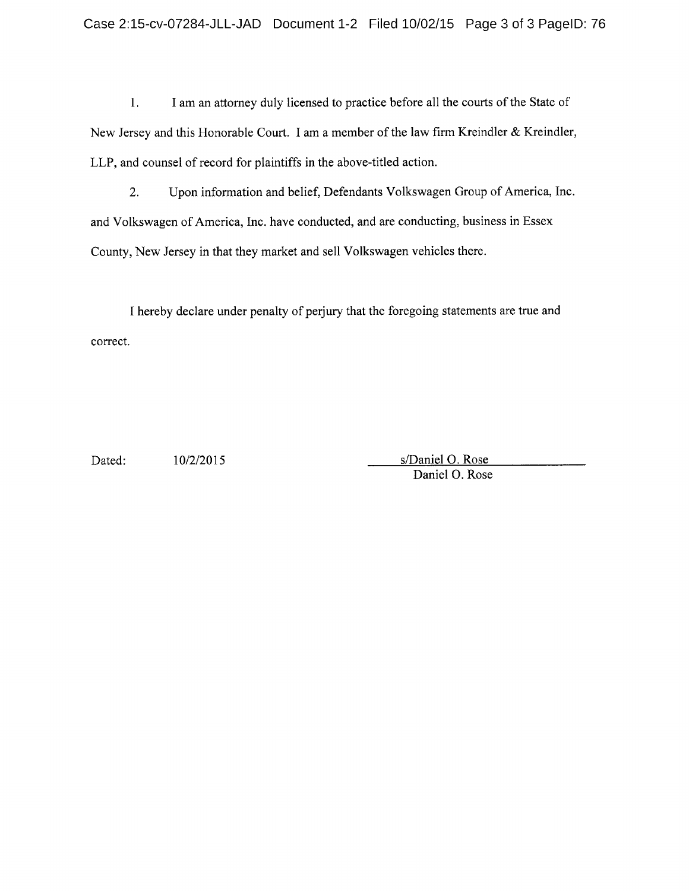1. I am an attorney duly licensed to practice before all the courts of the State of New Jersey and this Honorable Court. I am a member of the law firm Kreindler & Kreindler, LLP, and counsel of record for plaintiffs in the above-titled action.

2. Upon information and belief, Defendants Volkswagen Group of America, Inc. and Volkswagen of America, Inc. have conducted, and are conducting, business in Essex County, New Jersey in that they market and sell Volkswagen vehicles there.

I hereby declare under penalty of perjury that the foregoing statements are true and correct.

Dated: 10/2/2015

s/Daniel O. Rose
Daniel O. Rose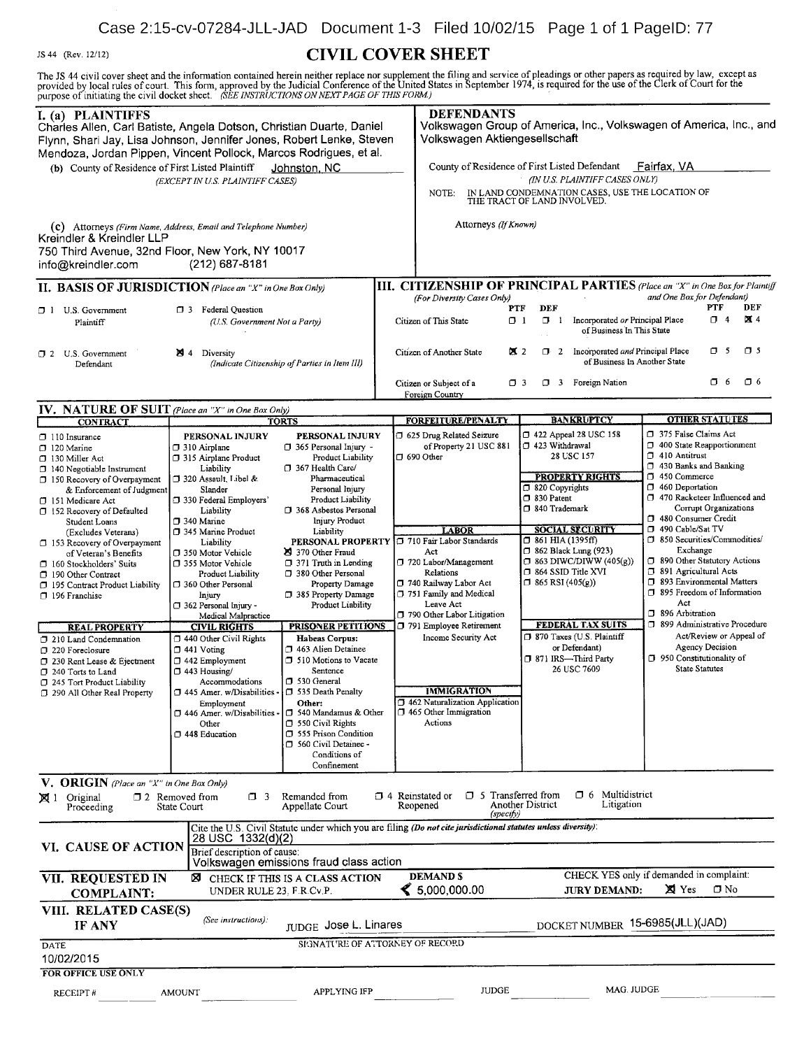JS 44 (Rev. 12/12)

# CIVIL COVER SHEET

The JS 44 civil cover sheet and the information contained herein neither replace nor supplement the filing and service of pleadings or other papers as required by law, except as provided by local rules of court. This form, approved by the Judicial Conference of the United States in September 1974, is required for the use of the Clerk of Court for the purpose of initiating the civil docket sheet. *(SEE INSTRUCTIONS ON NEXT PAGE OF THIS FORM.)*

## I. (a) PLAINTIFFS

Charles Allen, Carl Batiste, Angela Dotson, Christian Duarte, Daniel Flynn, Shari Jay, Lisa Johnson, Jennifer Jones, Robert Lenke, Steven Mendoza, Jordan Pippen, Vincent Pollock, Marcos Rodrigues, et al.

**(b)** County of Residence of First Listed Plaintiff: Johnston, NC
*(EXCEPT IN U.S. PLAINTIFF CASES)*

**(c)** Attorneys *(Firm Name, Address, Email and Telephone Number)*
Kreindler & Kreindler LLP
750 Third Avenue, 32nd Floor, New York, NY 10017
info@kreindler.com (212) 687-8181

## DEFENDANTS

Volkswagen Group of America, Inc., Volkswagen of America, Inc., and Volkswagen Aktiengesellschaft

County of Residence of First Listed Defendant: Fairfax, VA
*(IN U.S. PLAINTIFF CASES ONLY)*

NOTE: IN LAND CONDEMNATION CASES, USE THE LOCATION OF THE TRACT OF LAND INVOLVED.

Attorneys *(If Known)*

## II. BASIS OF JURISDICTION *(Place an "X" in One Box Only)*

- ☐ 1 U.S. Government Plaintiff
- ☐ 3 Federal Question (U.S. Government Not a Party)
- ☐ 2 U.S. Government Defendant
- ☒ 4 Diversity (Indicate Citizenship of Parties in Item III)

## III. CITIZENSHIP OF PRINCIPAL PARTIES *(Place an "X" in One Box for Plaintiff and One Box for Defendant) (For Diversity Cases Only)*

| | PTF | DEF | | PTF | DEF |
|---|---|---|---|---|---|
| Citizen of This State | ☐ 1 | ☐ 1 | Incorporated *or* Principal Place of Business In This State | ☐ 4 | ☒ 4 |
| Citizen of Another State | ☒ 2 | ☐ 2 | Incorporated *and* Principal Place of Business In Another State | ☐ 5 | ☐ 5 |
| Citizen or Subject of a Foreign Country | ☐ 3 | ☐ 3 | Foreign Nation | ☐ 6 | ☐ 6 |

## IV. NATURE OF SUIT *(Place an "X" in One Box Only)*

Marked: ☒ 370 Other Fraud (Torts — Personal Property)

**CONTRACT:** ☐ 110 Insurance; ☐ 120 Marine; ☐ 130 Miller Act; ☐ 140 Negotiable Instrument; ☐ 150 Recovery of Overpayment & Enforcement of Judgment; ☐ 151 Medicare Act; ☐ 152 Recovery of Defaulted Student Loans (Excludes Veterans); ☐ 153 Recovery of Overpayment of Veteran's Benefits; ☐ 160 Stockholders' Suits; ☐ 190 Other Contract; ☐ 195 Contract Product Liability; ☐ 196 Franchise

**REAL PROPERTY:** ☐ 210 Land Condemnation; ☐ 220 Foreclosure; ☐ 230 Rent Lease & Ejectment; ☐ 240 Torts to Land; ☐ 245 Tort Product Liability; ☐ 290 All Other Real Property

**TORTS — PERSONAL INJURY:** ☐ 310 Airplane; ☐ 315 Airplane Product Liability; ☐ 320 Assault, Libel & Slander; ☐ 330 Federal Employers' Liability; ☐ 340 Marine; ☐ 345 Marine Product Liability; ☐ 350 Motor Vehicle; ☐ 355 Motor Vehicle Product Liability; ☐ 360 Other Personal Injury; ☐ 362 Personal Injury - Medical Malpractice

**PERSONAL INJURY:** ☐ 365 Personal Injury - Product Liability; ☐ 367 Health Care/ Pharmaceutical Personal Injury Product Liability; ☐ 368 Asbestos Personal Injury Product Liability

**PERSONAL PROPERTY:** ☒ 370 Other Fraud; ☐ 371 Truth in Lending; ☐ 380 Other Personal Property Damage; ☐ 385 Property Damage Product Liability

**CIVIL RIGHTS:** ☐ 440 Other Civil Rights; ☐ 441 Voting; ☐ 442 Employment; ☐ 443 Housing/ Accommodations; ☐ 445 Amer. w/Disabilities - Employment; ☐ 446 Amer. w/Disabilities - Other; ☐ 448 Education

**PRISONER PETITIONS:** Habeas Corpus: ☐ 463 Alien Detainee; ☐ 510 Motions to Vacate Sentence; ☐ 530 General; ☐ 535 Death Penalty; Other: ☐ 540 Mandamus & Other; ☐ 550 Civil Rights; ☐ 555 Prison Condition; ☐ 560 Civil Detainee - Conditions of Confinement

**FORFEITURE/PENALTY:** ☐ 625 Drug Related Seizure of Property 21 USC 881; ☐ 690 Other

**LABOR:** ☐ 710 Fair Labor Standards Act; ☐ 720 Labor/Management Relations; ☐ 740 Railway Labor Act; ☐ 751 Family and Medical Leave Act; ☐ 790 Other Labor Litigation; ☐ 791 Employee Retirement Income Security Act

**IMMIGRATION:** ☐ 462 Naturalization Application; ☐ 465 Other Immigration Actions

**BANKRUPTCY:** ☐ 422 Appeal 28 USC 158; ☐ 423 Withdrawal 28 USC 157

**PROPERTY RIGHTS:** ☐ 820 Copyrights; ☐ 830 Patent; ☐ 840 Trademark

**SOCIAL SECURITY:** ☐ 861 HIA (1395ff); ☐ 862 Black Lung (923); ☐ 863 DIWC/DIWW (405(g)); ☐ 864 SSID Title XVI; ☐ 865 RSI (405(g))

**FEDERAL TAX SUITS:** ☐ 870 Taxes (U.S. Plaintiff or Defendant); ☐ 871 IRS—Third Party 26 USC 7609

**OTHER STATUTES:** ☐ 375 False Claims Act; ☐ 400 State Reapportionment; ☐ 410 Antitrust; ☐ 430 Banks and Banking; ☐ 450 Commerce; ☐ 460 Deportation; ☐ 470 Racketeer Influenced and Corrupt Organizations; ☐ 480 Consumer Credit; ☐ 490 Cable/Sat TV; ☐ 850 Securities/Commodities/ Exchange; ☐ 890 Other Statutory Actions; ☐ 891 Agricultural Acts; ☐ 893 Environmental Matters; ☐ 895 Freedom of Information Act; ☐ 896 Arbitration; ☐ 899 Administrative Procedure Act/Review or Appeal of Agency Decision; ☐ 950 Constitutionality of State Statutes

## V. ORIGIN *(Place an "X" in One Box Only)*

☒ 1 Original Proceeding ☐ 2 Removed from State Court ☐ 3 Remanded from Appellate Court ☐ 4 Reinstated or Reopened ☐ 5 Transferred from Another District *(specify)* ☐ 6 Multidistrict Litigation

## VI. CAUSE OF ACTION

Cite the U.S. Civil Statute under which you are filing *(Do not cite jurisdictional statutes unless diversity)*: 28 USC 1332(d)(2)

Brief description of cause: Volkswagen emissions fraud class action

## VII. REQUESTED IN COMPLAINT:

☒ CHECK IF THIS IS A CLASS ACTION UNDER RULE 23, F.R.Cv.P.

DEMAND $: 5,000,000.00

CHECK YES only if demanded in complaint: JURY DEMAND: ☒ Yes ☐ No

## VIII. RELATED CASE(S) IF ANY

*(See instructions)*: JUDGE Jose L. Linares DOCKET NUMBER 15-6985(JLL)(JAD)

DATE: 10/02/2015

SIGNATURE OF ATTORNEY OF RECORD

**FOR OFFICE USE ONLY**

RECEIPT # AMOUNT APPLYING IFP JUDGE MAG. JUDGE